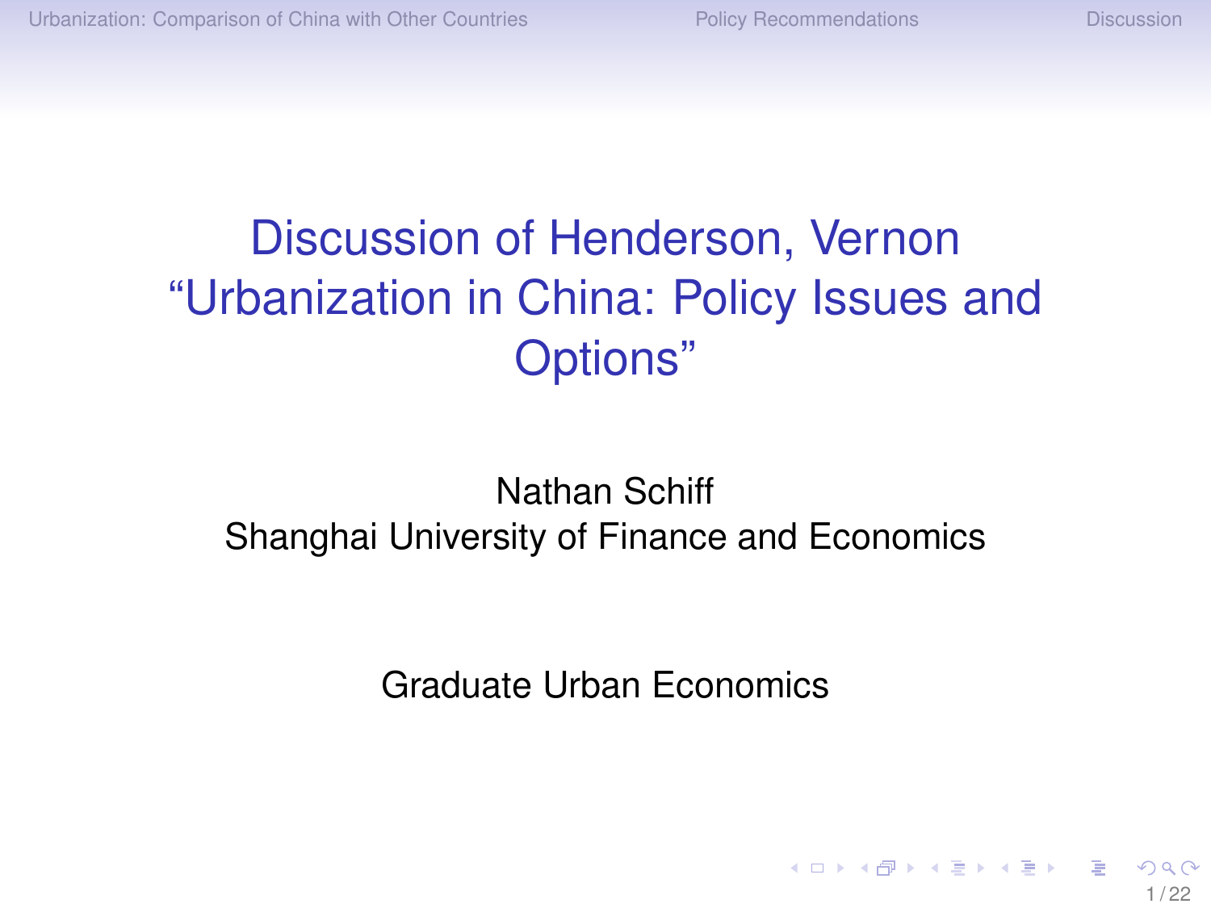# Discussion of Henderson, Vernon "Urbanization in China: Policy Issues and Options"

Nathan Schiff
Shanghai University of Finance and Economics

Graduate Urban Economics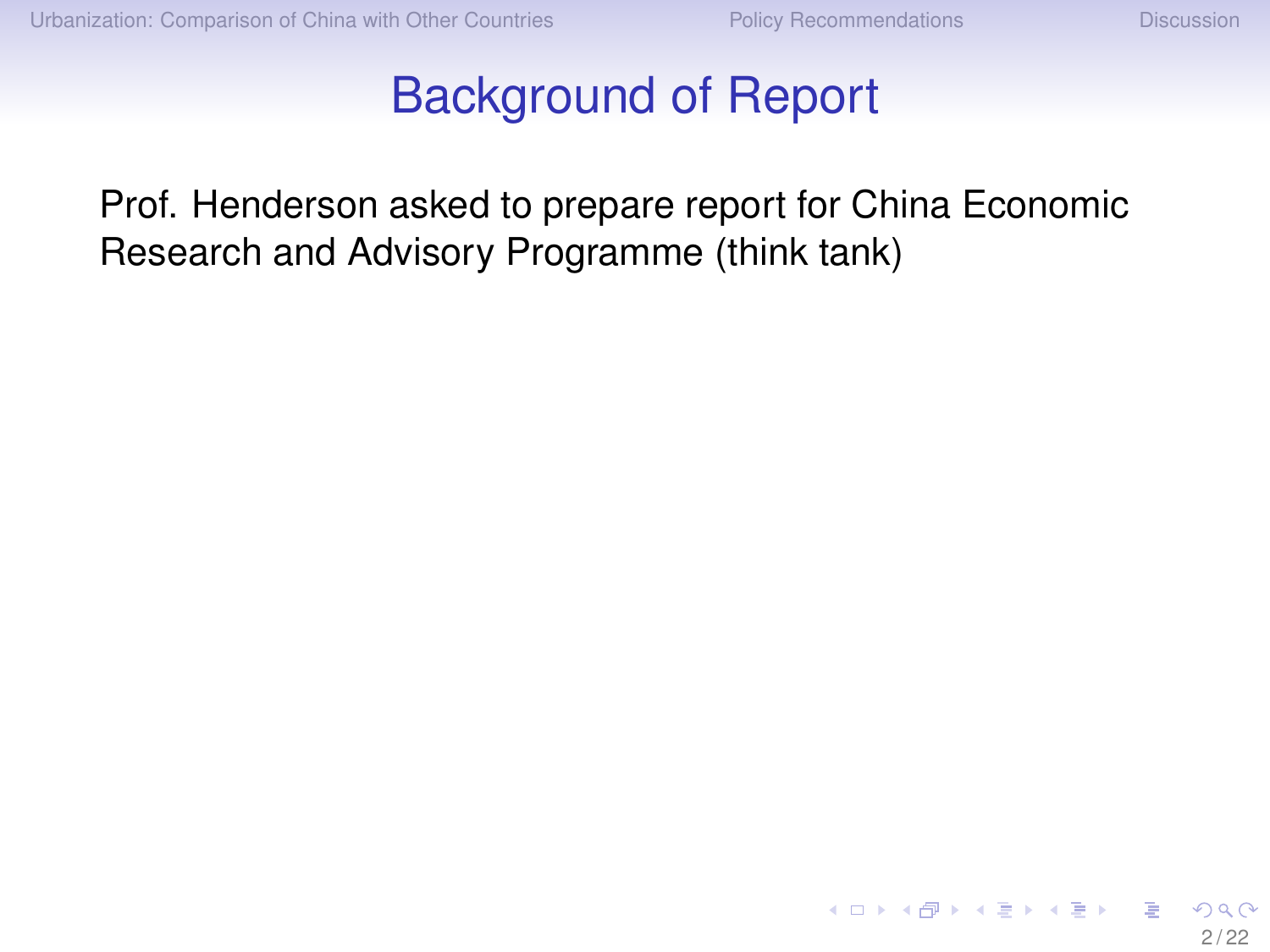# Background of Report

Prof. Henderson asked to prepare report for China Economic Research and Advisory Programme (think tank)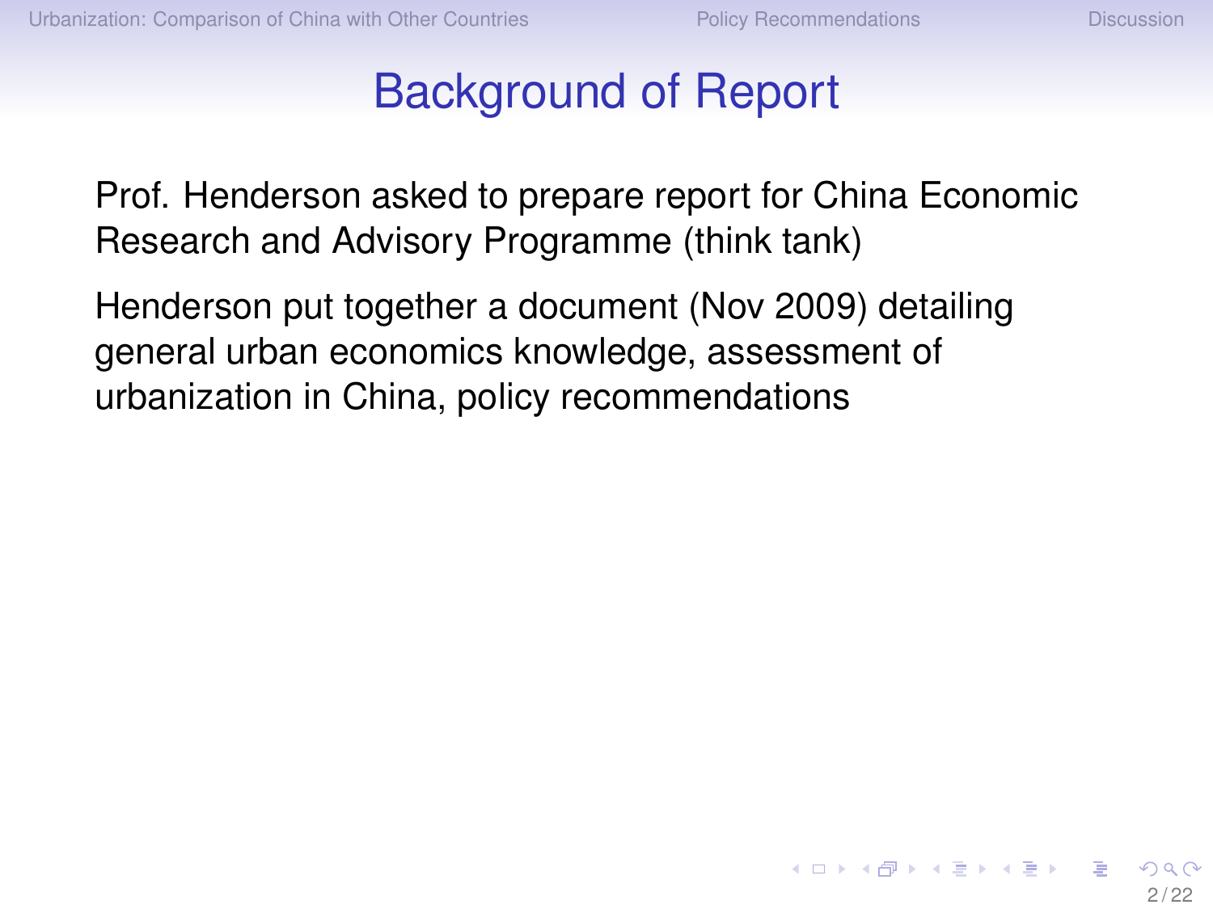# Background of Report

Prof. Henderson asked to prepare report for China Economic Research and Advisory Programme (think tank)

Henderson put together a document (Nov 2009) detailing general urban economics knowledge, assessment of urbanization in China, policy recommendations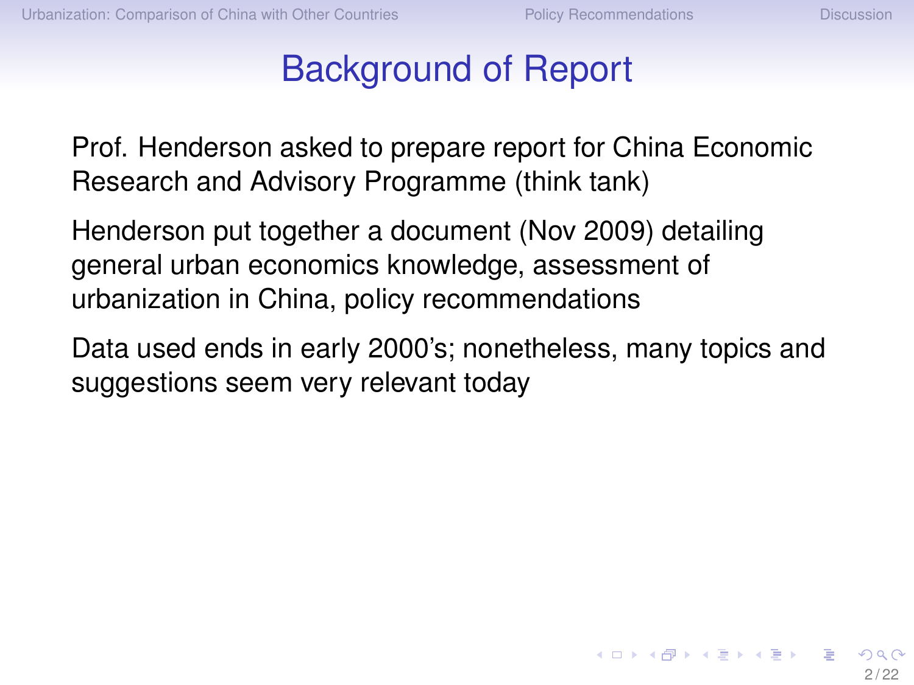# Background of Report

Prof. Henderson asked to prepare report for China Economic Research and Advisory Programme (think tank)

Henderson put together a document (Nov 2009) detailing general urban economics knowledge, assessment of urbanization in China, policy recommendations

Data used ends in early 2000's; nonetheless, many topics and suggestions seem very relevant today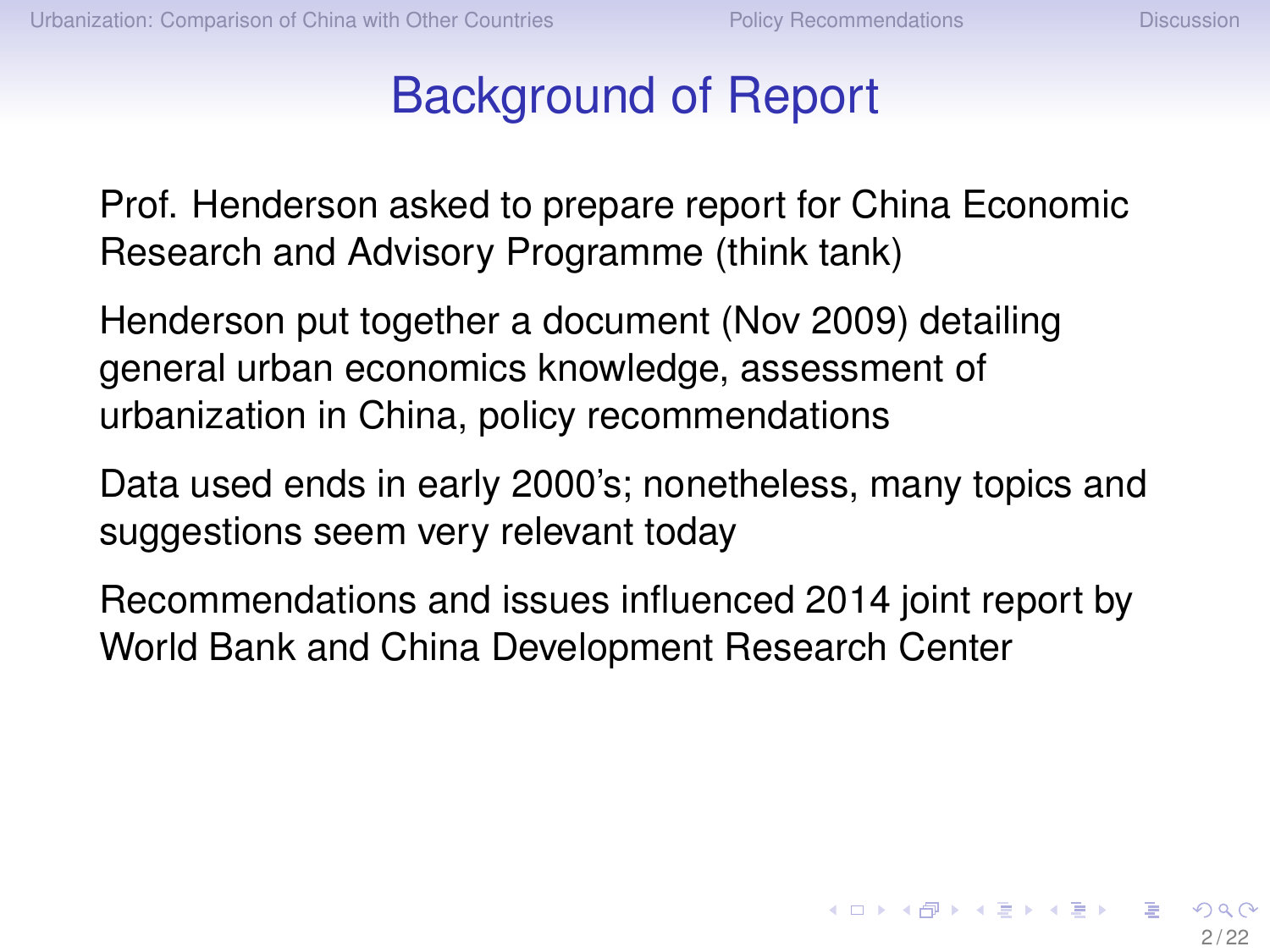# Background of Report

Prof. Henderson asked to prepare report for China Economic Research and Advisory Programme (think tank)

Henderson put together a document (Nov 2009) detailing general urban economics knowledge, assessment of urbanization in China, policy recommendations

Data used ends in early 2000's; nonetheless, many topics and suggestions seem very relevant today

Recommendations and issues influenced 2014 joint report by World Bank and China Development Research Center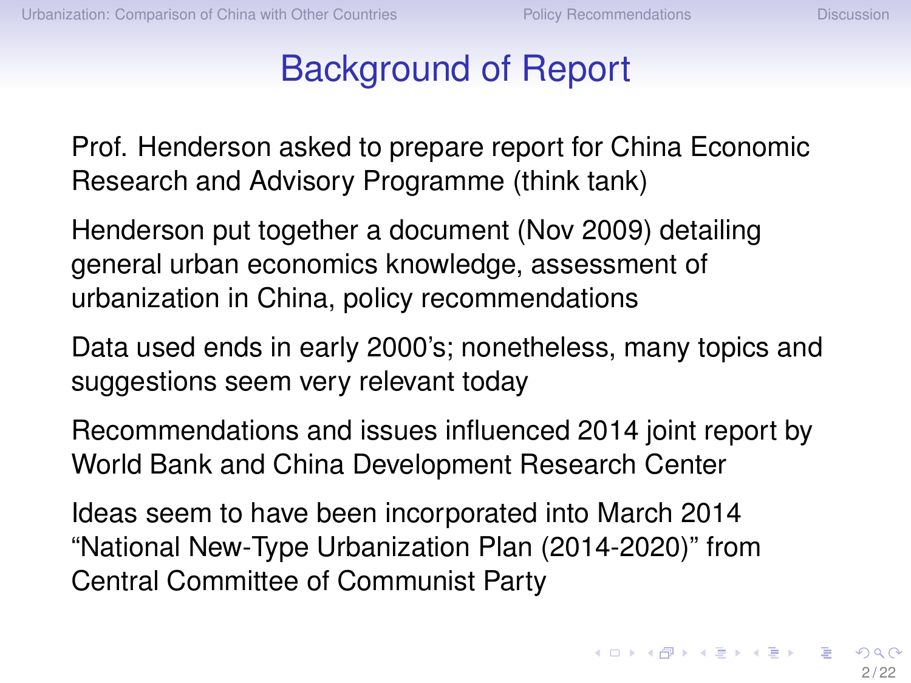# Background of Report

Prof. Henderson asked to prepare report for China Economic Research and Advisory Programme (think tank)

Henderson put together a document (Nov 2009) detailing general urban economics knowledge, assessment of urbanization in China, policy recommendations

Data used ends in early 2000's; nonetheless, many topics and suggestions seem very relevant today

Recommendations and issues influenced 2014 joint report by World Bank and China Development Research Center

Ideas seem to have been incorporated into March 2014 "National New-Type Urbanization Plan (2014-2020)" from Central Committee of Communist Party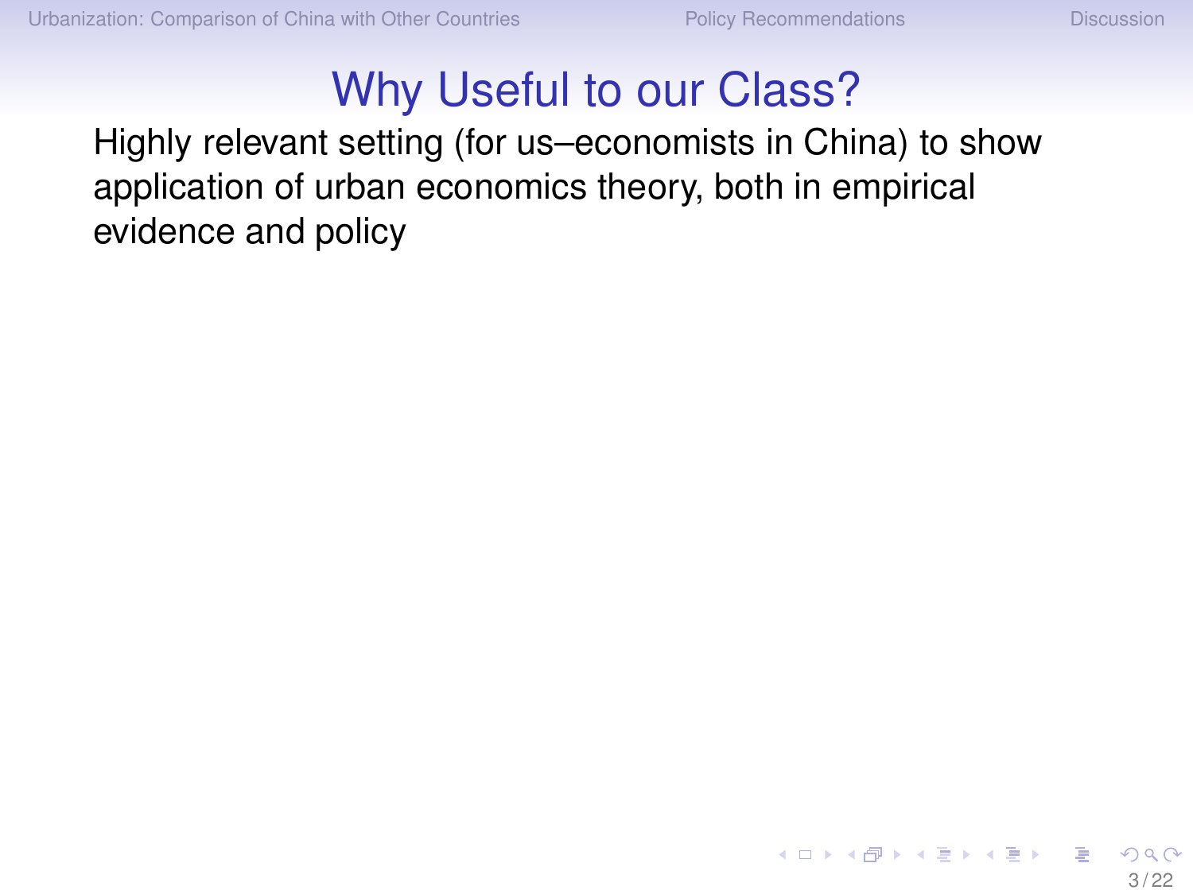# Why Useful to our Class?

Highly relevant setting (for us–economists in China) to show application of urban economics theory, both in empirical evidence and policy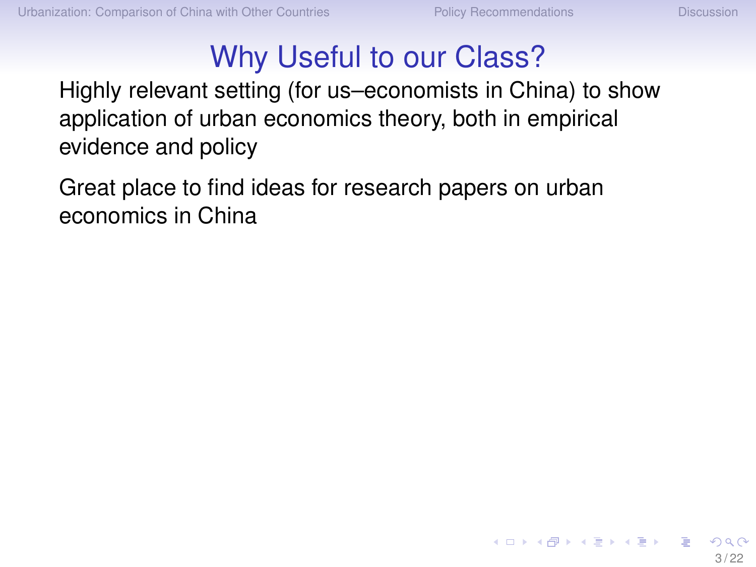# Why Useful to our Class?

Highly relevant setting (for us–economists in China) to show application of urban economics theory, both in empirical evidence and policy

Great place to find ideas for research papers on urban economics in China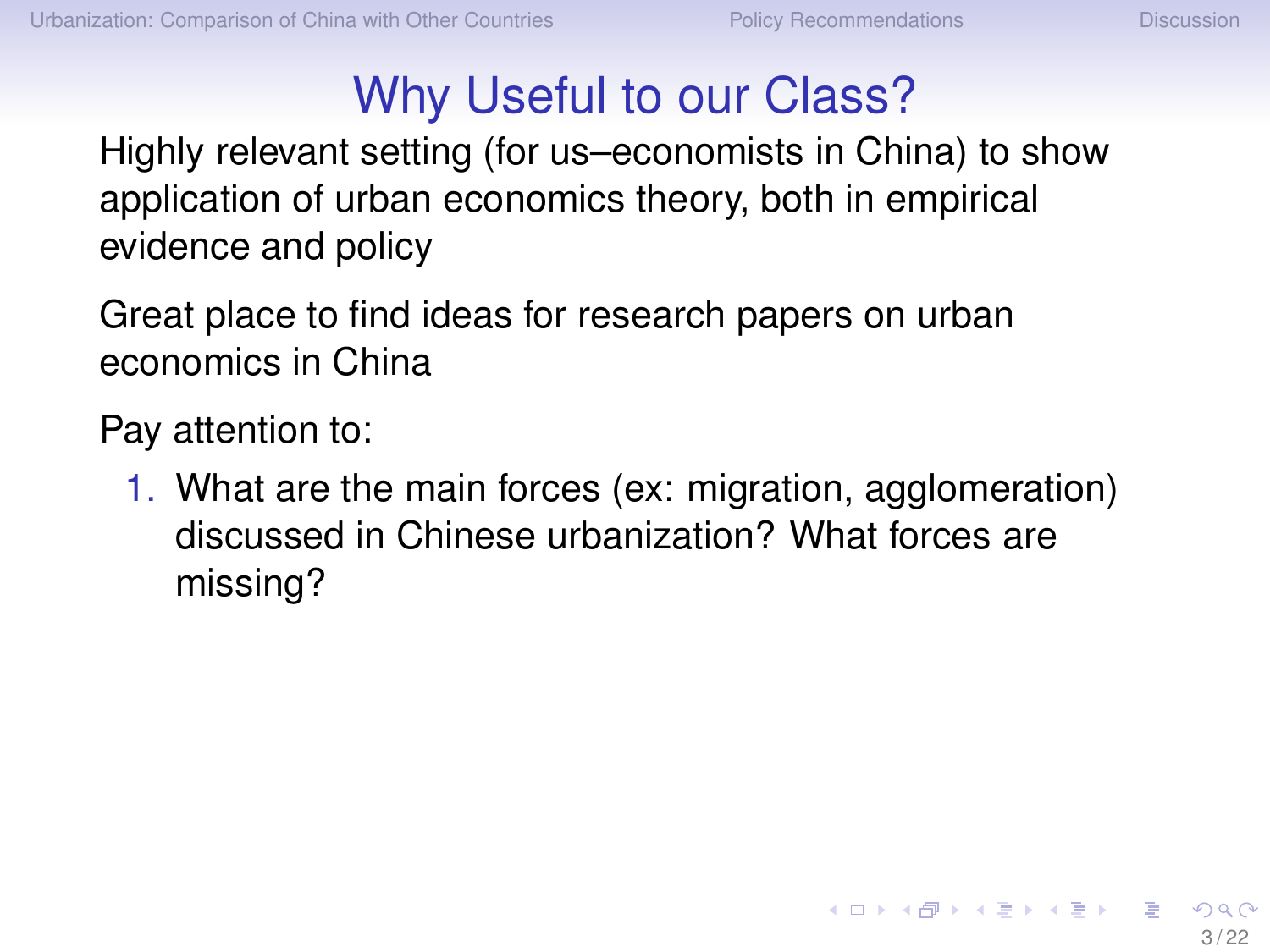# Why Useful to our Class?

Highly relevant setting (for us–economists in China) to show application of urban economics theory, both in empirical evidence and policy

Great place to find ideas for research papers on urban economics in China

Pay attention to:

1. What are the main forces (ex: migration, agglomeration) discussed in Chinese urbanization? What forces are missing?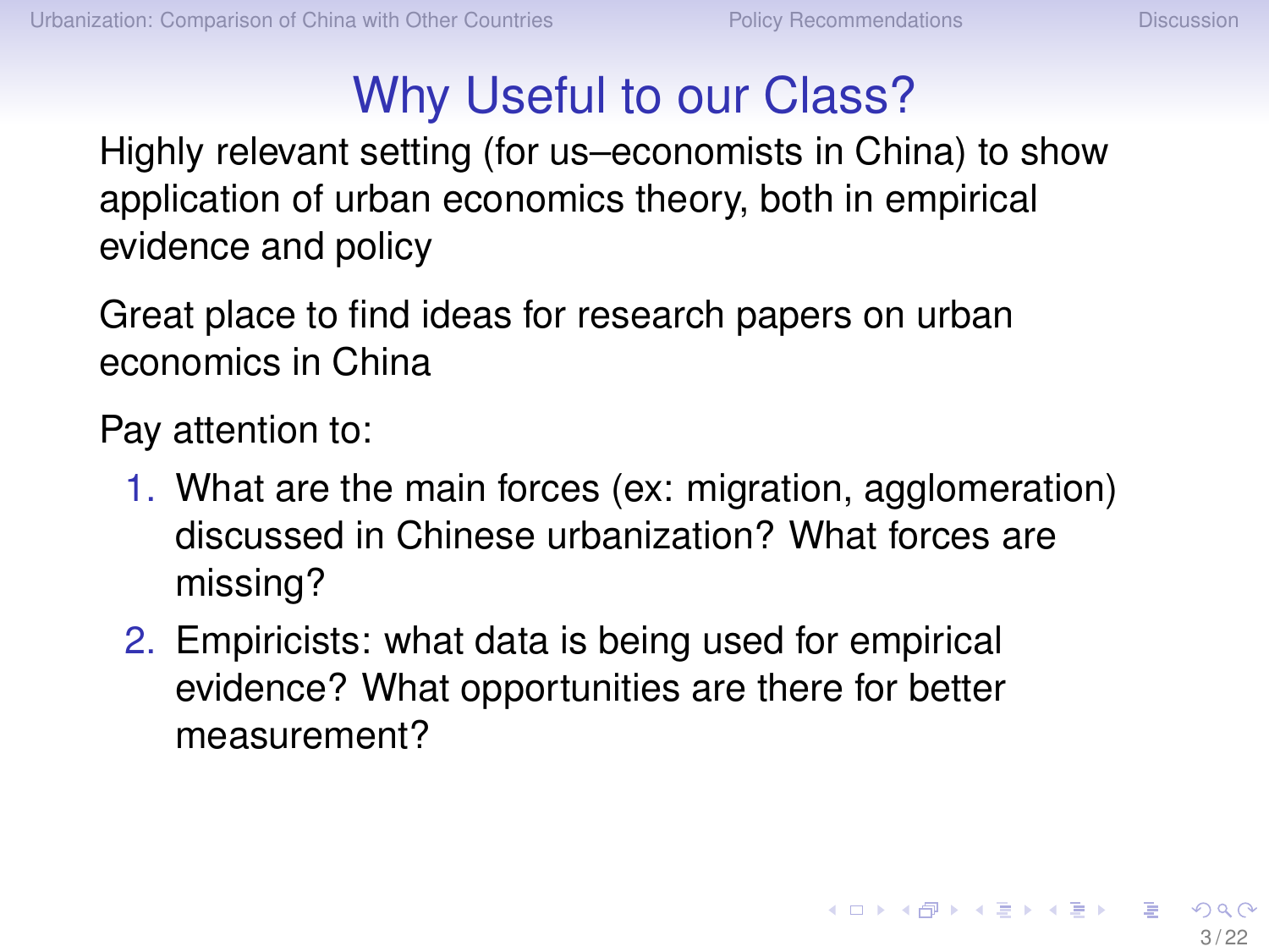# Why Useful to our Class?

Highly relevant setting (for us–economists in China) to show application of urban economics theory, both in empirical evidence and policy

Great place to find ideas for research papers on urban economics in China

Pay attention to:

1. What are the main forces (ex: migration, agglomeration) discussed in Chinese urbanization? What forces are missing?
2. Empiricists: what data is being used for empirical evidence? What opportunities are there for better measurement?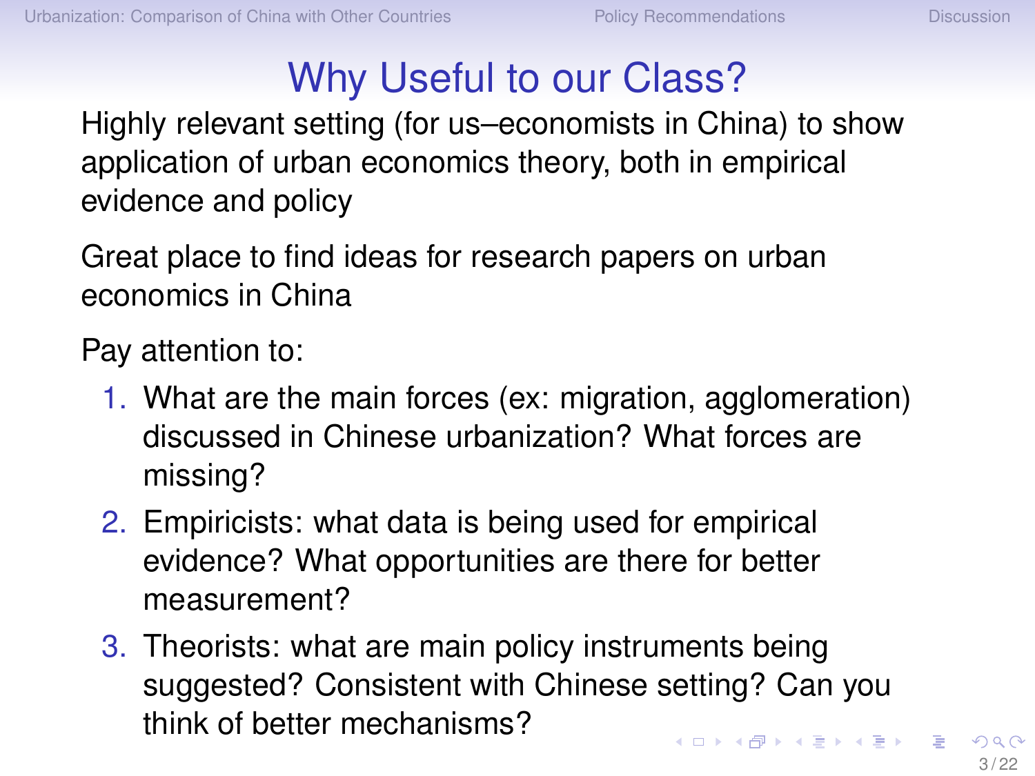# Why Useful to our Class?

Highly relevant setting (for us–economists in China) to show application of urban economics theory, both in empirical evidence and policy

Great place to find ideas for research papers on urban economics in China

Pay attention to:

1. What are the main forces (ex: migration, agglomeration) discussed in Chinese urbanization? What forces are missing?
2. Empiricists: what data is being used for empirical evidence? What opportunities are there for better measurement?
3. Theorists: what are main policy instruments being suggested? Consistent with Chinese setting? Can you think of better mechanisms?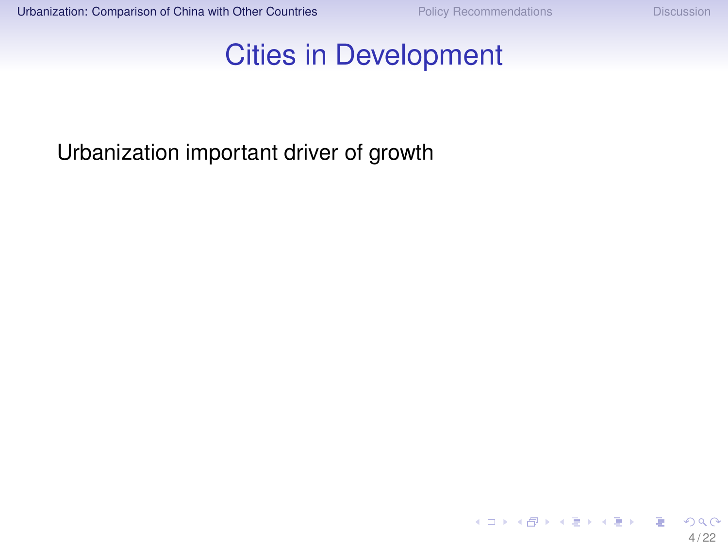# Cities in Development

Urbanization important driver of growth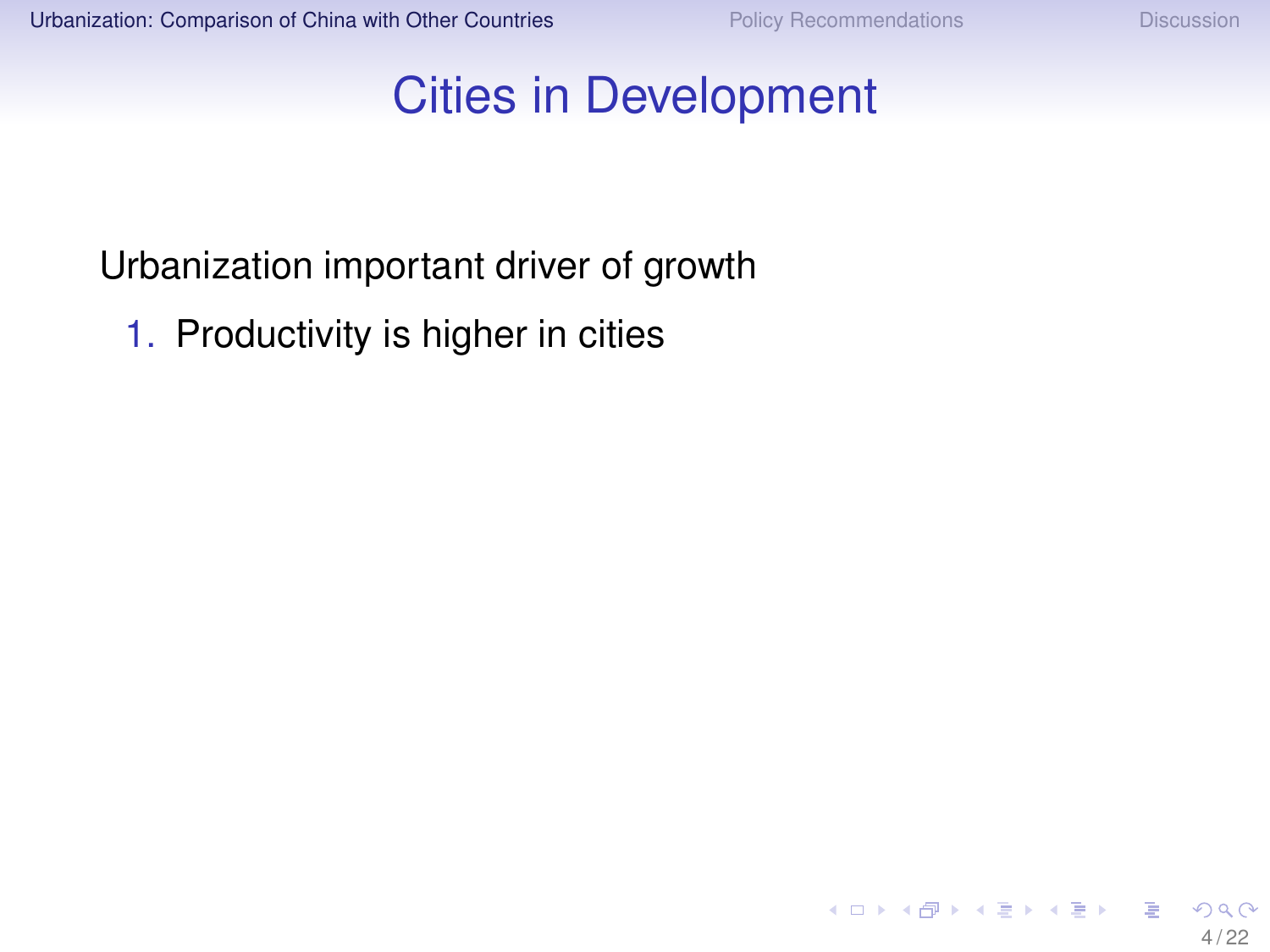# Cities in Development

Urbanization important driver of growth

1. Productivity is higher in cities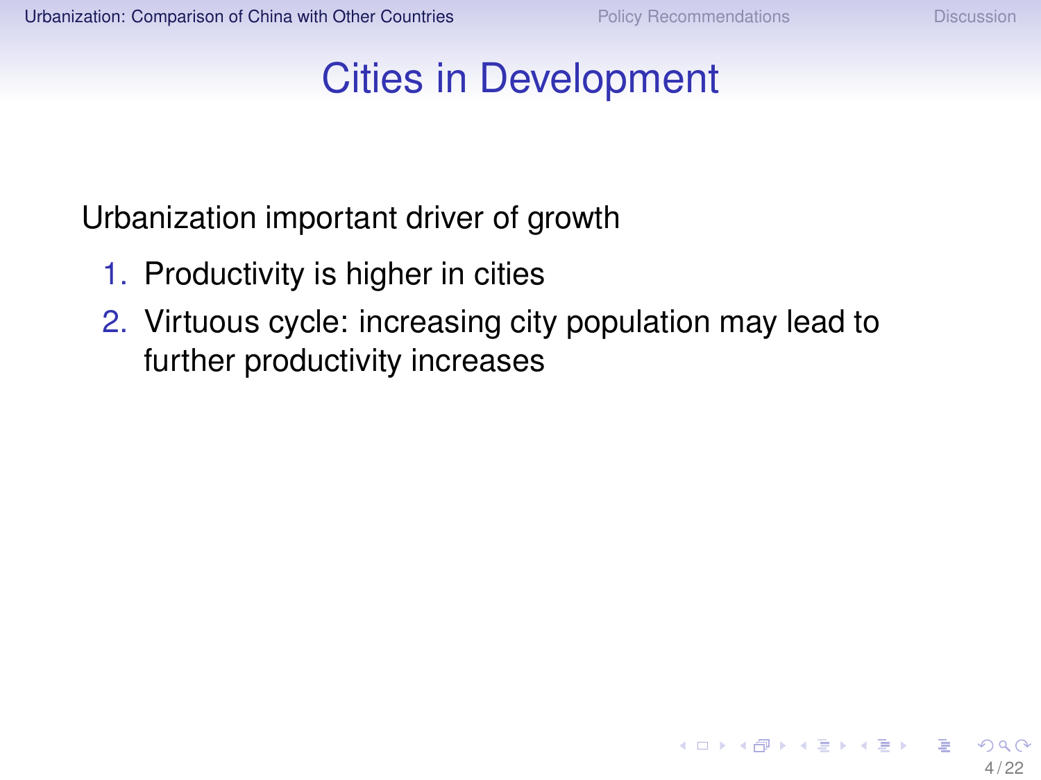# Cities in Development

Urbanization important driver of growth

1. Productivity is higher in cities
2. Virtuous cycle: increasing city population may lead to further productivity increases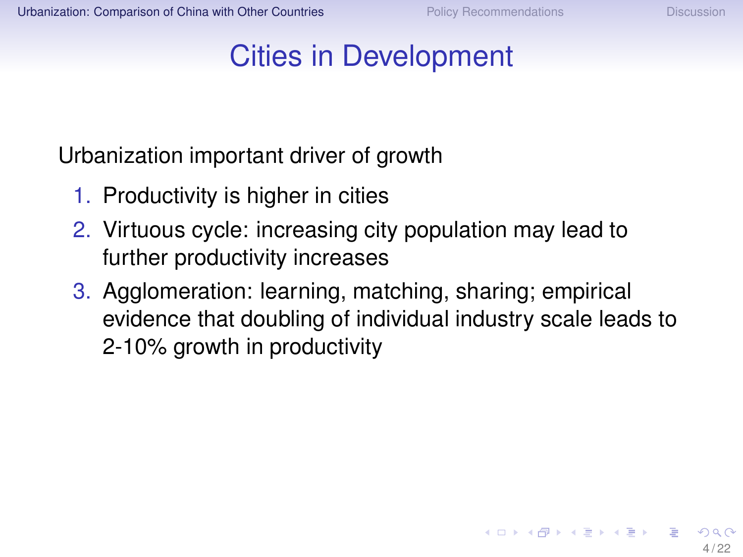# Cities in Development

Urbanization important driver of growth

1. Productivity is higher in cities
2. Virtuous cycle: increasing city population may lead to further productivity increases
3. Agglomeration: learning, matching, sharing; empirical evidence that doubling of individual industry scale leads to 2-10% growth in productivity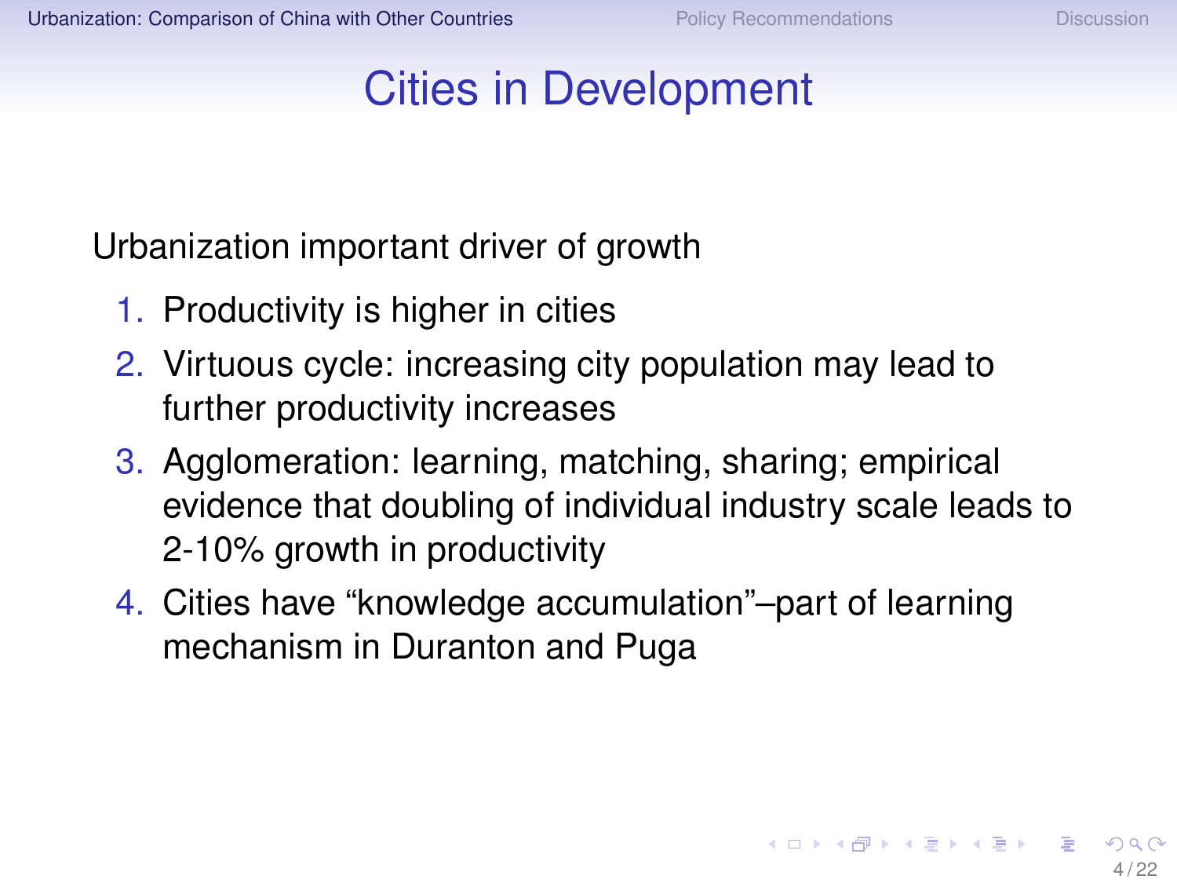# Cities in Development

Urbanization important driver of growth

1. Productivity is higher in cities
2. Virtuous cycle: increasing city population may lead to further productivity increases
3. Agglomeration: learning, matching, sharing; empirical evidence that doubling of individual industry scale leads to 2-10% growth in productivity
4. Cities have “knowledge accumulation”–part of learning mechanism in Duranton and Puga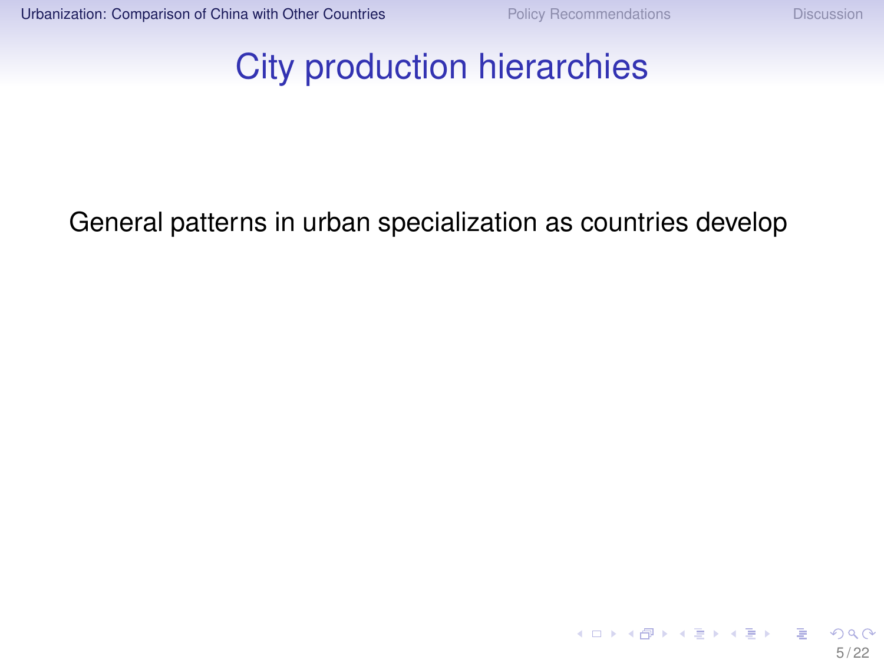# City production hierarchies

General patterns in urban specialization as countries develop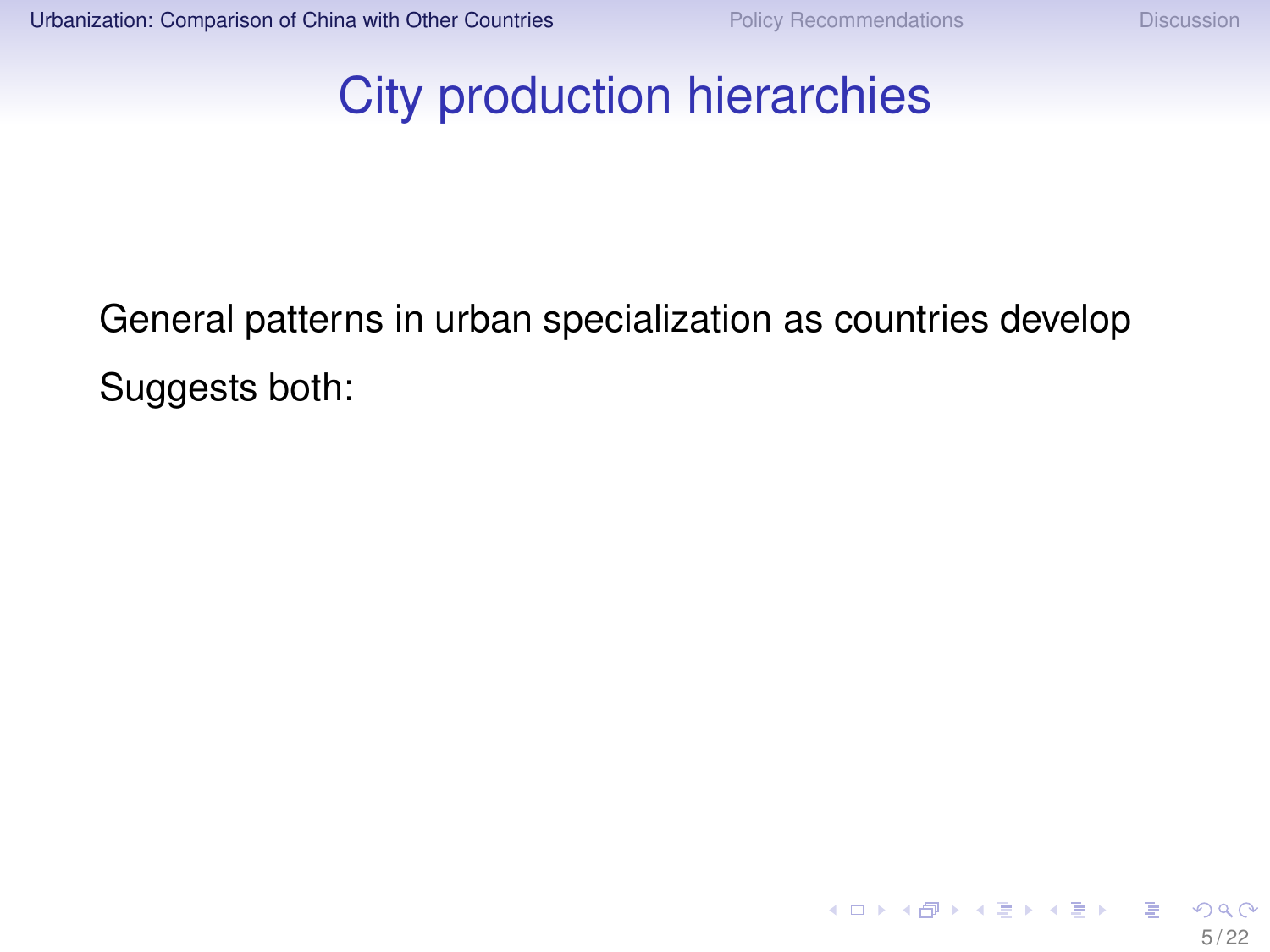# City production hierarchies

General patterns in urban specialization as countries develop

Suggests both: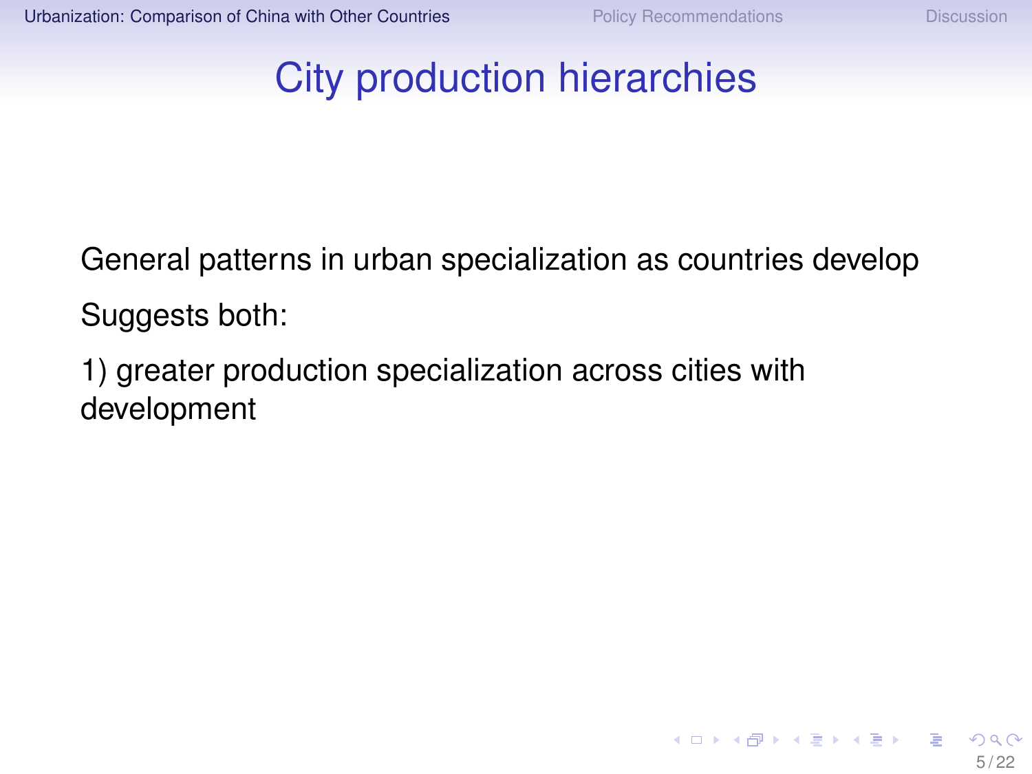# City production hierarchies

General patterns in urban specialization as countries develop

Suggests both:

1) greater production specialization across cities with development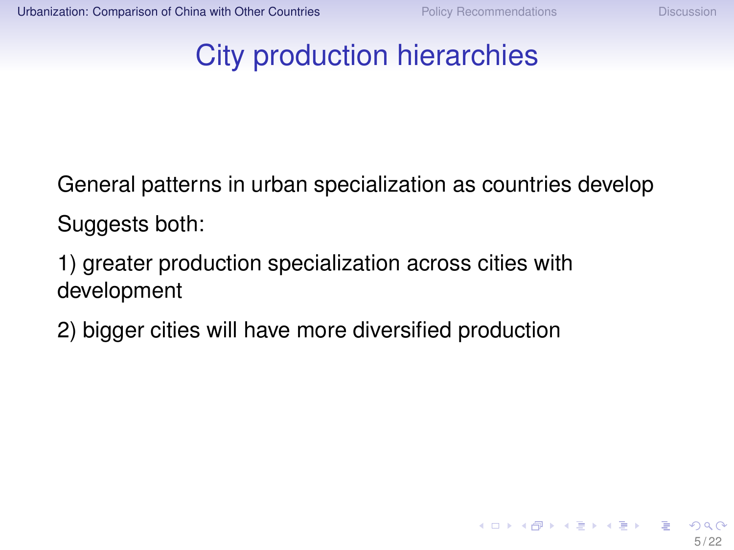# City production hierarchies

General patterns in urban specialization as countries develop

Suggests both:

1) greater production specialization across cities with development

2) bigger cities will have more diversified production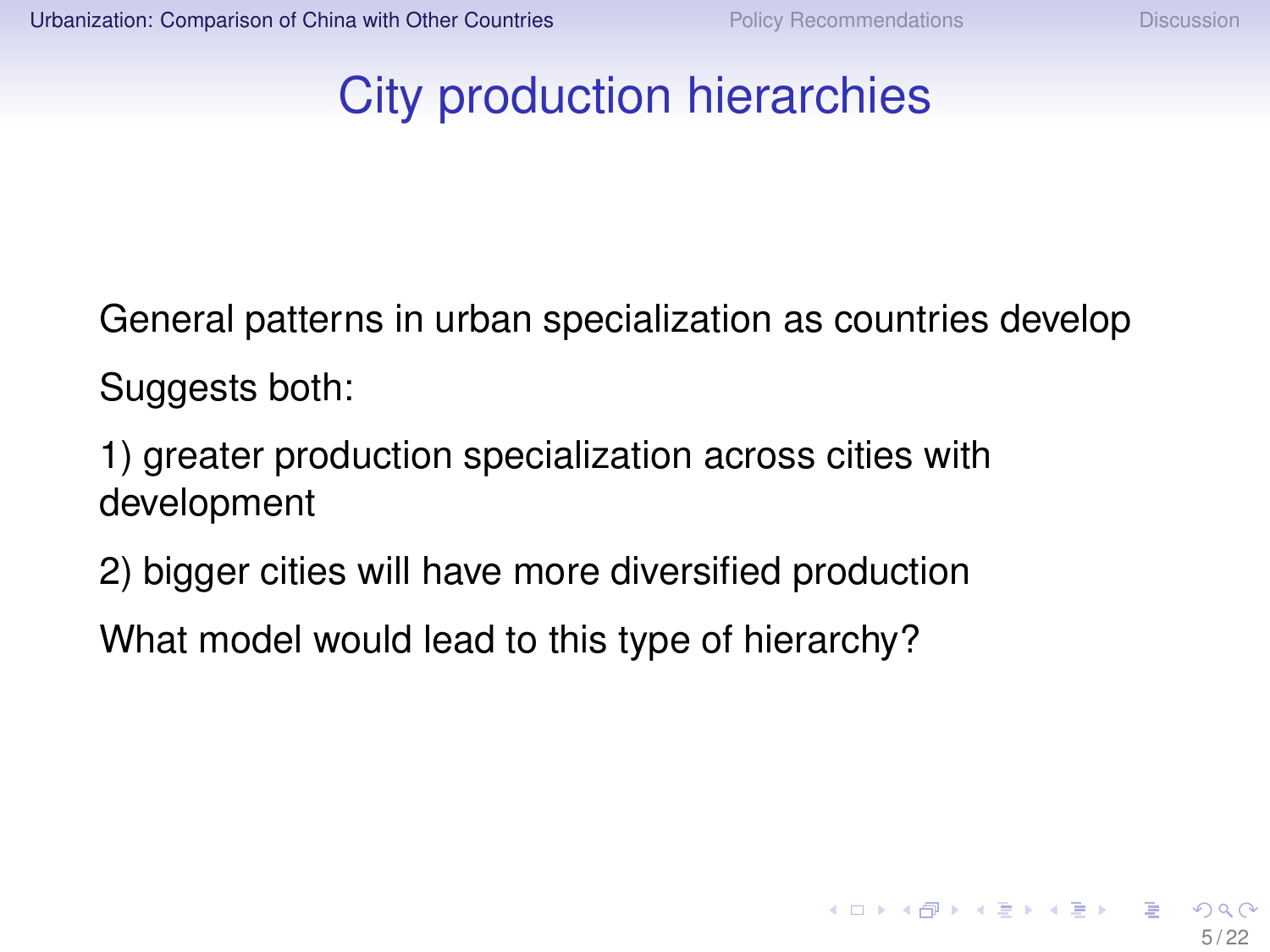# City production hierarchies

General patterns in urban specialization as countries develop

Suggests both:

1) greater production specialization across cities with development

2) bigger cities will have more diversified production

What model would lead to this type of hierarchy?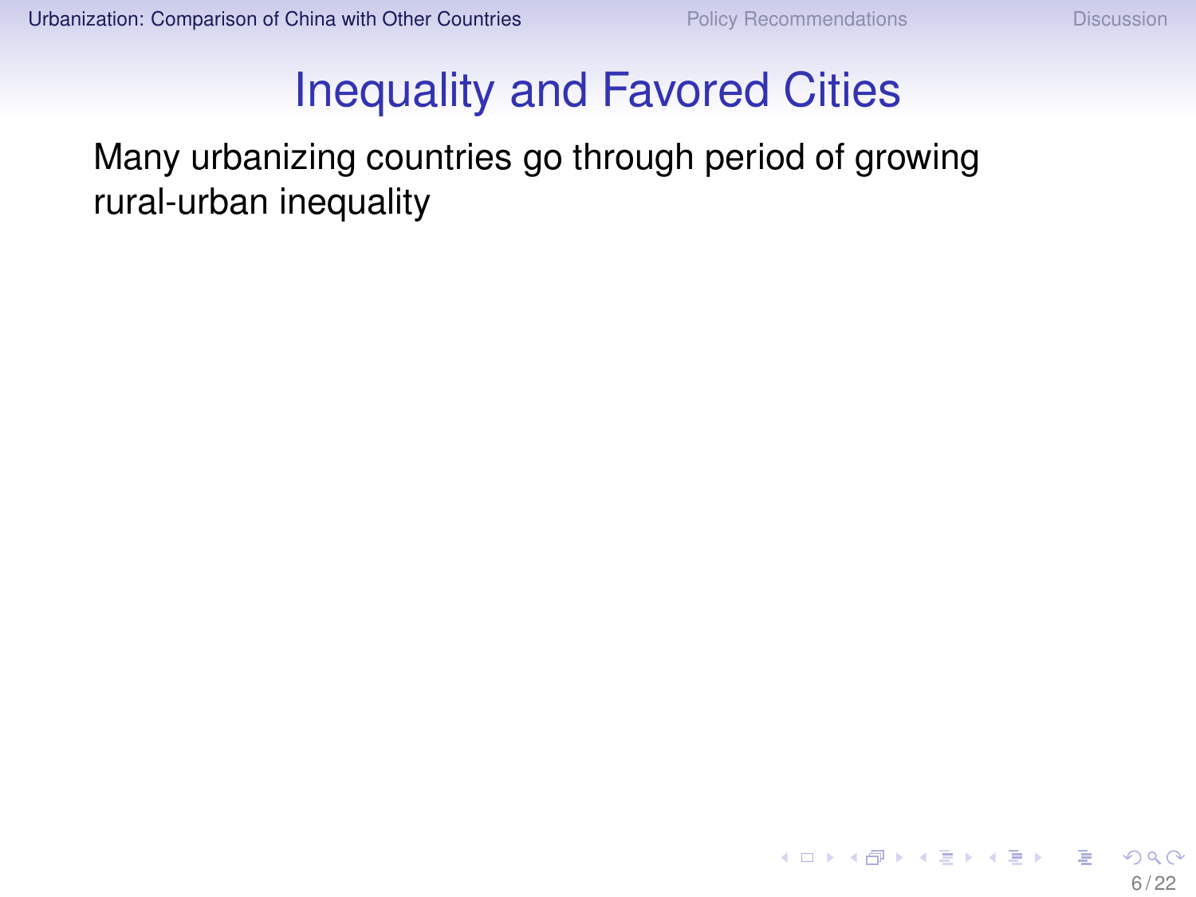# Inequality and Favored Cities

Many urbanizing countries go through period of growing rural-urban inequality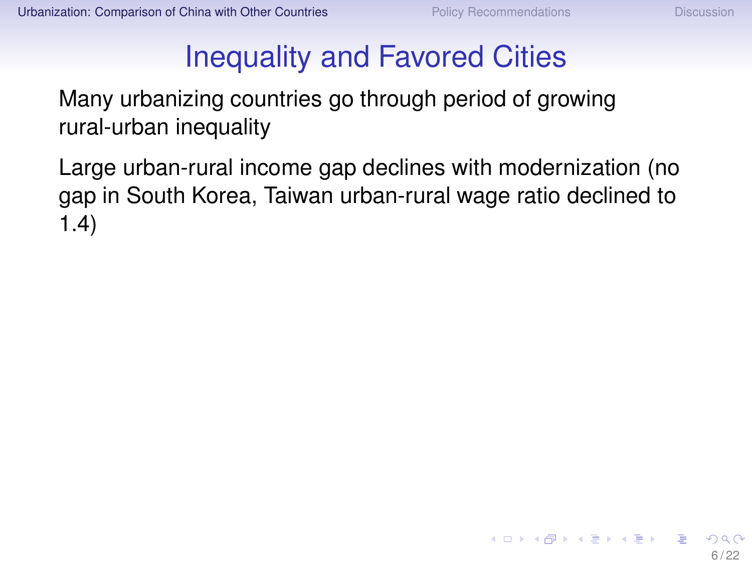# Inequality and Favored Cities

Many urbanizing countries go through period of growing rural-urban inequality

Large urban-rural income gap declines with modernization (no gap in South Korea, Taiwan urban-rural wage ratio declined to 1.4)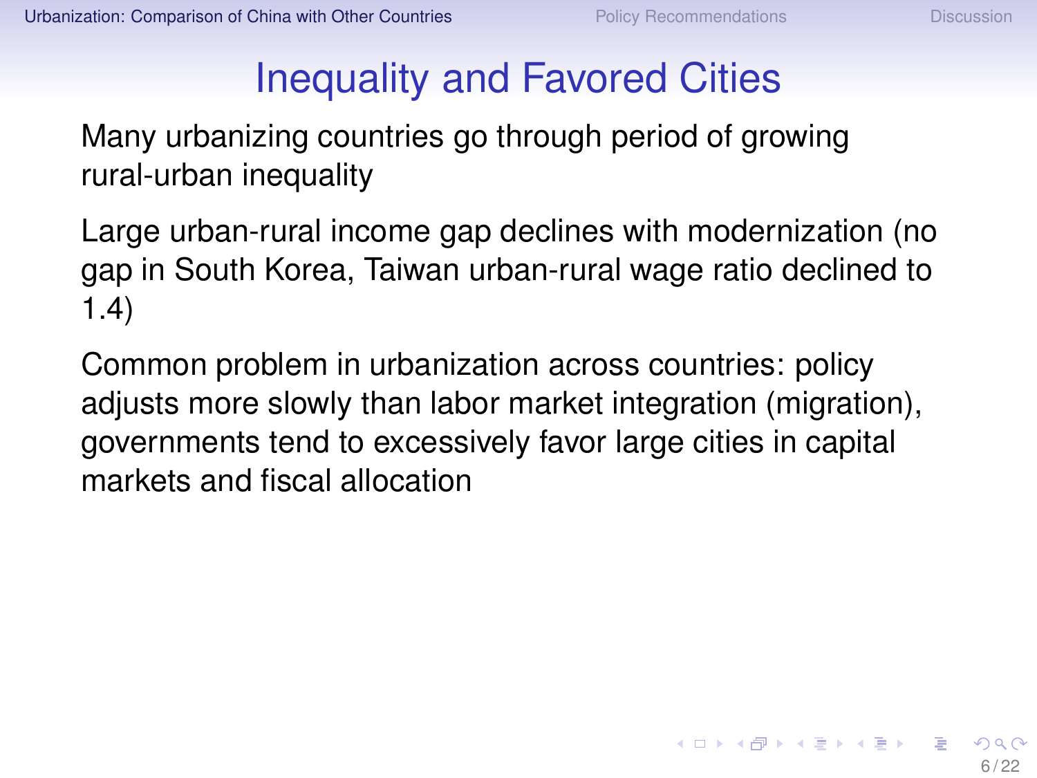# Inequality and Favored Cities

Many urbanizing countries go through period of growing rural-urban inequality

Large urban-rural income gap declines with modernization (no gap in South Korea, Taiwan urban-rural wage ratio declined to 1.4)

Common problem in urbanization across countries: policy adjusts more slowly than labor market integration (migration), governments tend to excessively favor large cities in capital markets and fiscal allocation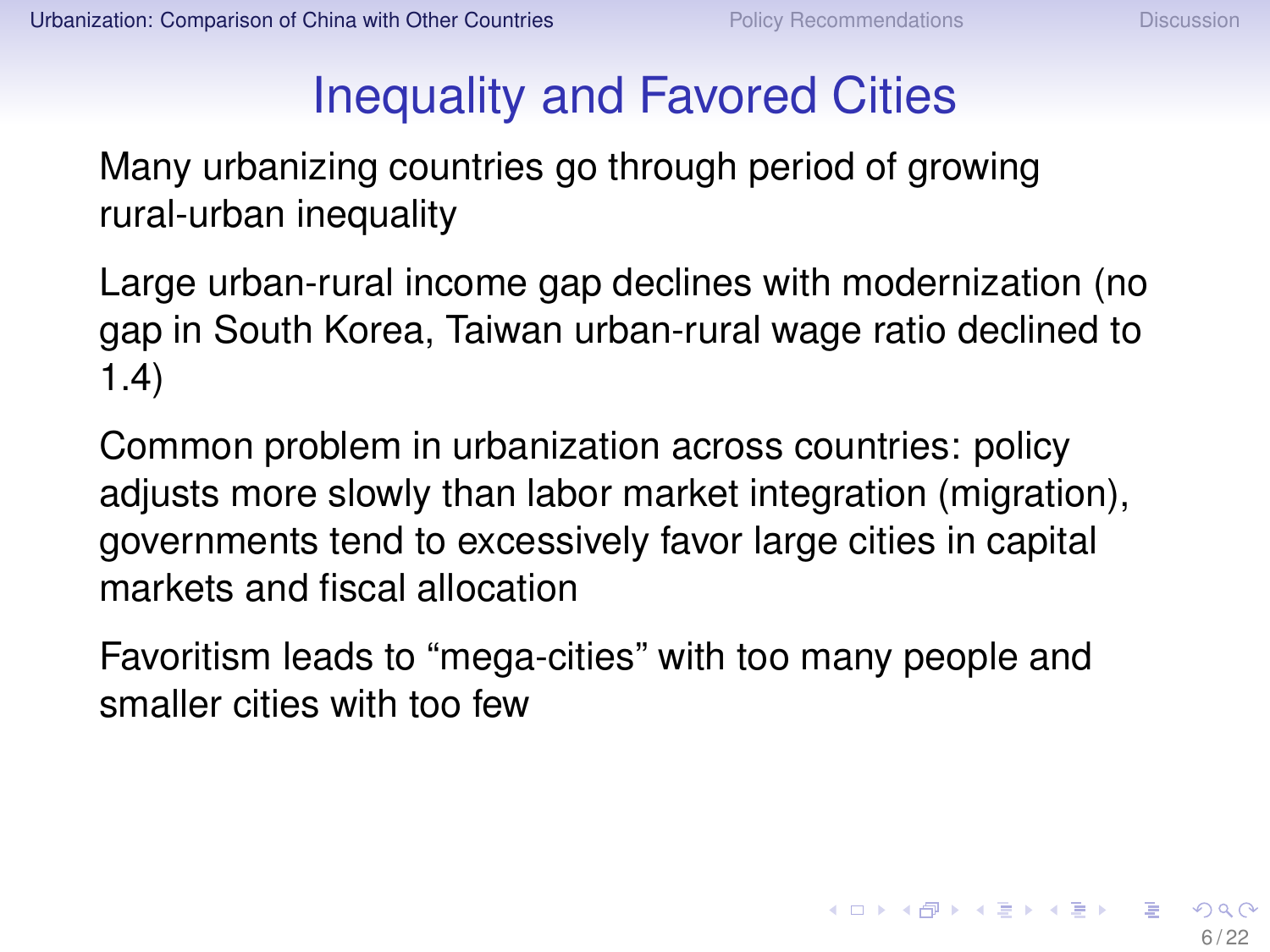# Inequality and Favored Cities

Many urbanizing countries go through period of growing rural-urban inequality

Large urban-rural income gap declines with modernization (no gap in South Korea, Taiwan urban-rural wage ratio declined to 1.4)

Common problem in urbanization across countries: policy adjusts more slowly than labor market integration (migration), governments tend to excessively favor large cities in capital markets and fiscal allocation

Favoritism leads to “mega-cities” with too many people and smaller cities with too few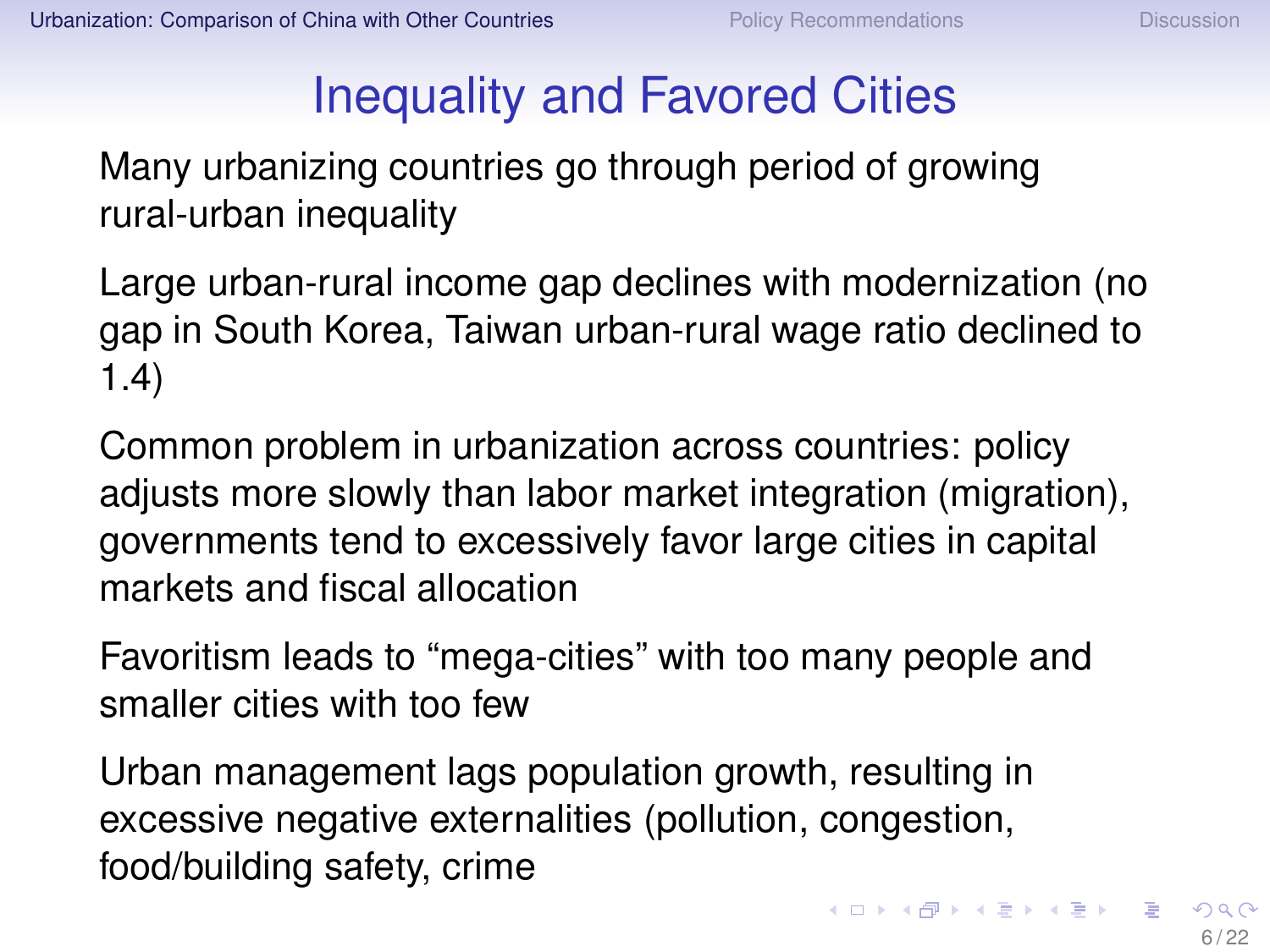# Inequality and Favored Cities

Many urbanizing countries go through period of growing rural-urban inequality

Large urban-rural income gap declines with modernization (no gap in South Korea, Taiwan urban-rural wage ratio declined to 1.4)

Common problem in urbanization across countries: policy adjusts more slowly than labor market integration (migration), governments tend to excessively favor large cities in capital markets and fiscal allocation

Favoritism leads to "mega-cities" with too many people and smaller cities with too few

Urban management lags population growth, resulting in excessive negative externalities (pollution, congestion, food/building safety, crime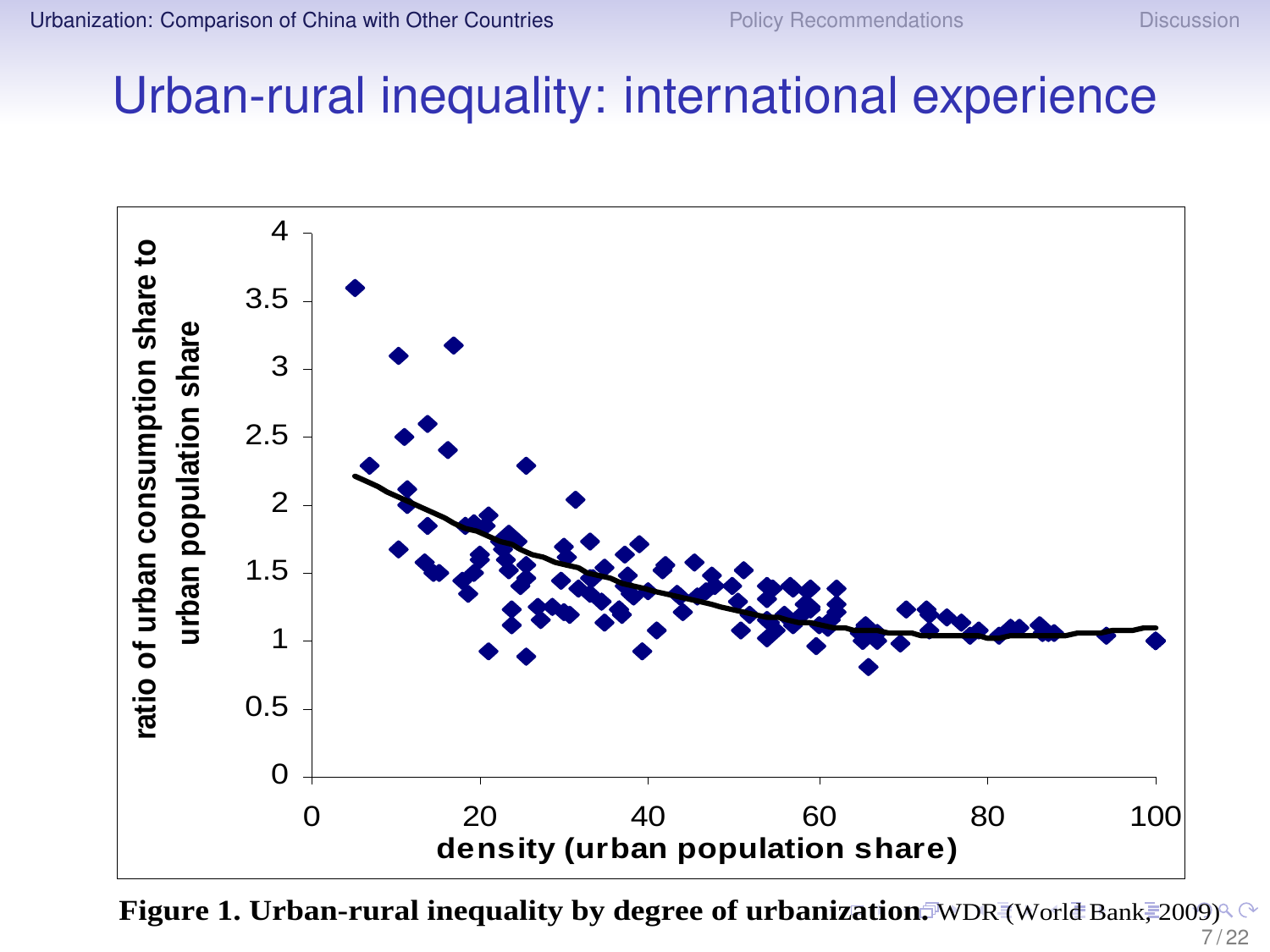# Urban-rural inequality: international experience

**Figure 1. Urban-rural inequality by degree of urbanization.** WDR (World Bank, 2009)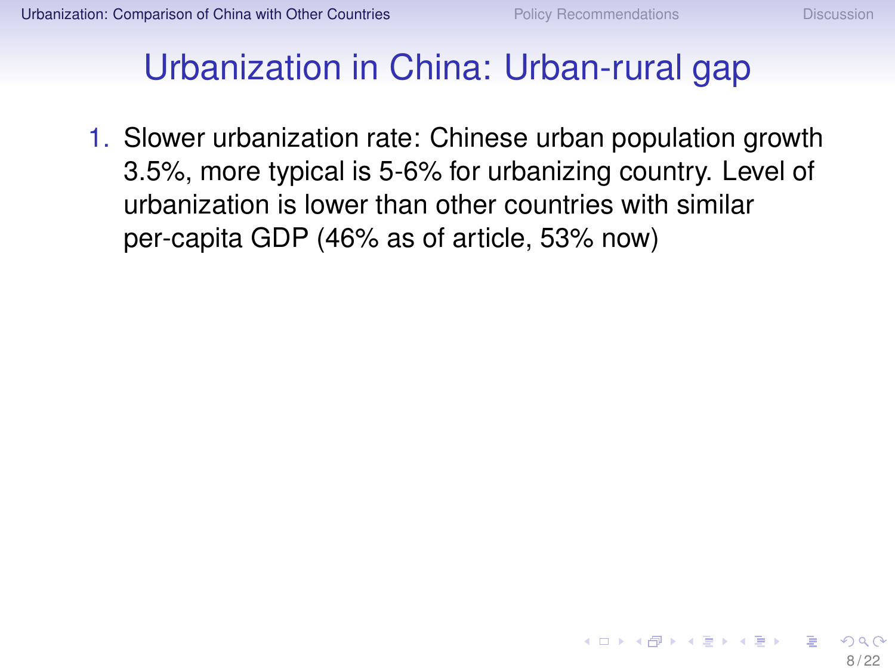# Urbanization in China: Urban-rural gap

1. Slower urbanization rate: Chinese urban population growth 3.5%, more typical is 5-6% for urbanizing country. Level of urbanization is lower than other countries with similar per-capita GDP (46% as of article, 53% now)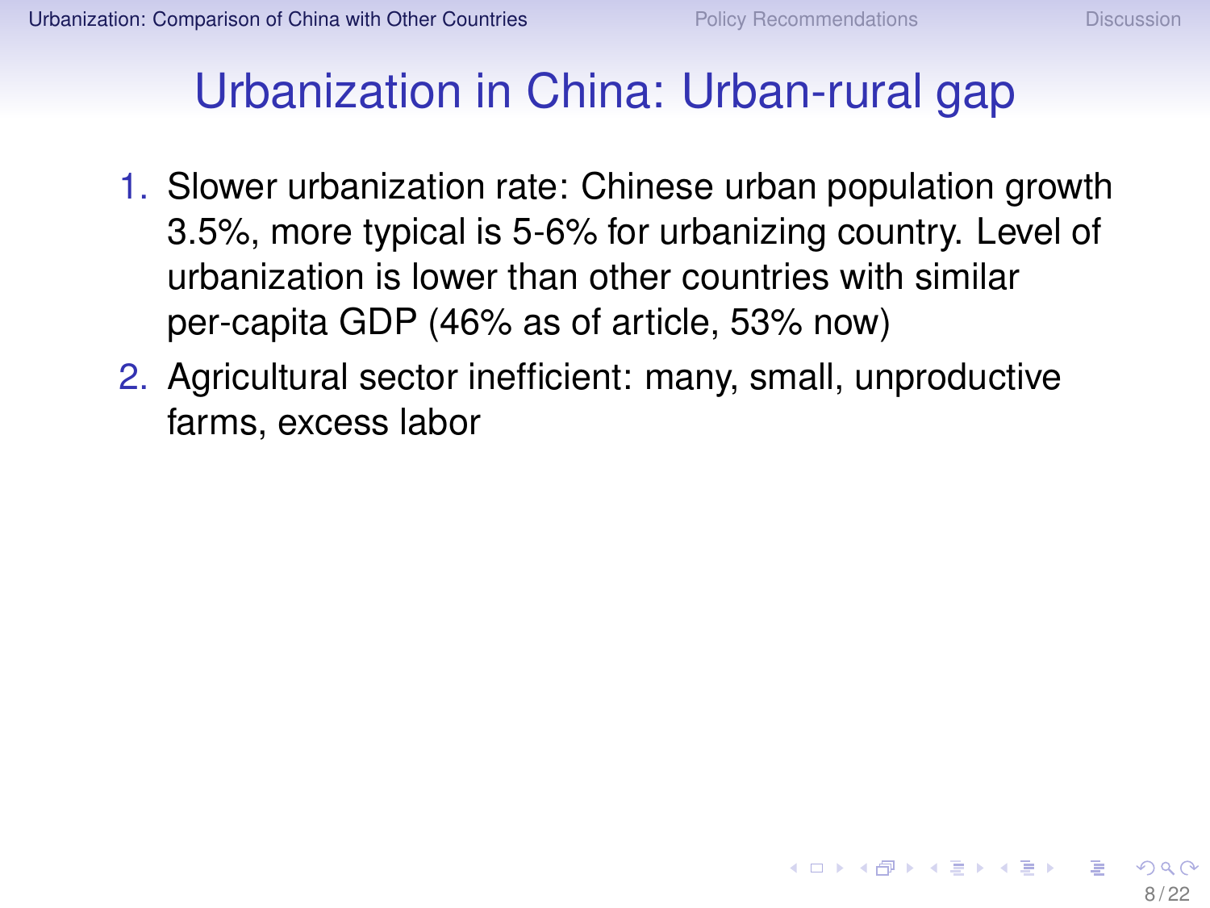# Urbanization in China: Urban-rural gap

1. Slower urbanization rate: Chinese urban population growth 3.5%, more typical is 5-6% for urbanizing country. Level of urbanization is lower than other countries with similar per-capita GDP (46% as of article, 53% now)
2. Agricultural sector inefficient: many, small, unproductive farms, excess labor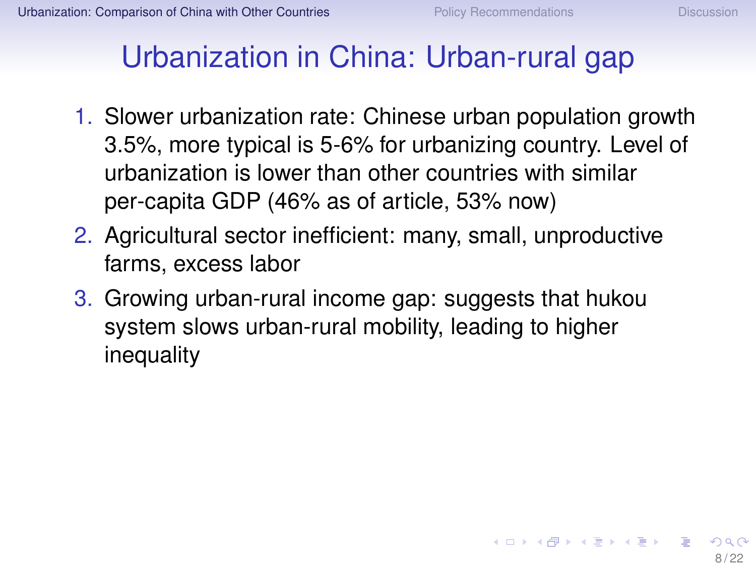# Urbanization in China: Urban-rural gap

1. Slower urbanization rate: Chinese urban population growth 3.5%, more typical is 5-6% for urbanizing country. Level of urbanization is lower than other countries with similar per-capita GDP (46% as of article, 53% now)
2. Agricultural sector inefficient: many, small, unproductive farms, excess labor
3. Growing urban-rural income gap: suggests that hukou system slows urban-rural mobility, leading to higher inequality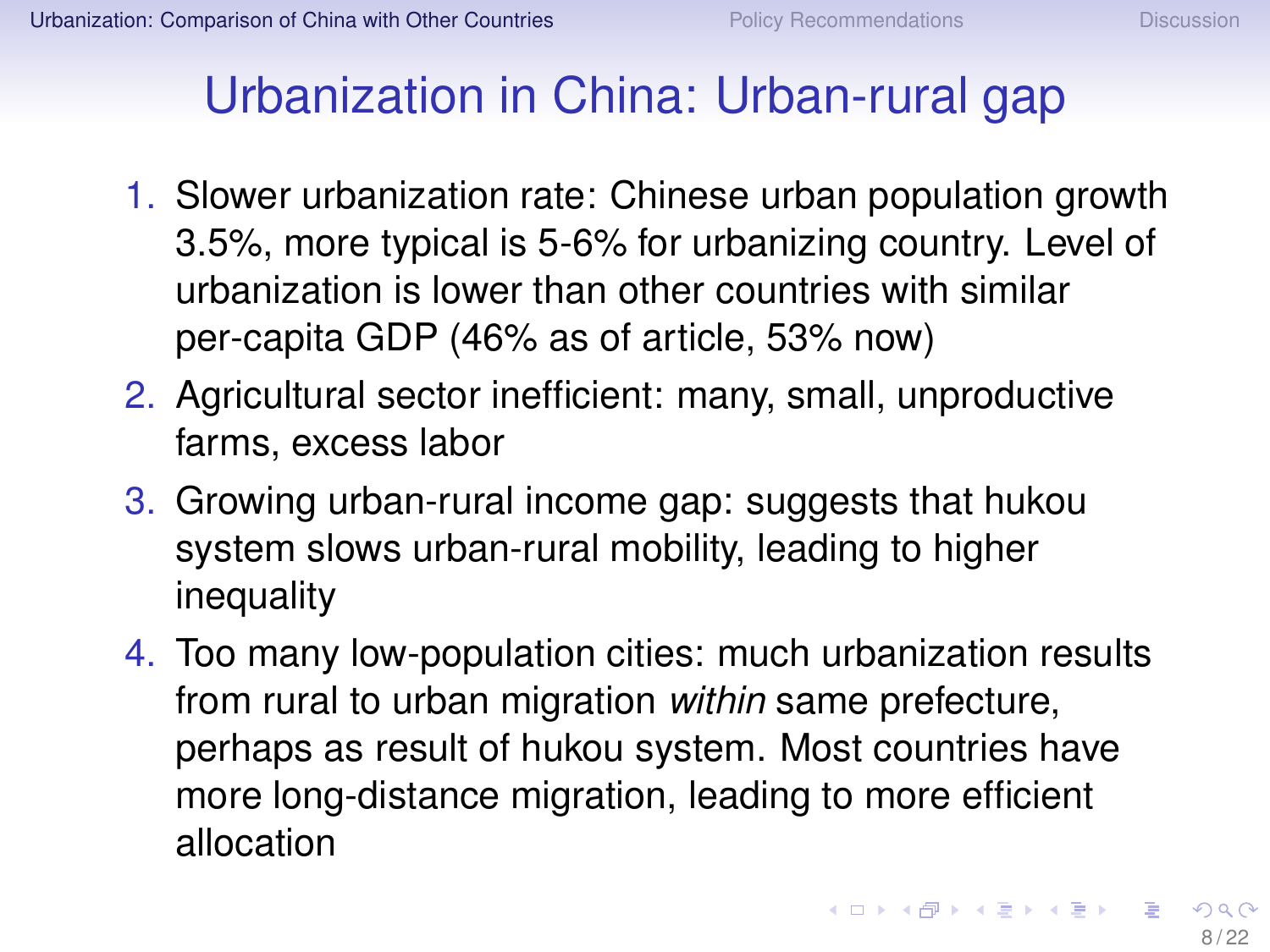# Urbanization in China: Urban-rural gap

1. Slower urbanization rate: Chinese urban population growth 3.5%, more typical is 5-6% for urbanizing country. Level of urbanization is lower than other countries with similar per-capita GDP (46% as of article, 53% now)
2. Agricultural sector inefficient: many, small, unproductive farms, excess labor
3. Growing urban-rural income gap: suggests that hukou system slows urban-rural mobility, leading to higher inequality
4. Too many low-population cities: much urbanization results from rural to urban migration *within* same prefecture, perhaps as result of hukou system. Most countries have more long-distance migration, leading to more efficient allocation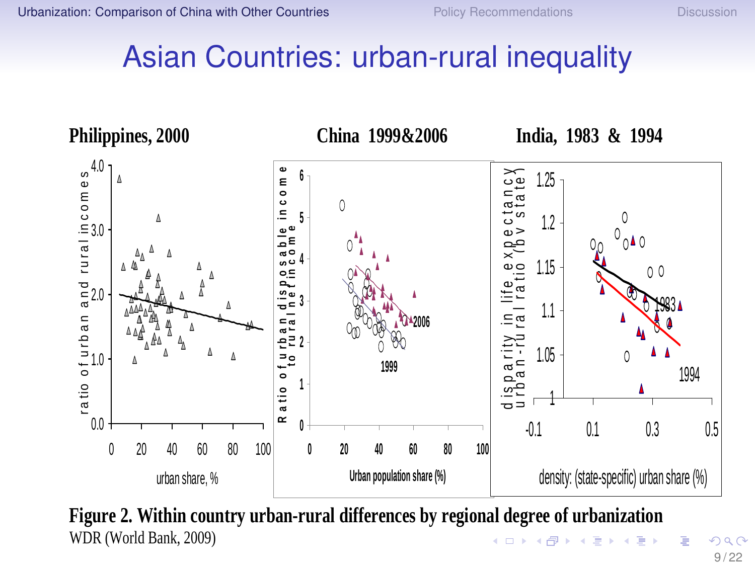# Asian Countries: urban-rural inequality

**Philippines, 2000** | **China 1999&2006** | **India, 1983 & 1994**

**Figure 2. Within country urban-rural differences by regional degree of urbanization**

WDR (World Bank, 2009)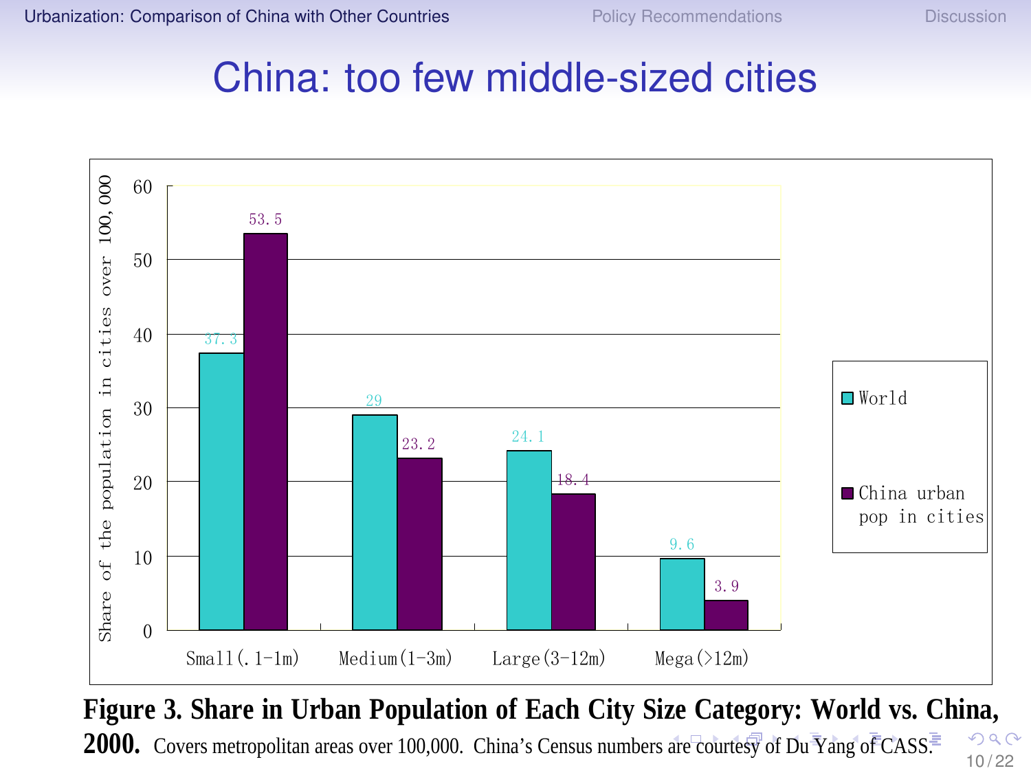# China: too few middle-sized cities

| City size | World | China urban pop in cities |
|---|---|---|
| Small(.1-1m) | 37.3 | 53.5 |
| Medium(1-3m) | 29 | 23.2 |
| Large(3-12m) | 24.1 | 18.4 |
| Mega(>12m) | 9.6 | 3.9 |

Share of the population in cities over 100,000

**Figure 3. Share in Urban Population of Each City Size Category: World vs. China, 2000.** Covers metropolitan areas over 100,000. China's Census numbers are courtesy of Du Yang of CASS.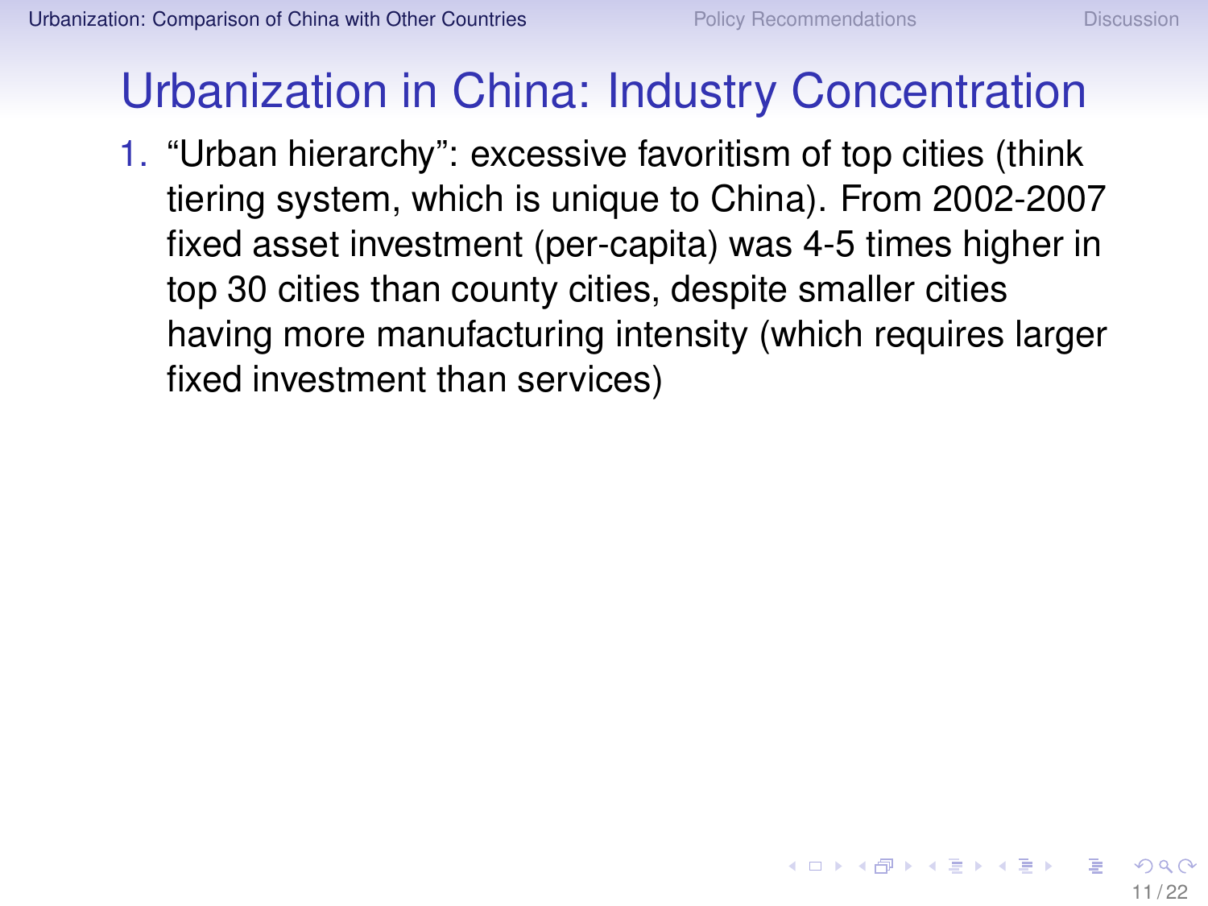# Urbanization in China: Industry Concentration

1. "Urban hierarchy": excessive favoritism of top cities (think tiering system, which is unique to China). From 2002-2007 fixed asset investment (per-capita) was 4-5 times higher in top 30 cities than county cities, despite smaller cities having more manufacturing intensity (which requires larger fixed investment than services)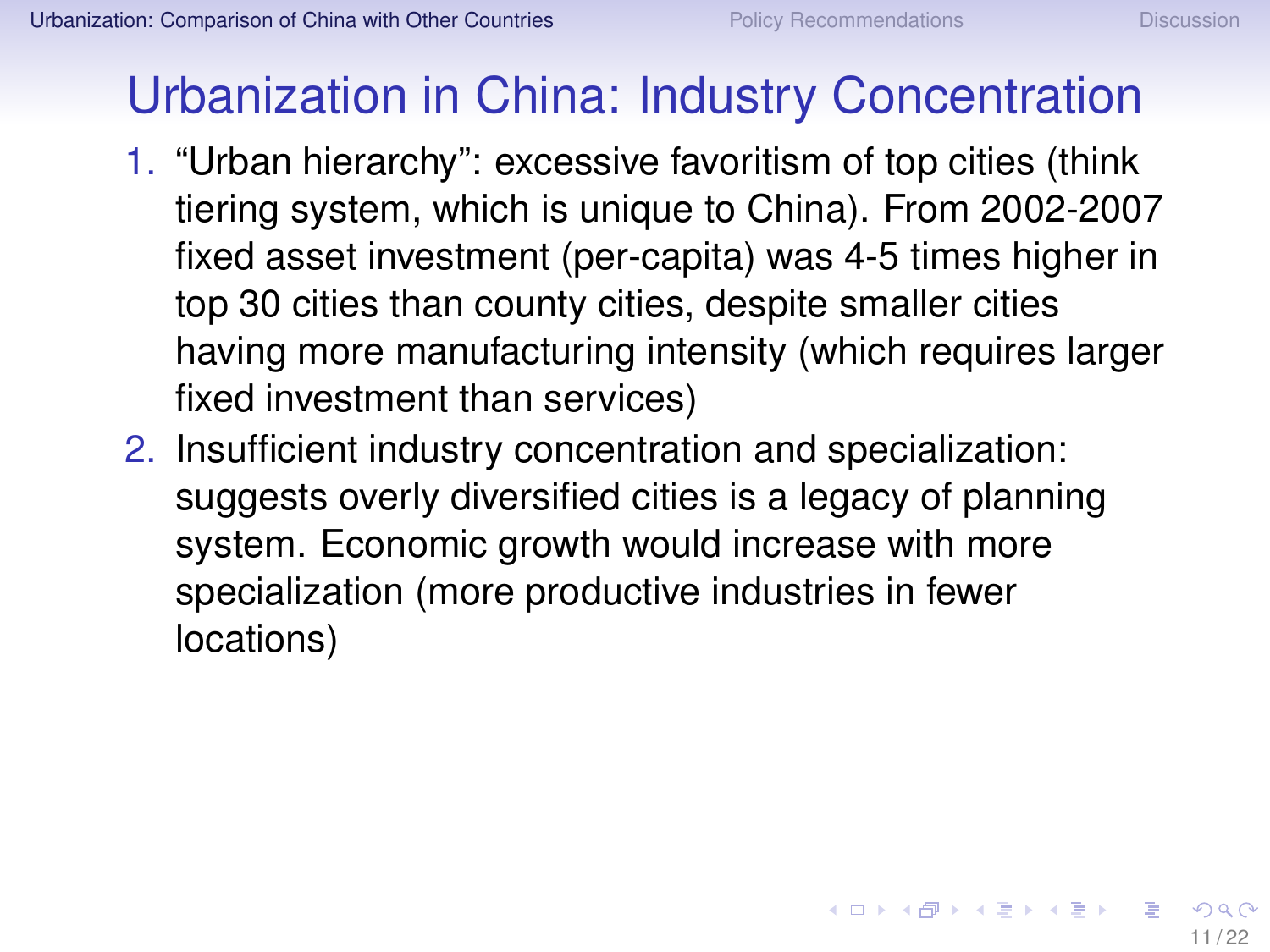# Urbanization in China: Industry Concentration

1. "Urban hierarchy": excessive favoritism of top cities (think tiering system, which is unique to China). From 2002-2007 fixed asset investment (per-capita) was 4-5 times higher in top 30 cities than county cities, despite smaller cities having more manufacturing intensity (which requires larger fixed investment than services)
2. Insufficient industry concentration and specialization: suggests overly diversified cities is a legacy of planning system. Economic growth would increase with more specialization (more productive industries in fewer locations)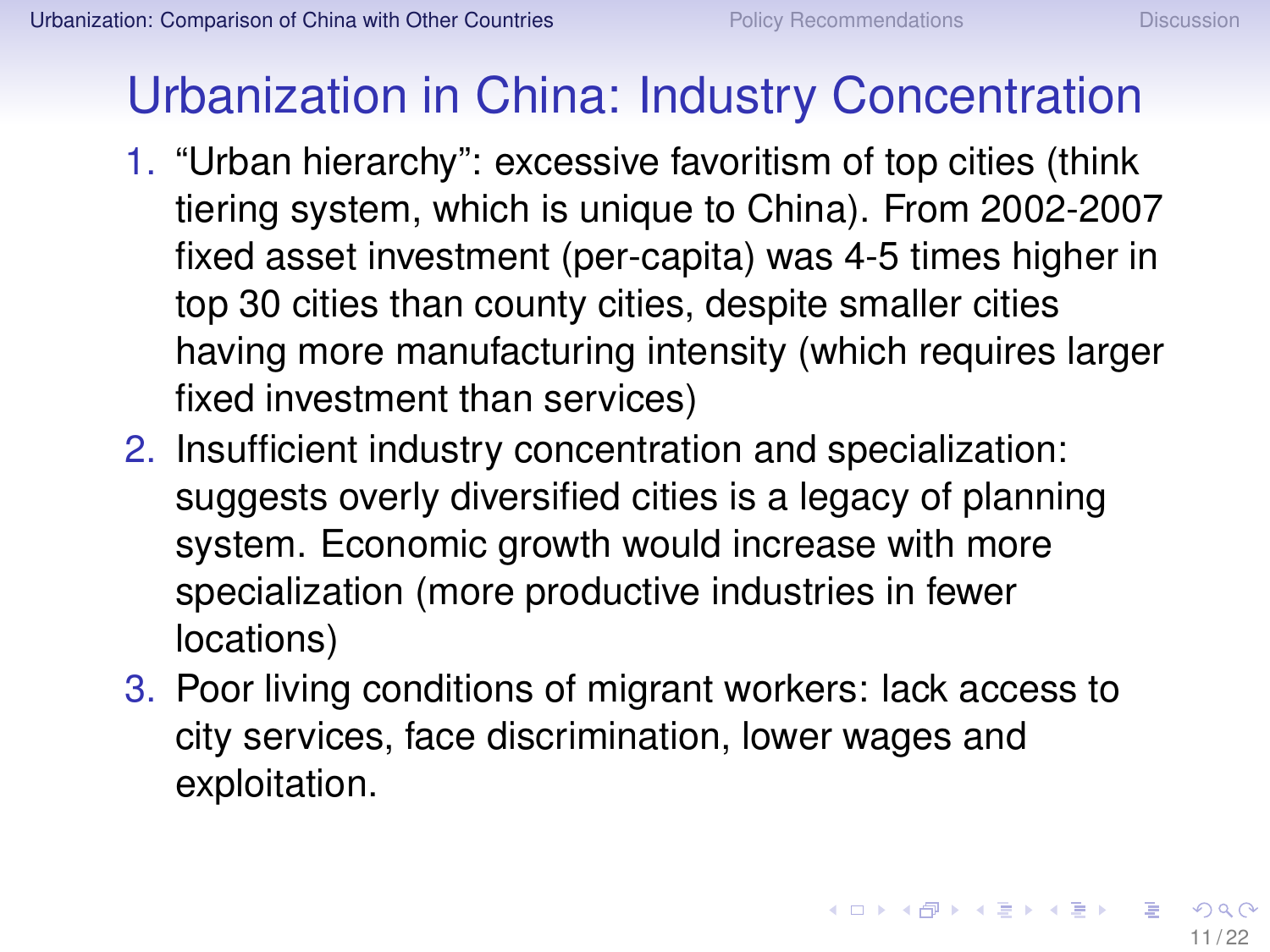# Urbanization in China: Industry Concentration

1. “Urban hierarchy”: excessive favoritism of top cities (think tiering system, which is unique to China). From 2002-2007 fixed asset investment (per-capita) was 4-5 times higher in top 30 cities than county cities, despite smaller cities having more manufacturing intensity (which requires larger fixed investment than services)
2. Insufficient industry concentration and specialization: suggests overly diversified cities is a legacy of planning system. Economic growth would increase with more specialization (more productive industries in fewer locations)
3. Poor living conditions of migrant workers: lack access to city services, face discrimination, lower wages and exploitation.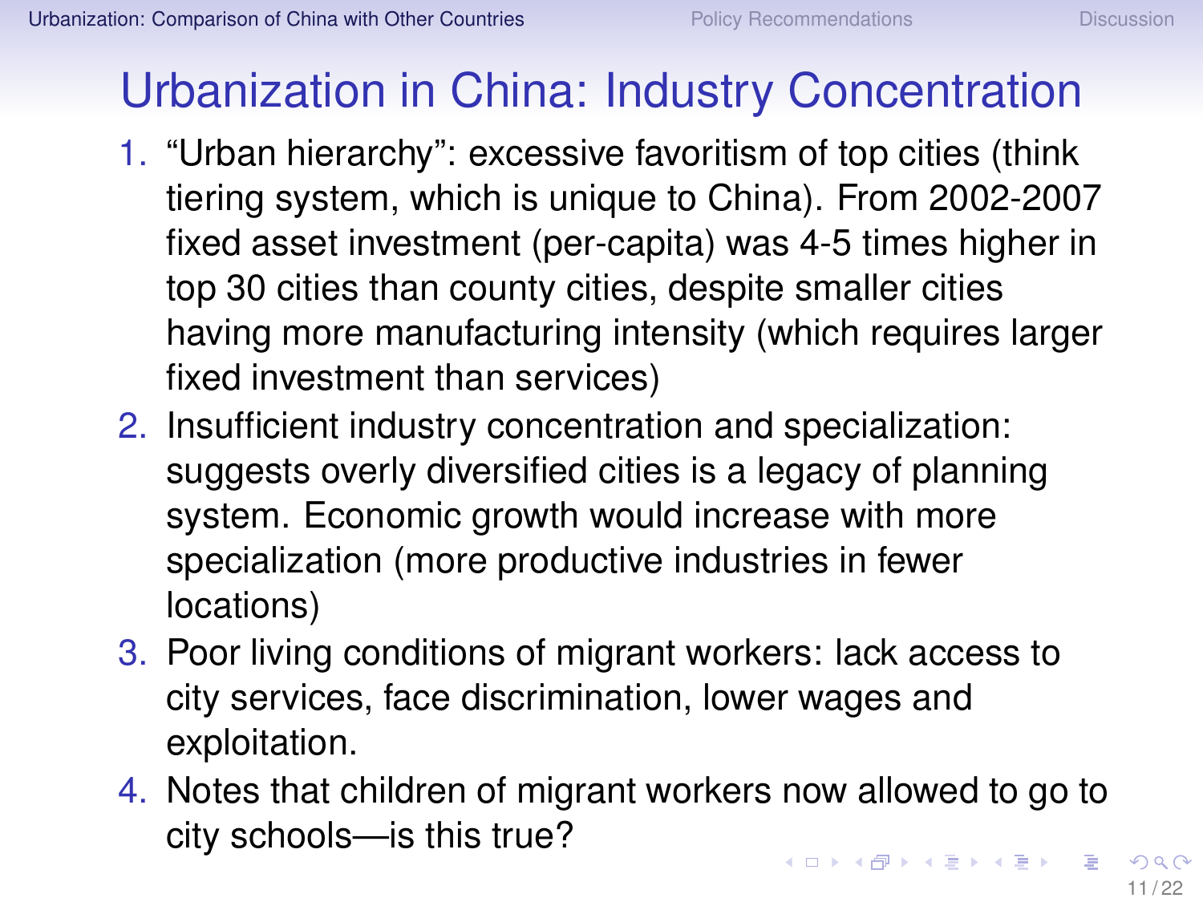# Urbanization in China: Industry Concentration

1. "Urban hierarchy": excessive favoritism of top cities (think tiering system, which is unique to China). From 2002-2007 fixed asset investment (per-capita) was 4-5 times higher in top 30 cities than county cities, despite smaller cities having more manufacturing intensity (which requires larger fixed investment than services)
2. Insufficient industry concentration and specialization: suggests overly diversified cities is a legacy of planning system. Economic growth would increase with more specialization (more productive industries in fewer locations)
3. Poor living conditions of migrant workers: lack access to city services, face discrimination, lower wages and exploitation.
4. Notes that children of migrant workers now allowed to go to city schools—is this true?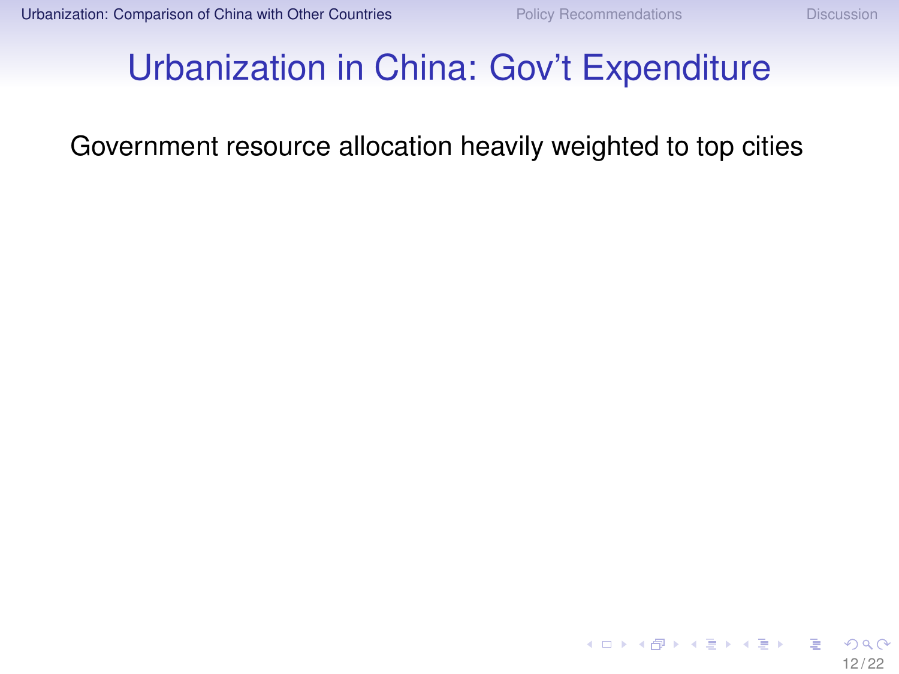# Urbanization in China: Gov't Expenditure

Government resource allocation heavily weighted to top cities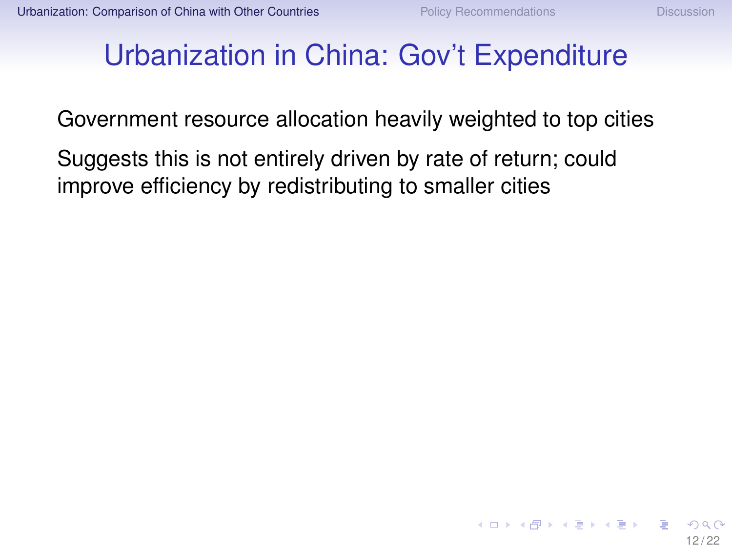# Urbanization in China: Gov't Expenditure

Government resource allocation heavily weighted to top cities

Suggests this is not entirely driven by rate of return; could improve efficiency by redistributing to smaller cities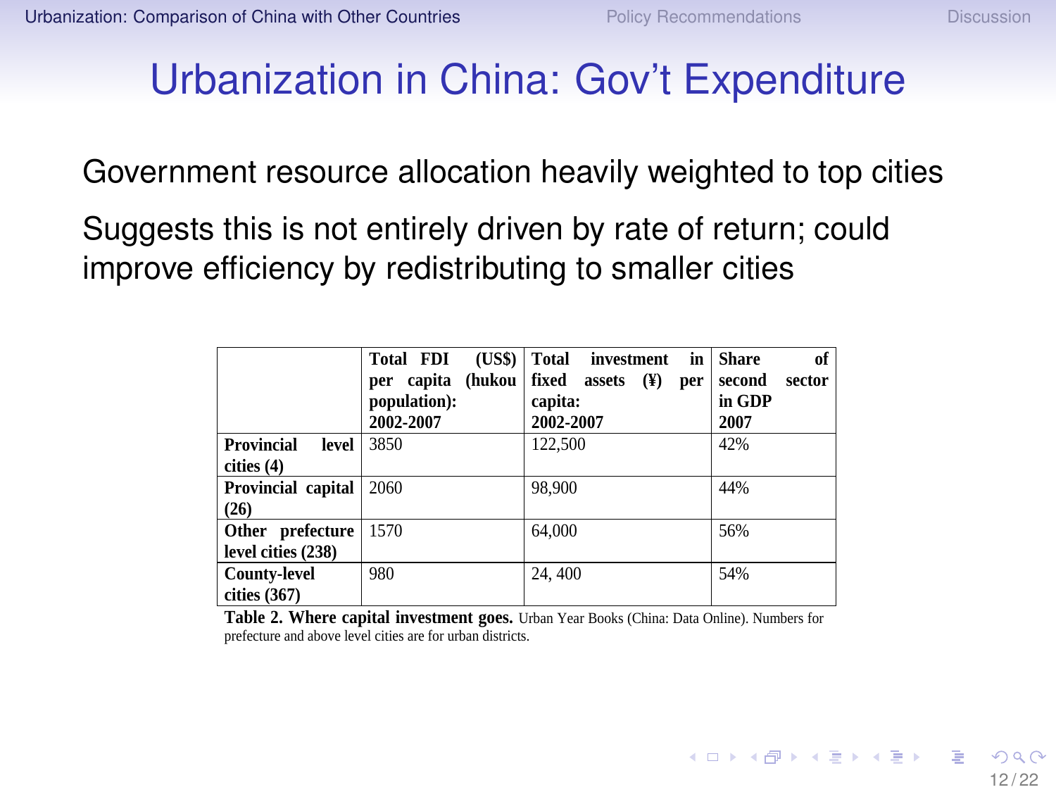# Urbanization in China: Gov't Expenditure

Government resource allocation heavily weighted to top cities

Suggests this is not entirely driven by rate of return; could improve efficiency by redistributing to smaller cities

| | Total FDI (US$) per capita (hukou population): 2002-2007 | Total investment in fixed assets (¥) per capita: 2002-2007 | Share of second sector in GDP 2007 |
|---|---|---|---|
| **Provincial level cities (4)** | 3850 | 122,500 | 42% |
| **Provincial capital (26)** | 2060 | 98,900 | 44% |
| **Other prefecture level cities (238)** | 1570 | 64,000 | 56% |
| **County-level cities (367)** | 980 | 24, 400 | 54% |

**Table 2. Where capital investment goes.** Urban Year Books (China: Data Online). Numbers for prefecture and above level cities are for urban districts.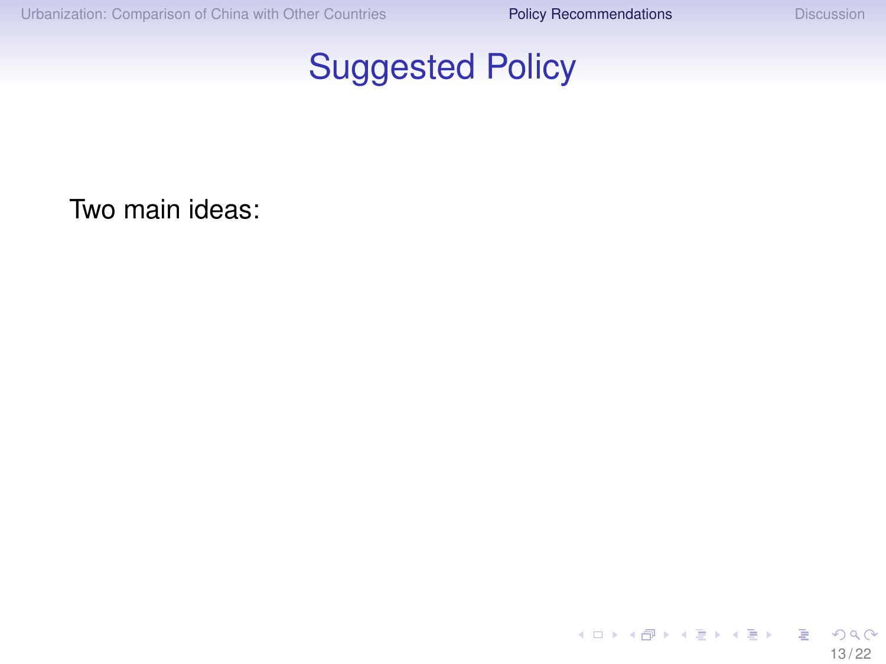# Suggested Policy

Two main ideas: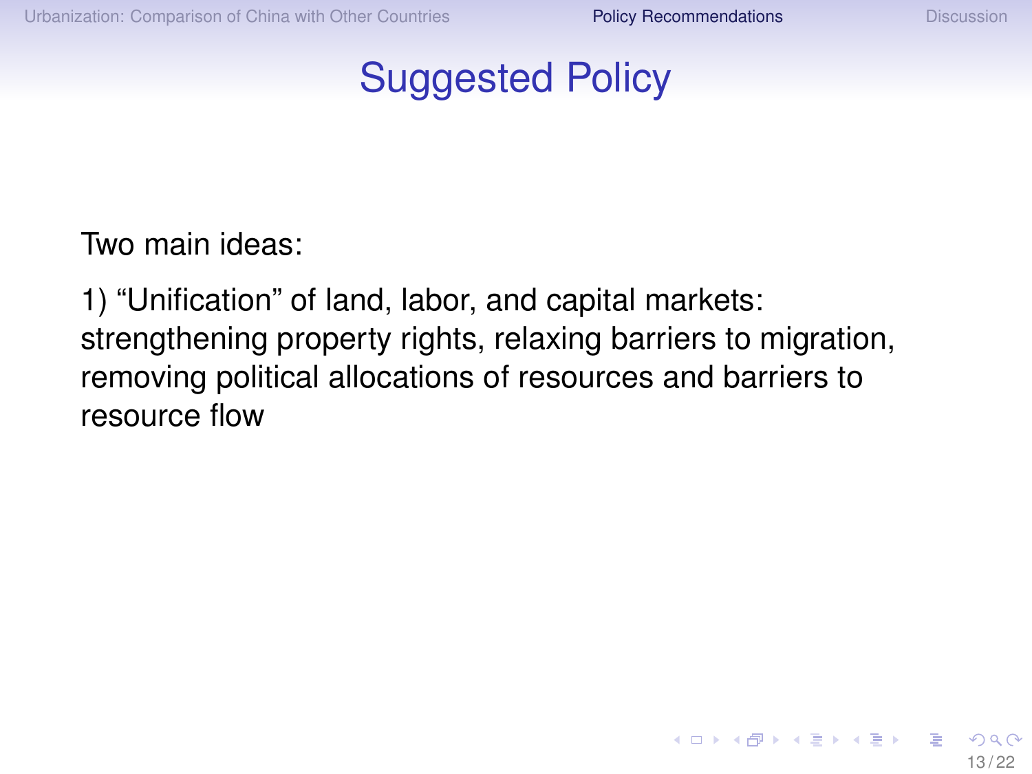# Suggested Policy

Two main ideas:

1) "Unification" of land, labor, and capital markets: strengthening property rights, relaxing barriers to migration, removing political allocations of resources and barriers to resource flow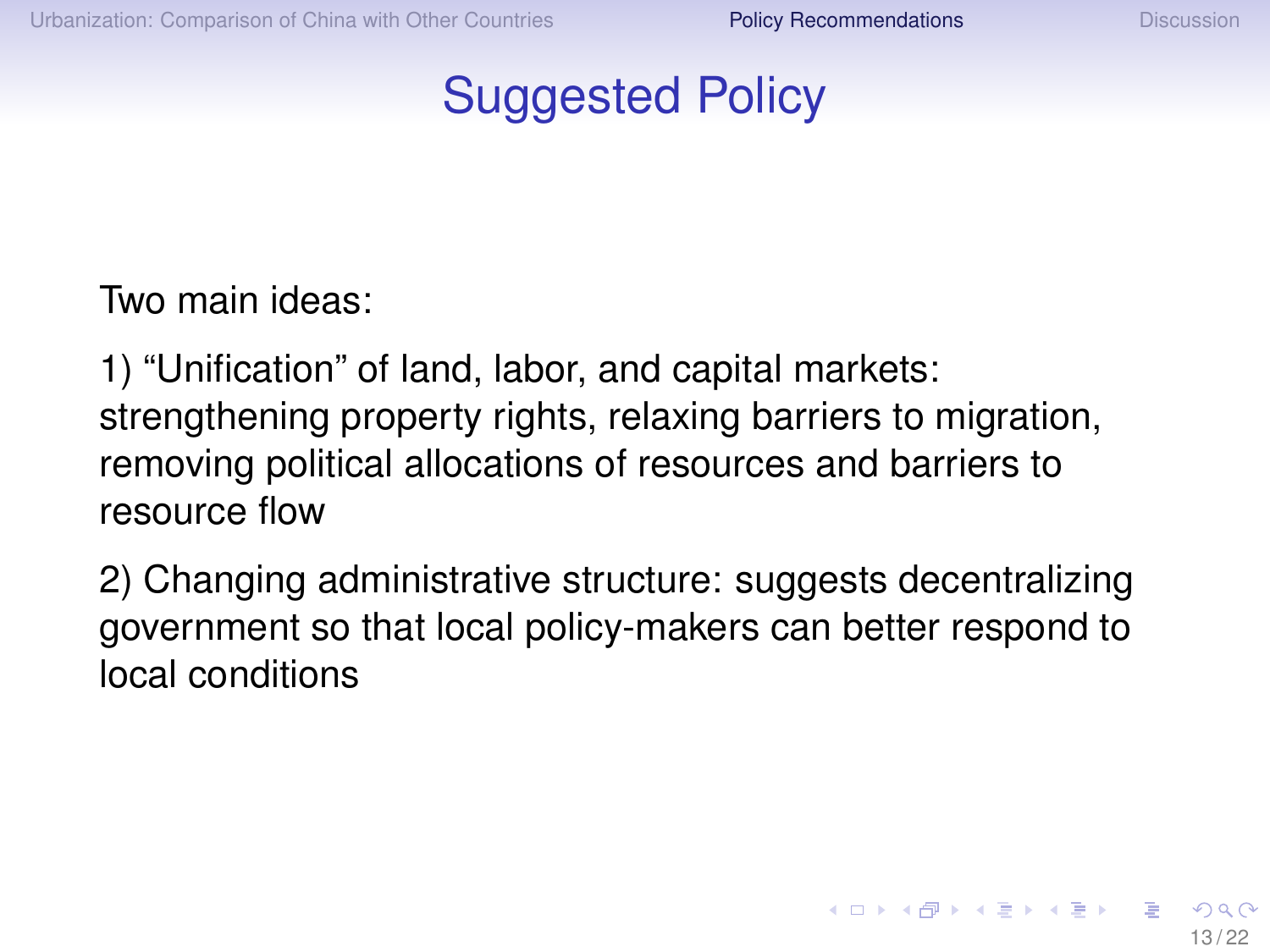# Suggested Policy

Two main ideas:

1) “Unification” of land, labor, and capital markets: strengthening property rights, relaxing barriers to migration, removing political allocations of resources and barriers to resource flow

2) Changing administrative structure: suggests decentralizing government so that local policy-makers can better respond to local conditions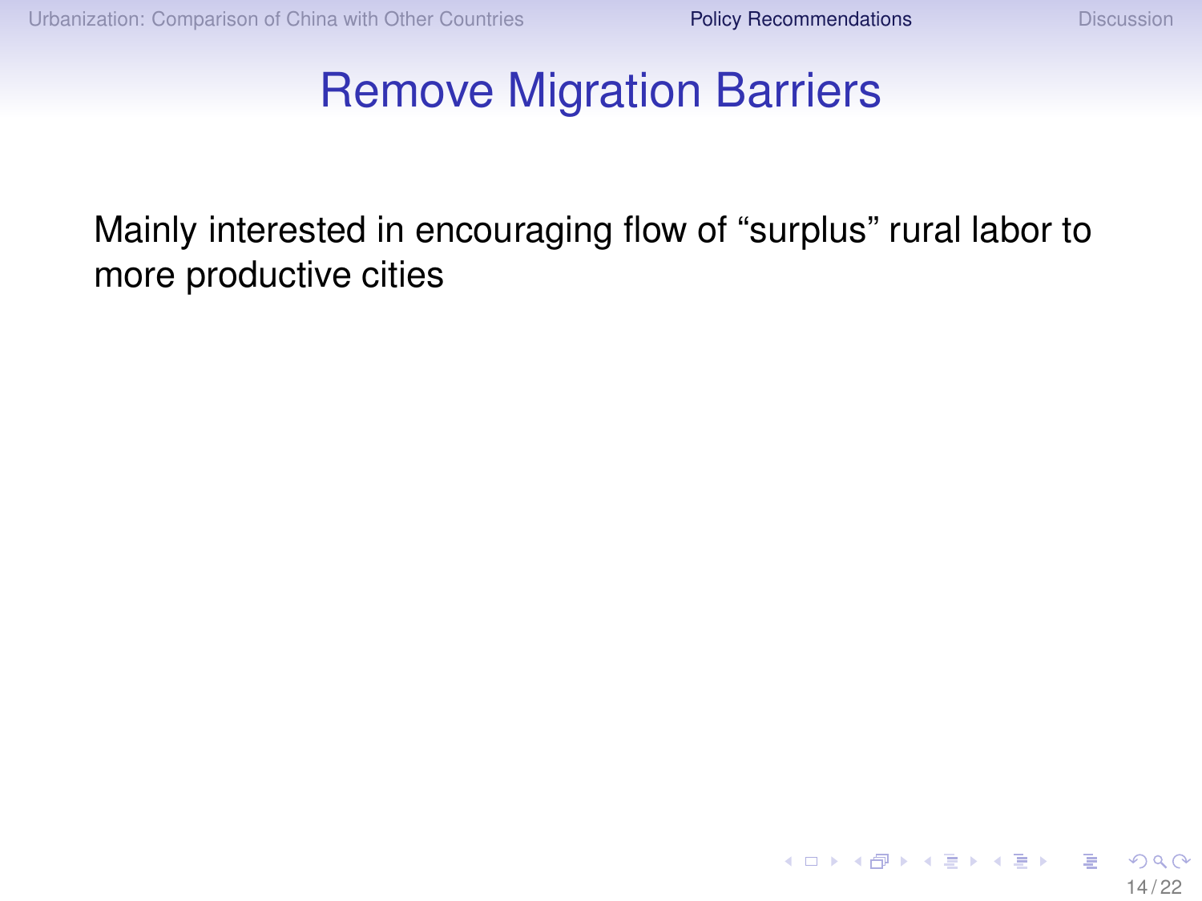# Remove Migration Barriers

Mainly interested in encouraging flow of “surplus” rural labor to more productive cities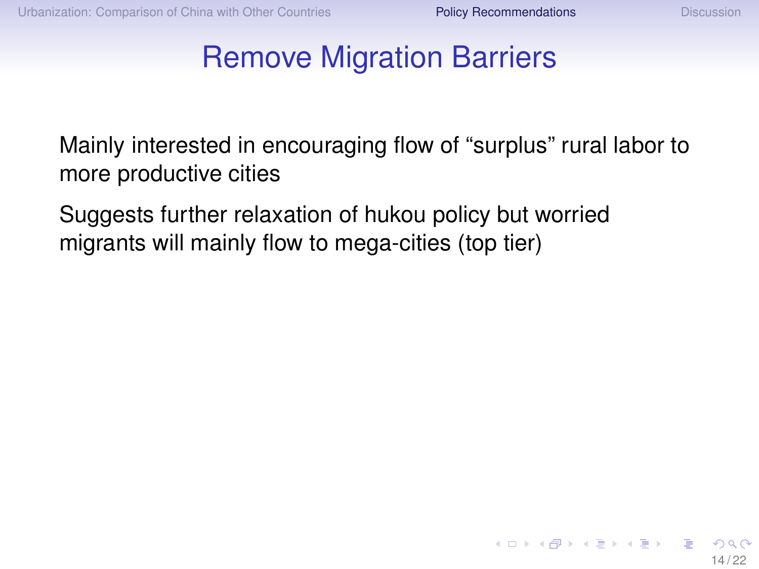# Remove Migration Barriers

Mainly interested in encouraging flow of “surplus” rural labor to more productive cities

Suggests further relaxation of hukou policy but worried migrants will mainly flow to mega-cities (top tier)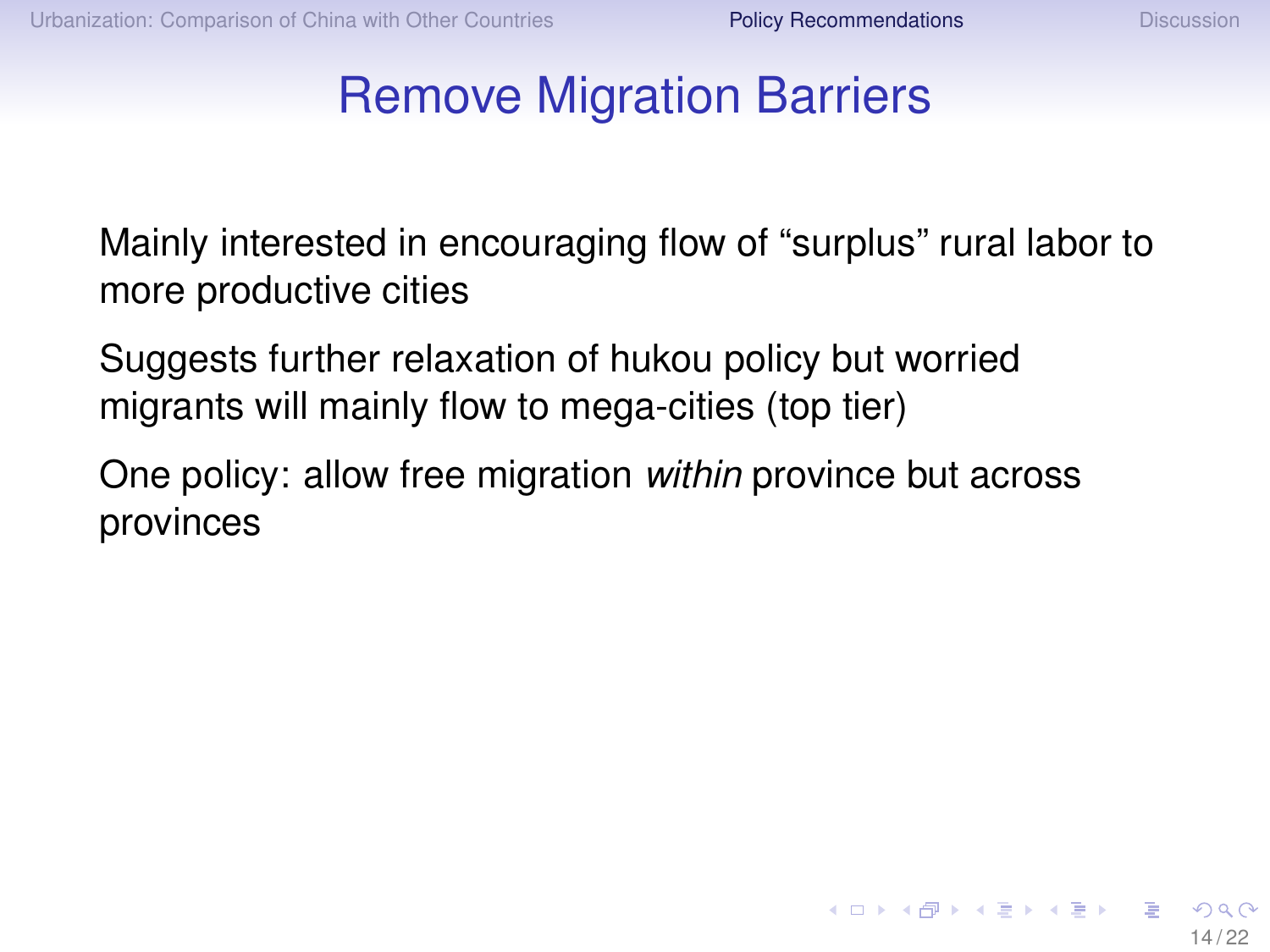# Remove Migration Barriers

Mainly interested in encouraging flow of “surplus” rural labor to more productive cities

Suggests further relaxation of hukou policy but worried migrants will mainly flow to mega-cities (top tier)

One policy: allow free migration *within* province but across provinces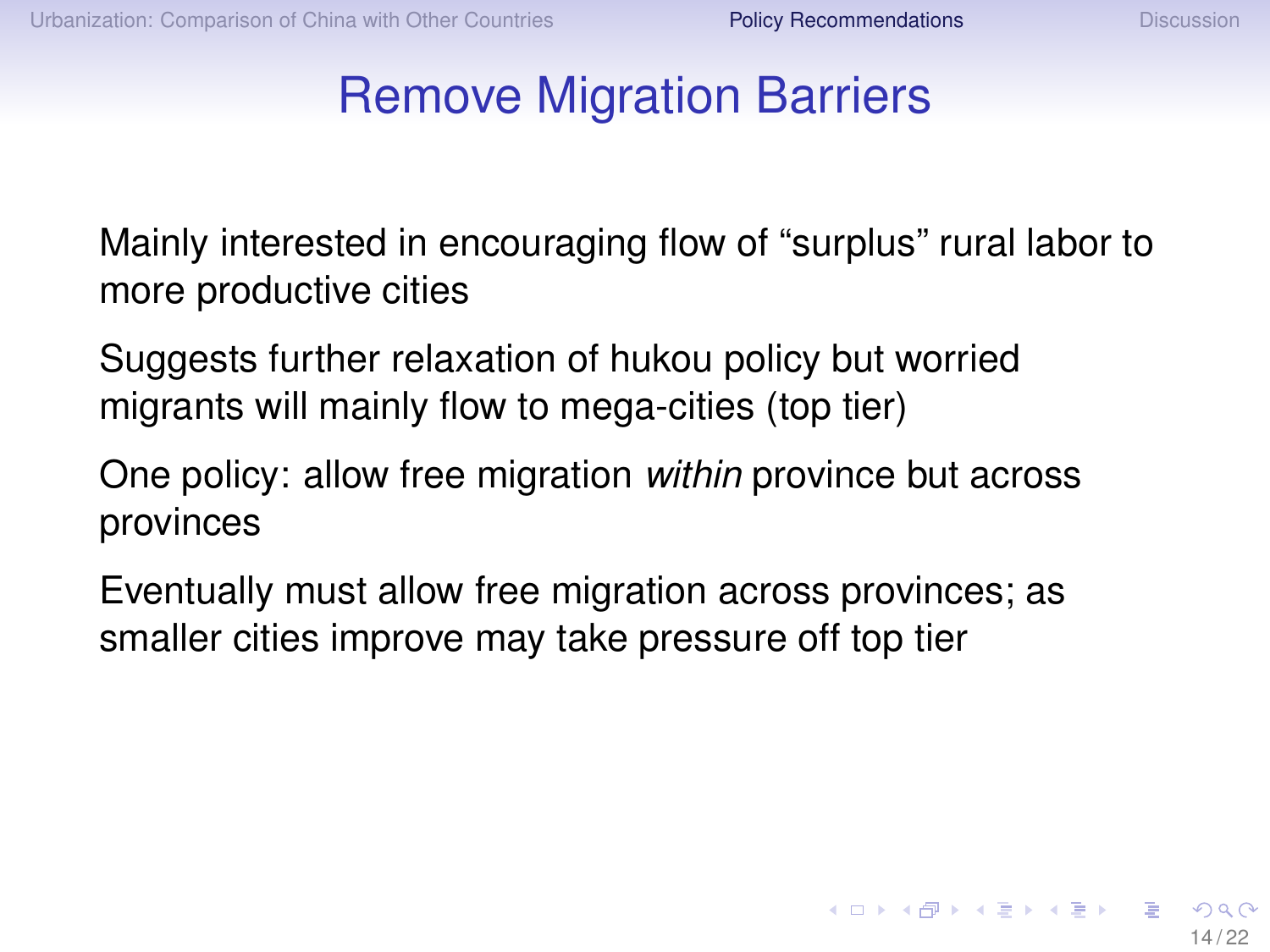# Remove Migration Barriers

Mainly interested in encouraging flow of “surplus” rural labor to more productive cities

Suggests further relaxation of hukou policy but worried migrants will mainly flow to mega-cities (top tier)

One policy: allow free migration *within* province but across provinces

Eventually must allow free migration across provinces; as smaller cities improve may take pressure off top tier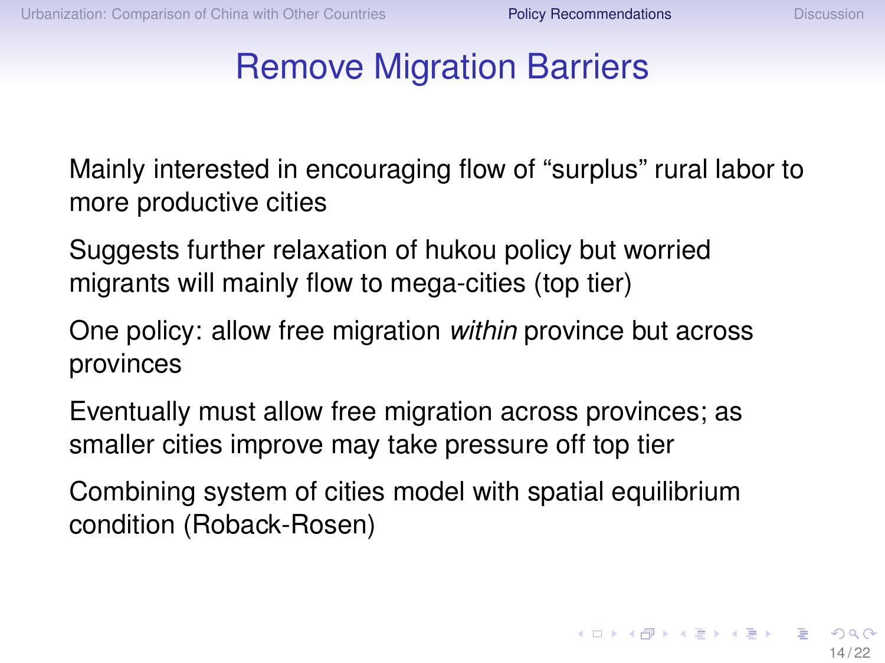# Remove Migration Barriers

Mainly interested in encouraging flow of "surplus" rural labor to more productive cities

Suggests further relaxation of hukou policy but worried migrants will mainly flow to mega-cities (top tier)

One policy: allow free migration *within* province but across provinces

Eventually must allow free migration across provinces; as smaller cities improve may take pressure off top tier

Combining system of cities model with spatial equilibrium condition (Roback-Rosen)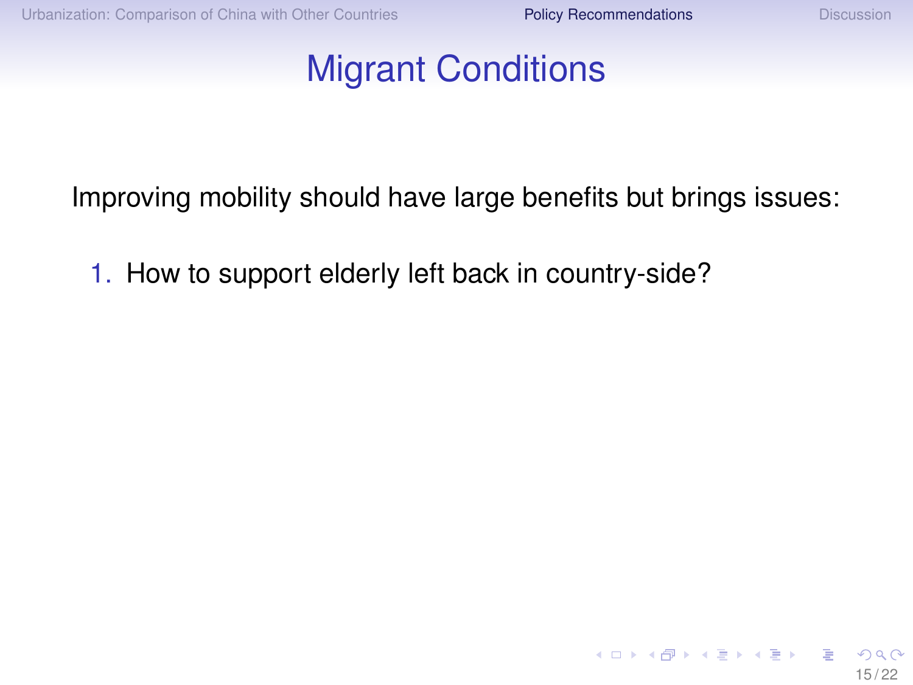# Migrant Conditions

Improving mobility should have large benefits but brings issues:

1. How to support elderly left back in country-side?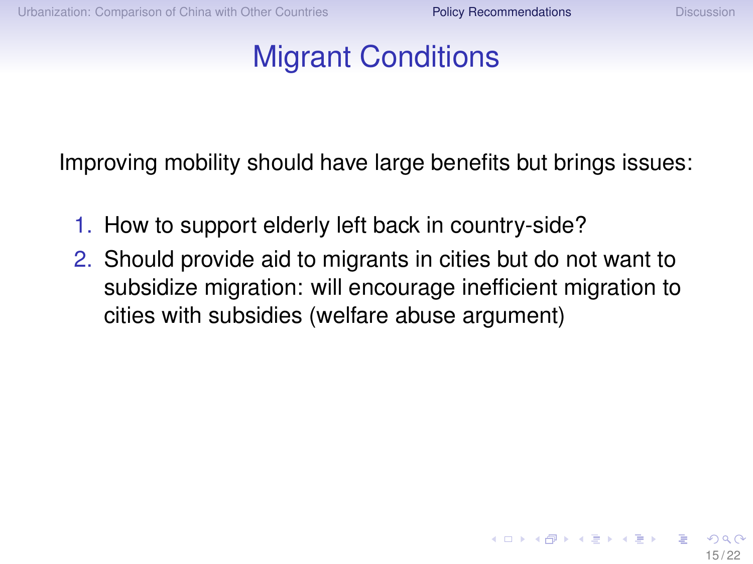# Migrant Conditions

Improving mobility should have large benefits but brings issues:

1. How to support elderly left back in country-side?
2. Should provide aid to migrants in cities but do not want to subsidize migration: will encourage inefficient migration to cities with subsidies (welfare abuse argument)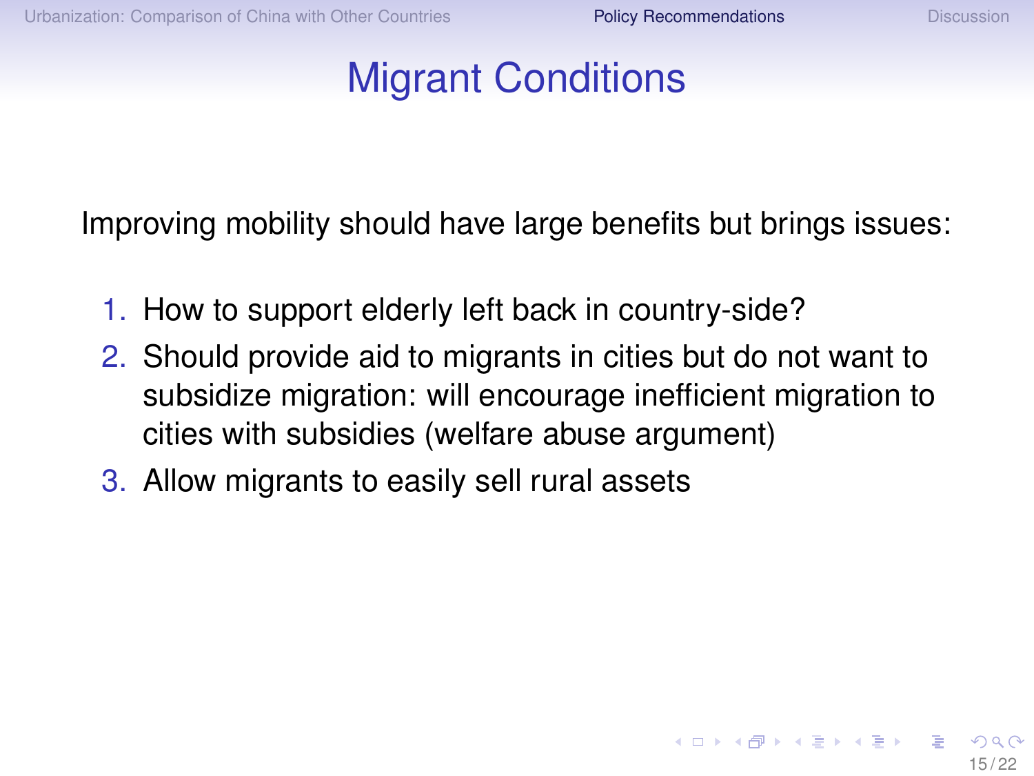# Migrant Conditions

Improving mobility should have large benefits but brings issues:

1. How to support elderly left back in country-side?
2. Should provide aid to migrants in cities but do not want to subsidize migration: will encourage inefficient migration to cities with subsidies (welfare abuse argument)
3. Allow migrants to easily sell rural assets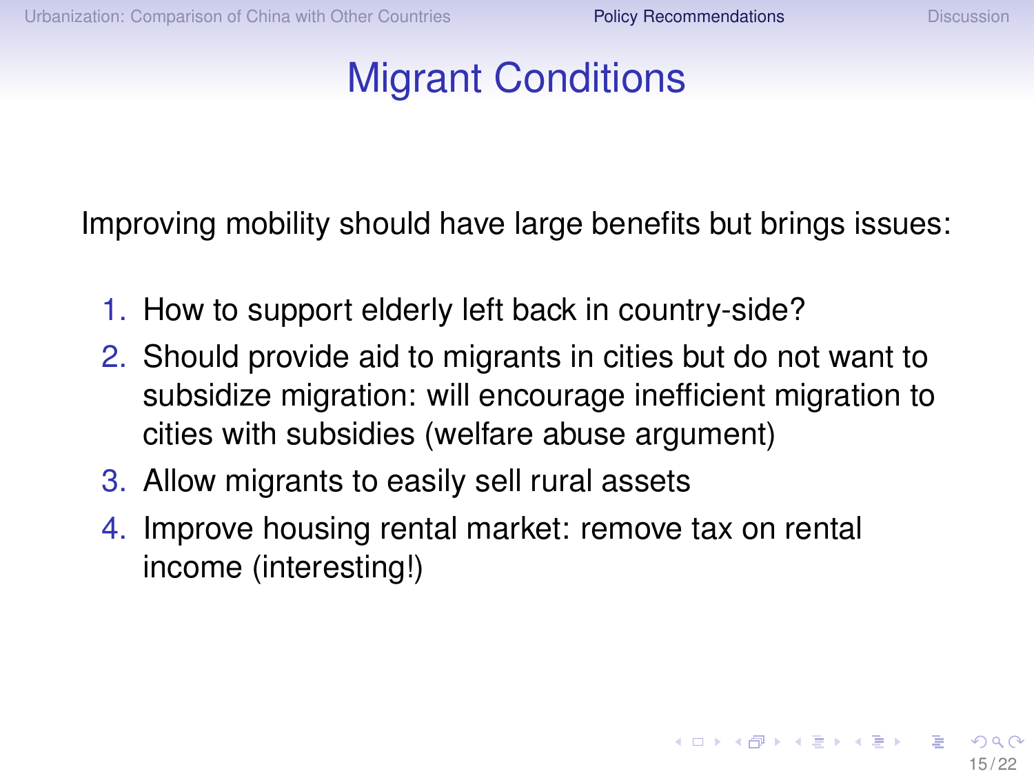# Migrant Conditions

Improving mobility should have large benefits but brings issues:

1. How to support elderly left back in country-side?
2. Should provide aid to migrants in cities but do not want to subsidize migration: will encourage inefficient migration to cities with subsidies (welfare abuse argument)
3. Allow migrants to easily sell rural assets
4. Improve housing rental market: remove tax on rental income (interesting!)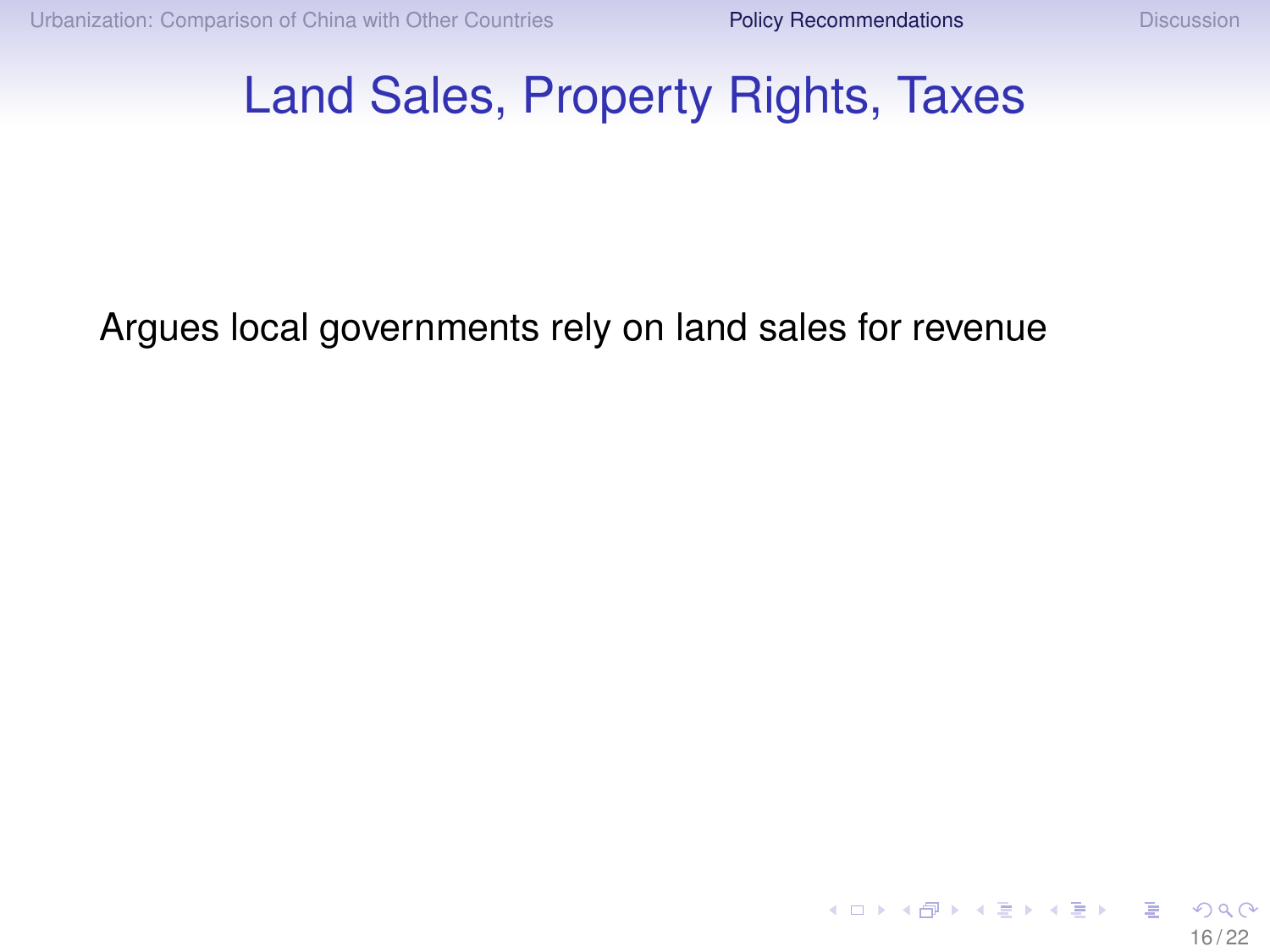# Land Sales, Property Rights, Taxes

Argues local governments rely on land sales for revenue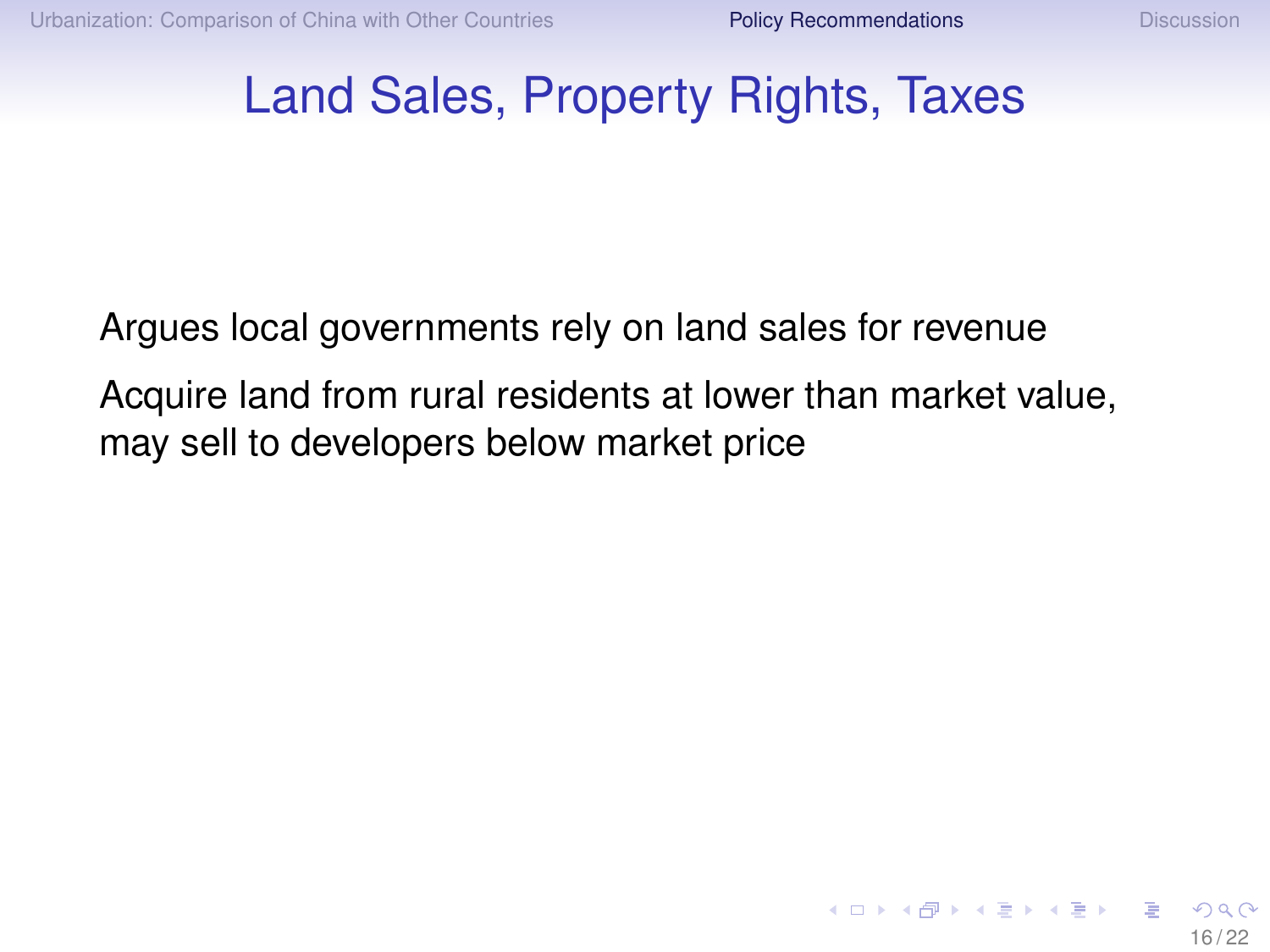# Land Sales, Property Rights, Taxes

Argues local governments rely on land sales for revenue

Acquire land from rural residents at lower than market value, may sell to developers below market price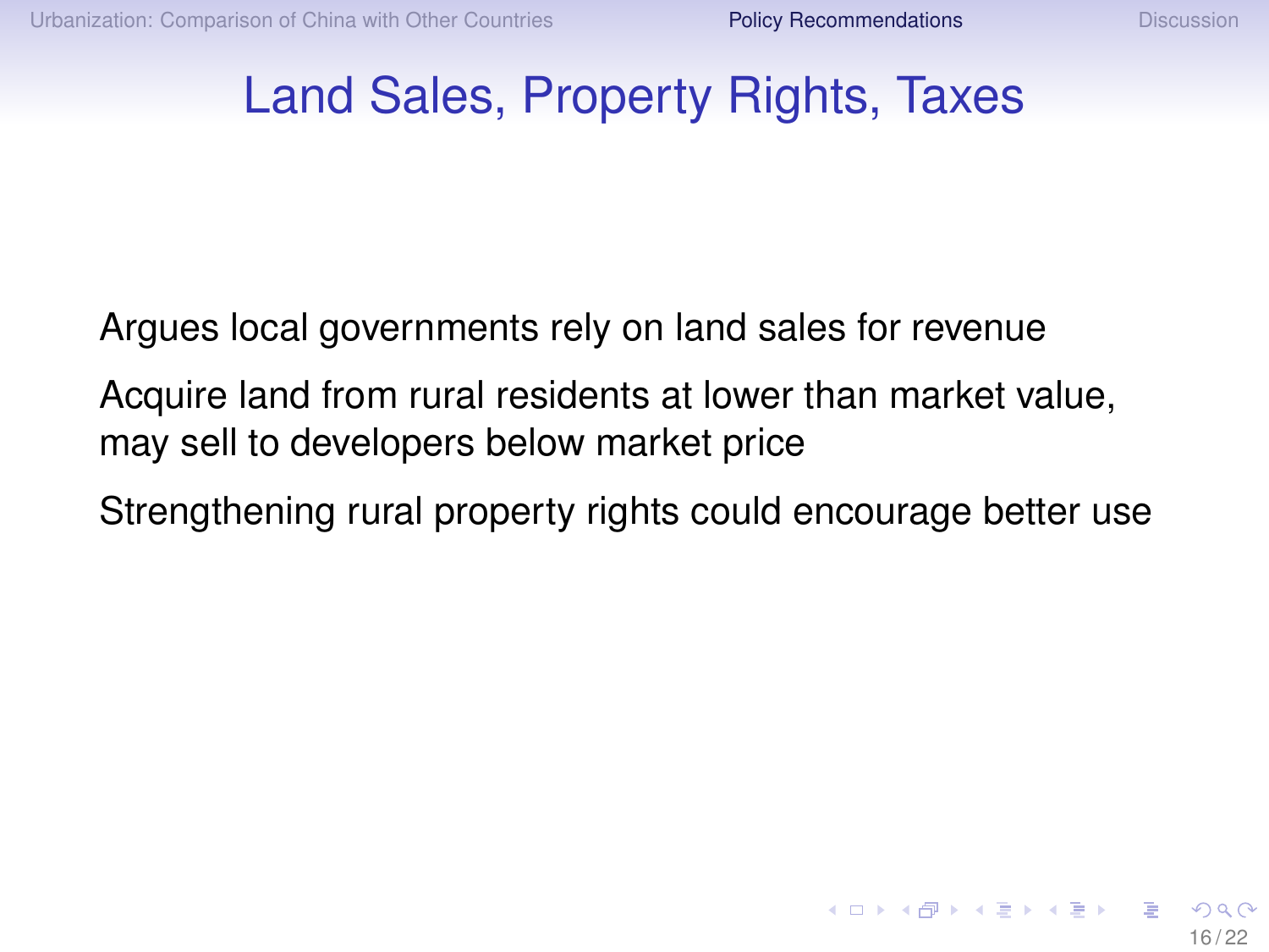# Land Sales, Property Rights, Taxes

Argues local governments rely on land sales for revenue

Acquire land from rural residents at lower than market value, may sell to developers below market price

Strengthening rural property rights could encourage better use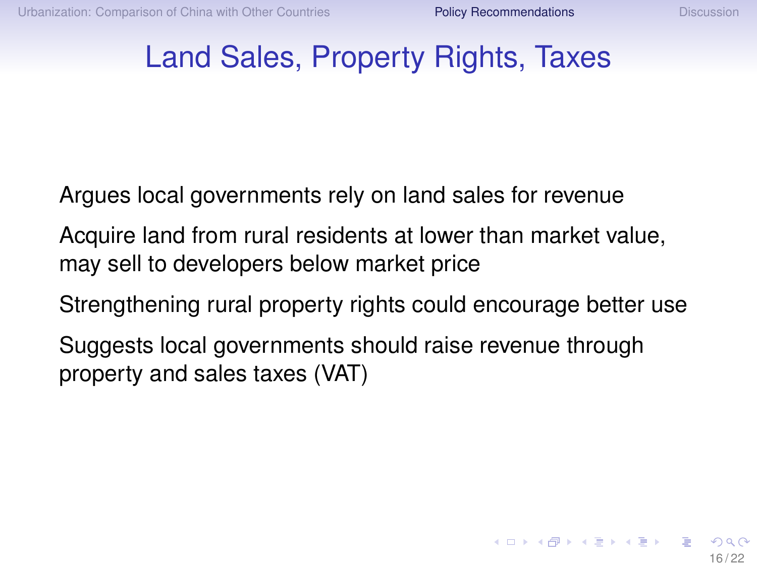# Land Sales, Property Rights, Taxes

Argues local governments rely on land sales for revenue

Acquire land from rural residents at lower than market value, may sell to developers below market price

Strengthening rural property rights could encourage better use

Suggests local governments should raise revenue through property and sales taxes (VAT)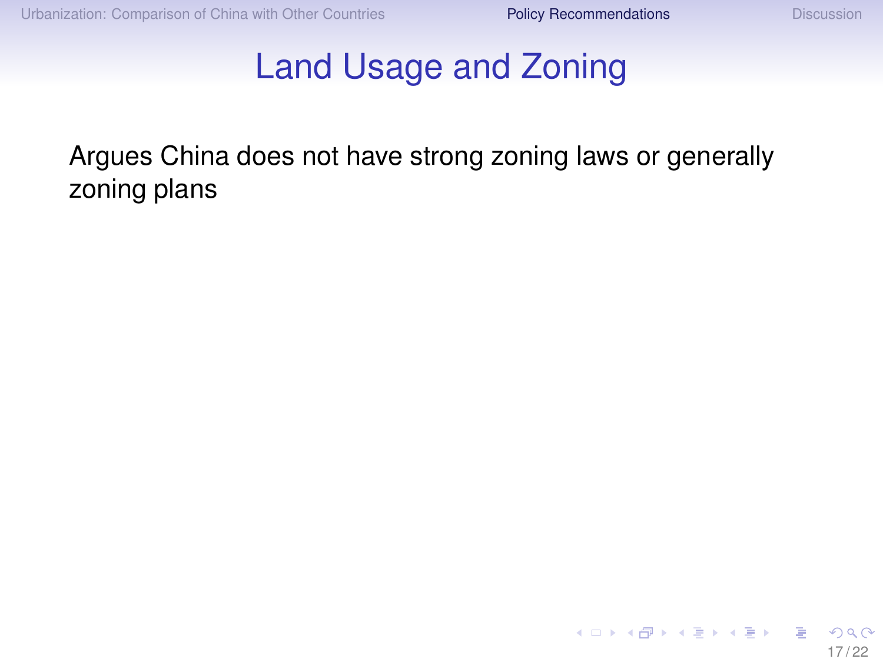# Land Usage and Zoning

Argues China does not have strong zoning laws or generally zoning plans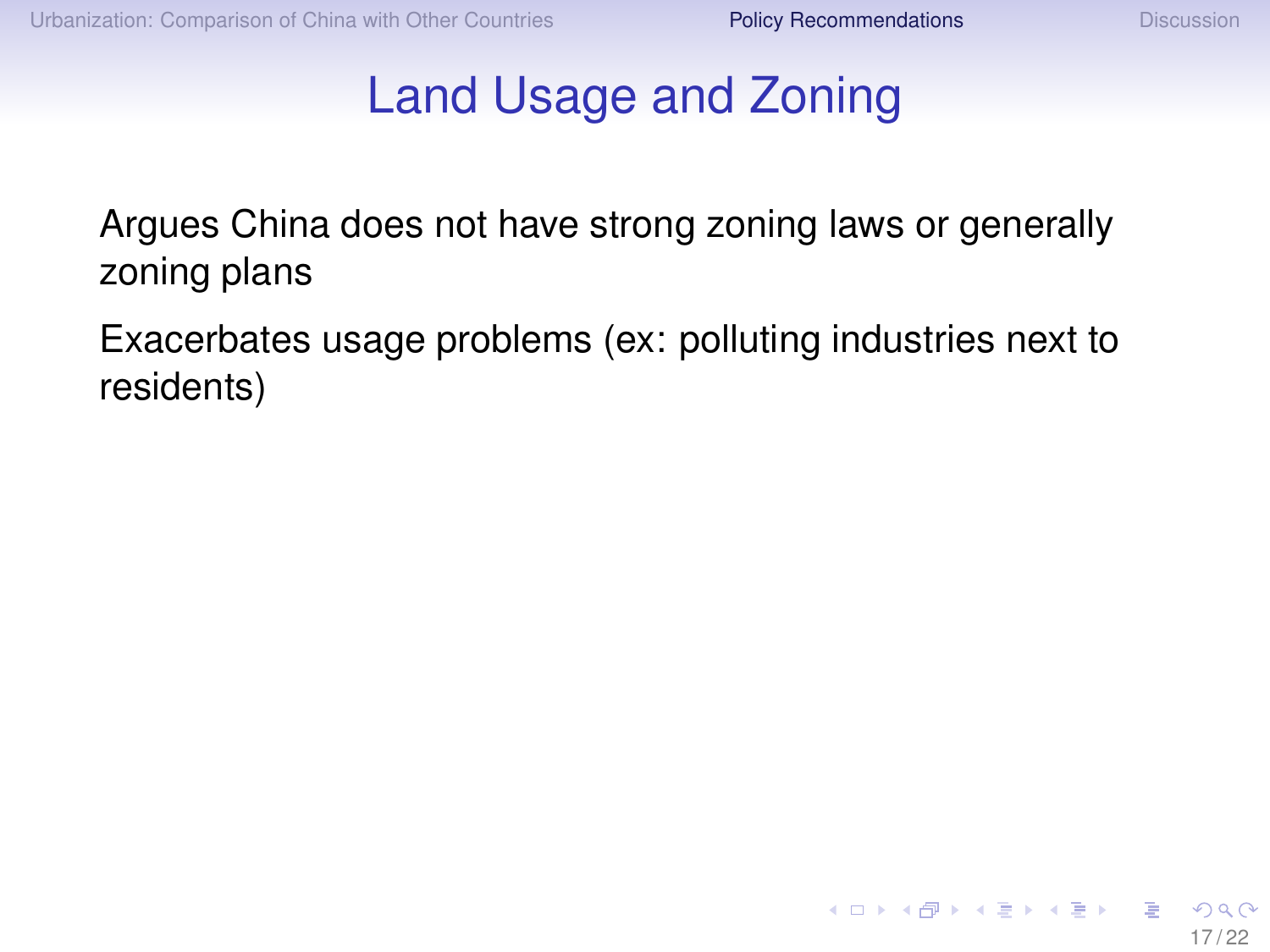# Land Usage and Zoning

Argues China does not have strong zoning laws or generally zoning plans

Exacerbates usage problems (ex: polluting industries next to residents)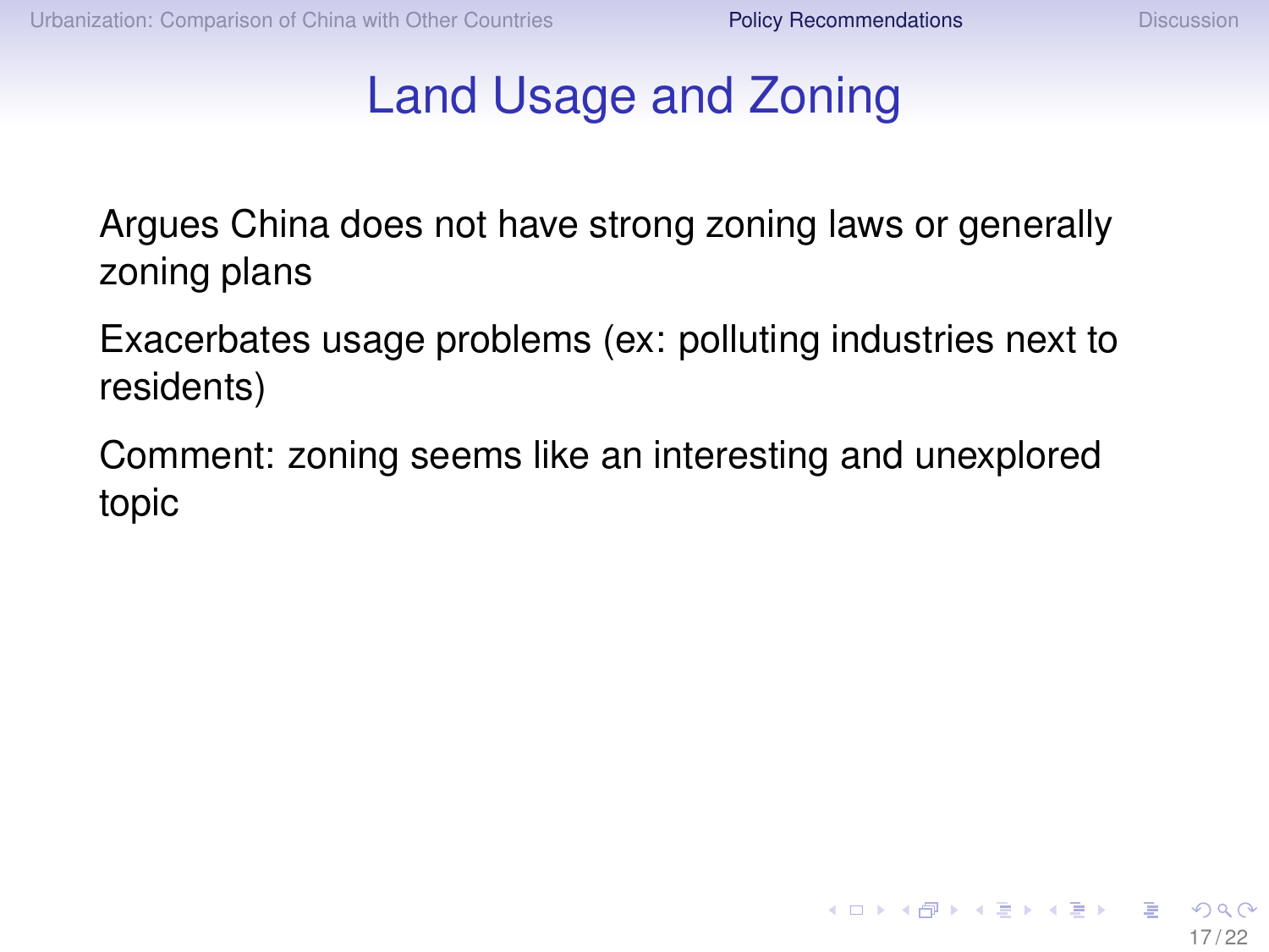# Land Usage and Zoning

Argues China does not have strong zoning laws or generally zoning plans

Exacerbates usage problems (ex: polluting industries next to residents)

Comment: zoning seems like an interesting and unexplored topic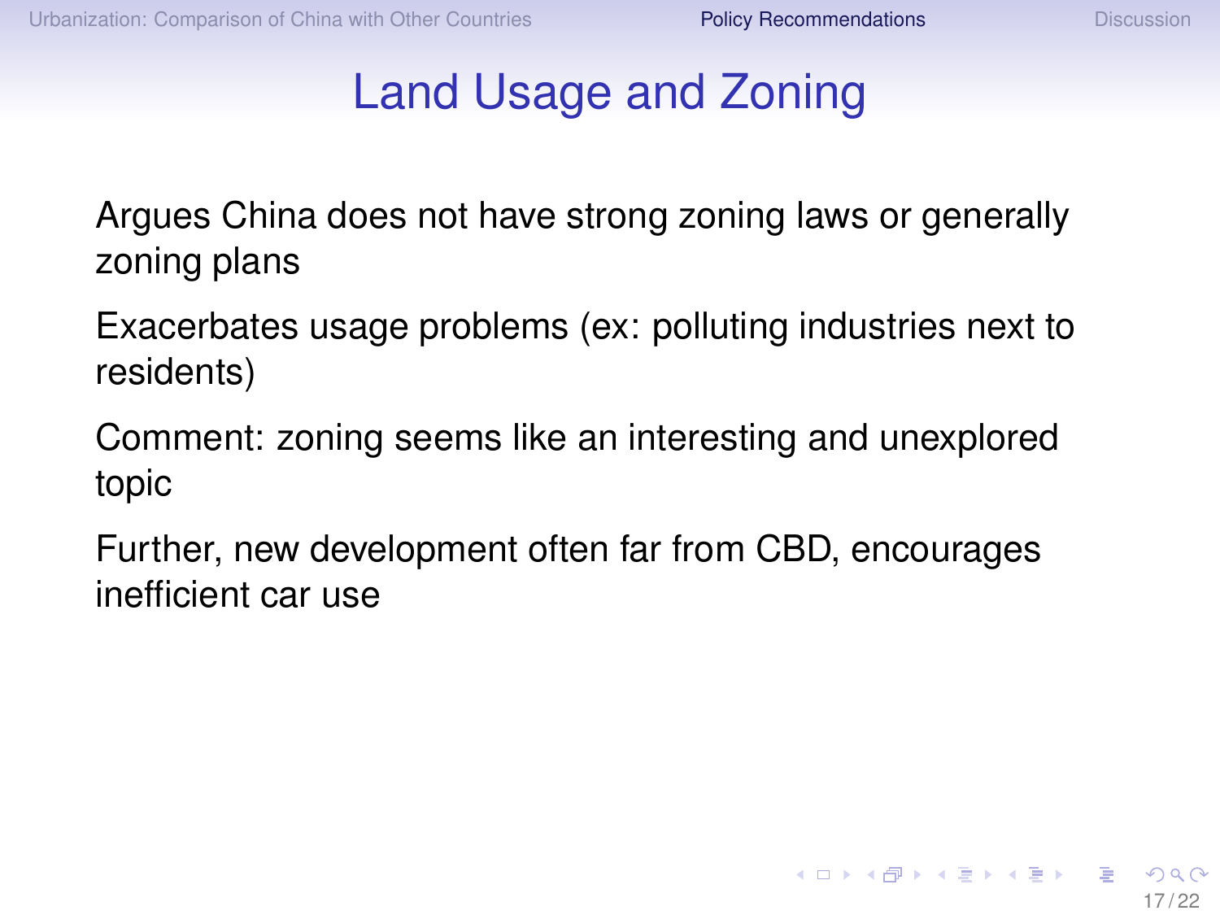# Land Usage and Zoning

Argues China does not have strong zoning laws or generally zoning plans

Exacerbates usage problems (ex: polluting industries next to residents)

Comment: zoning seems like an interesting and unexplored topic

Further, new development often far from CBD, encourages inefficient car use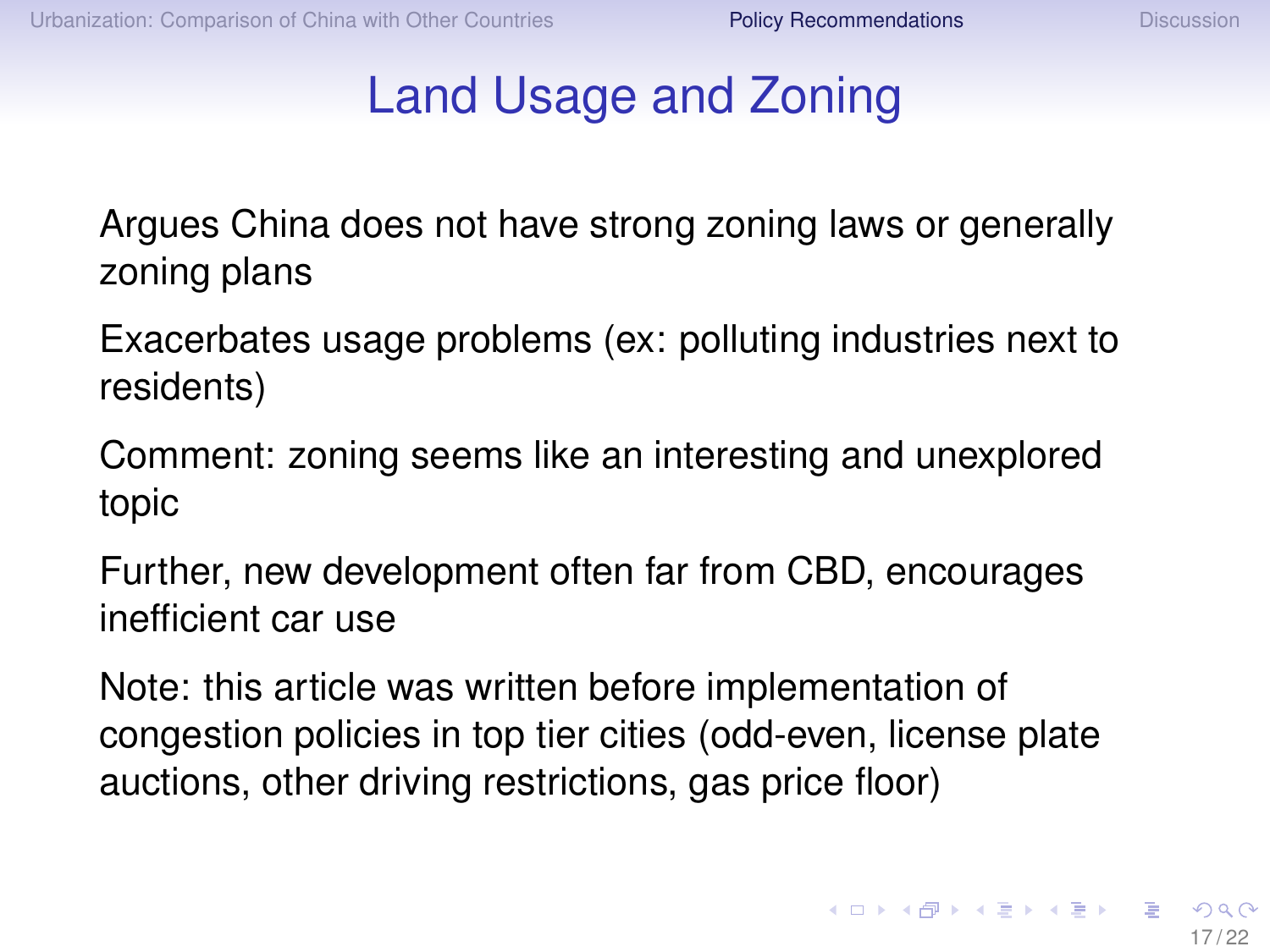# Land Usage and Zoning

Argues China does not have strong zoning laws or generally zoning plans

Exacerbates usage problems (ex: polluting industries next to residents)

Comment: zoning seems like an interesting and unexplored topic

Further, new development often far from CBD, encourages inefficient car use

Note: this article was written before implementation of congestion policies in top tier cities (odd-even, license plate auctions, other driving restrictions, gas price floor)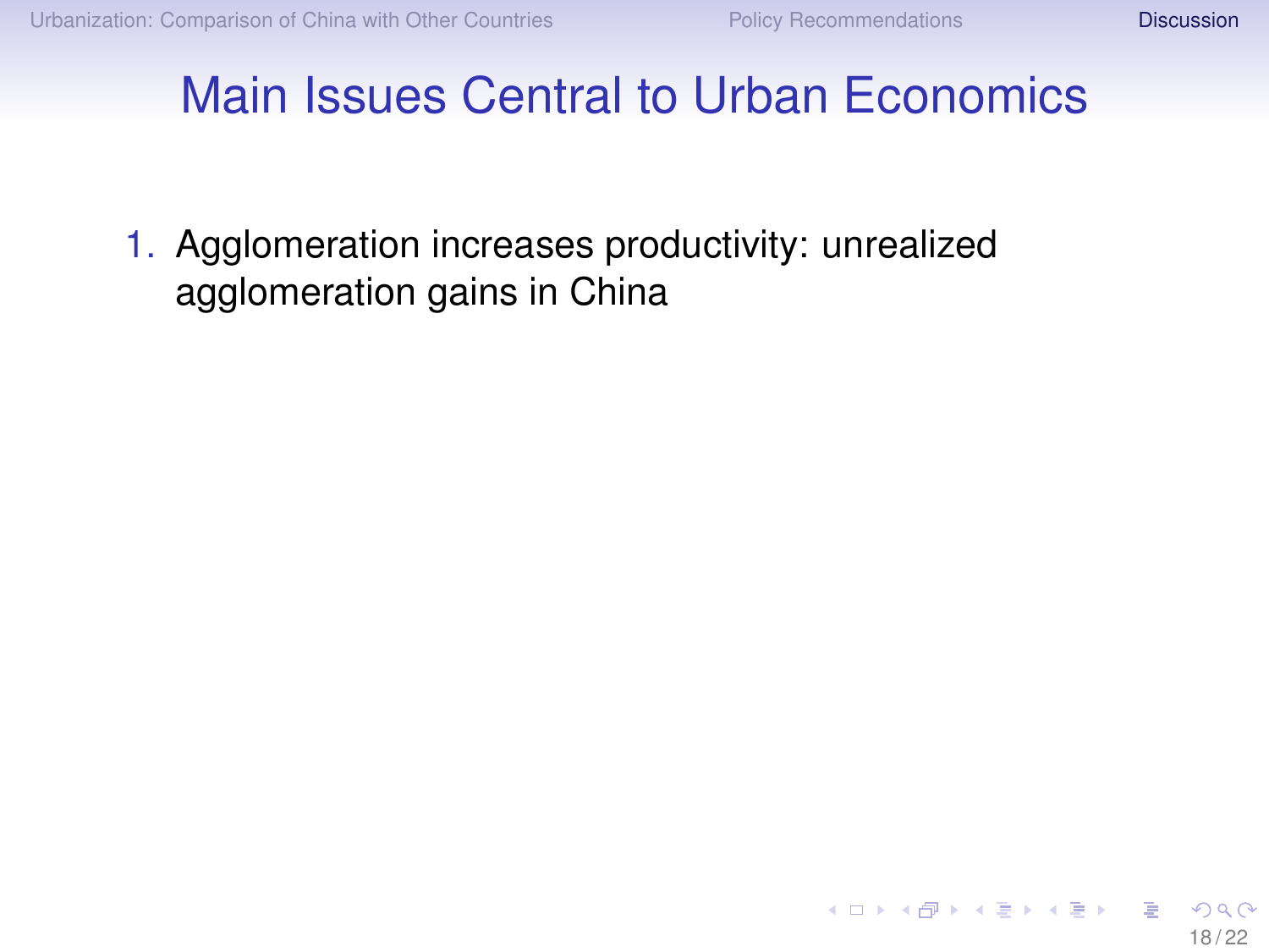# Main Issues Central to Urban Economics

1. Agglomeration increases productivity: unrealized agglomeration gains in China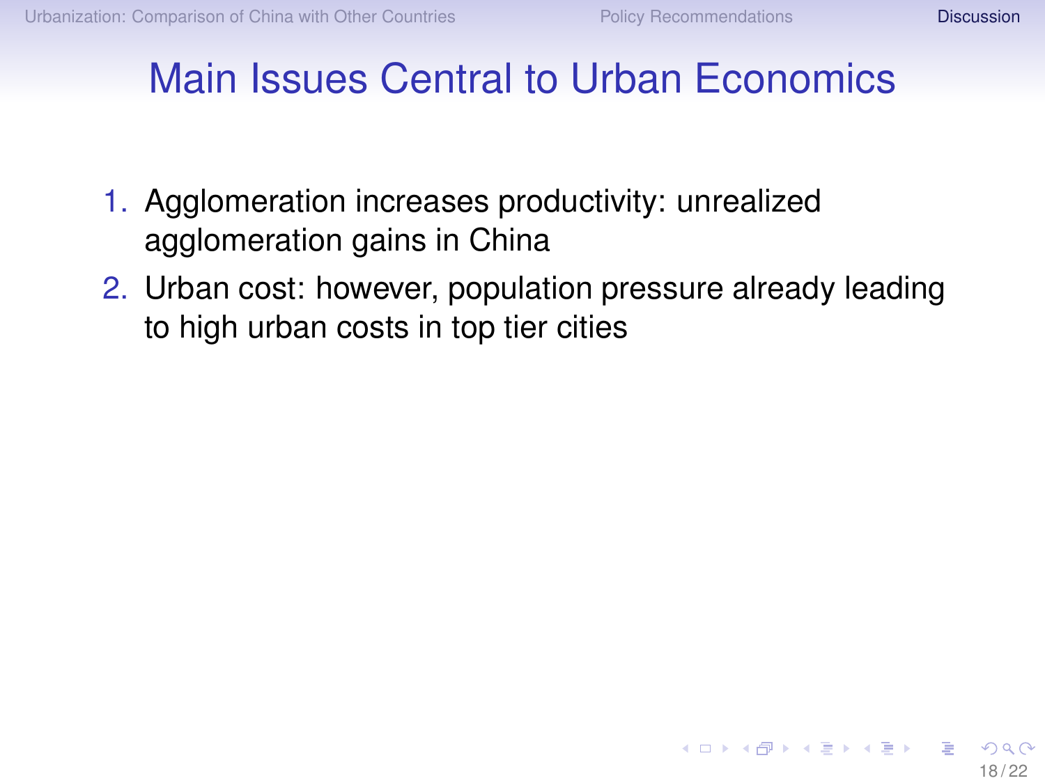# Main Issues Central to Urban Economics

1. Agglomeration increases productivity: unrealized agglomeration gains in China
2. Urban cost: however, population pressure already leading to high urban costs in top tier cities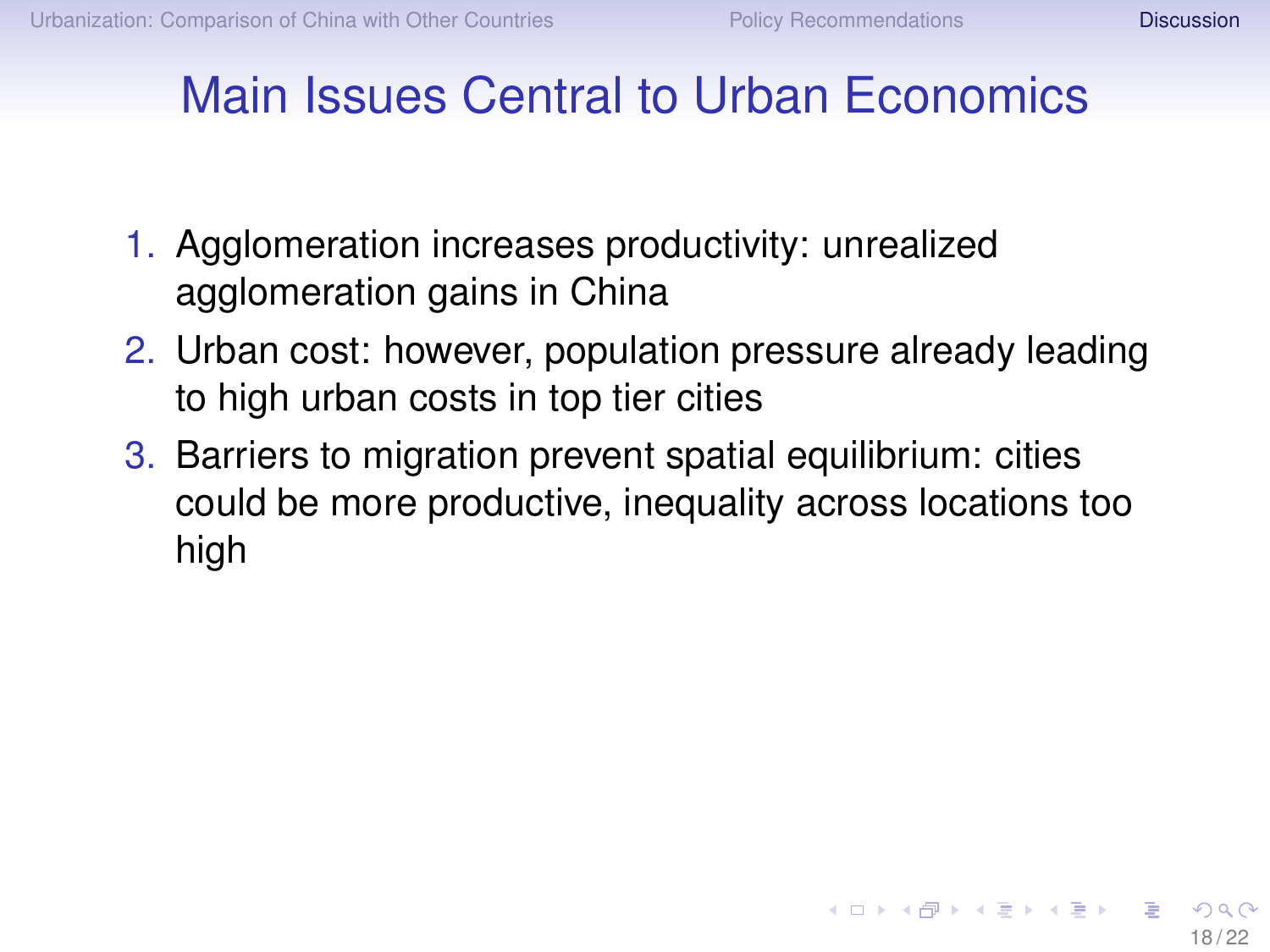# Main Issues Central to Urban Economics

1. Agglomeration increases productivity: unrealized agglomeration gains in China
2. Urban cost: however, population pressure already leading to high urban costs in top tier cities
3. Barriers to migration prevent spatial equilibrium: cities could be more productive, inequality across locations too high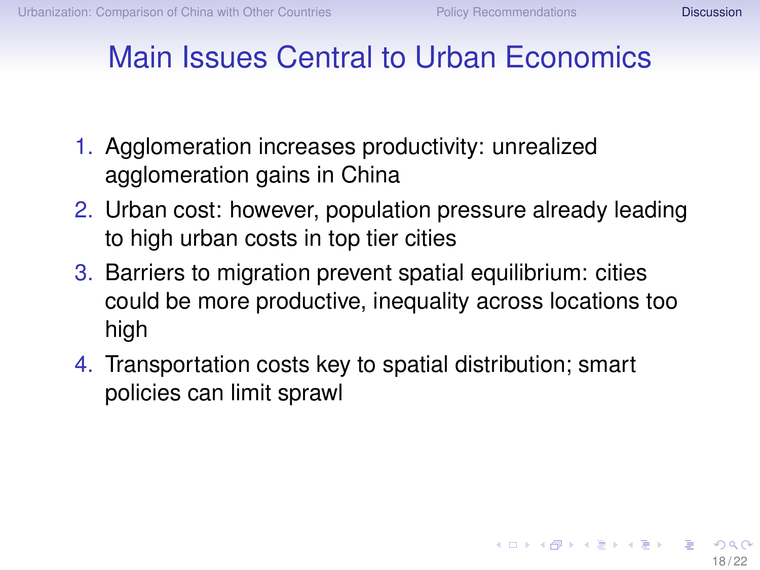# Main Issues Central to Urban Economics

1. Agglomeration increases productivity: unrealized agglomeration gains in China
2. Urban cost: however, population pressure already leading to high urban costs in top tier cities
3. Barriers to migration prevent spatial equilibrium: cities could be more productive, inequality across locations too high
4. Transportation costs key to spatial distribution; smart policies can limit sprawl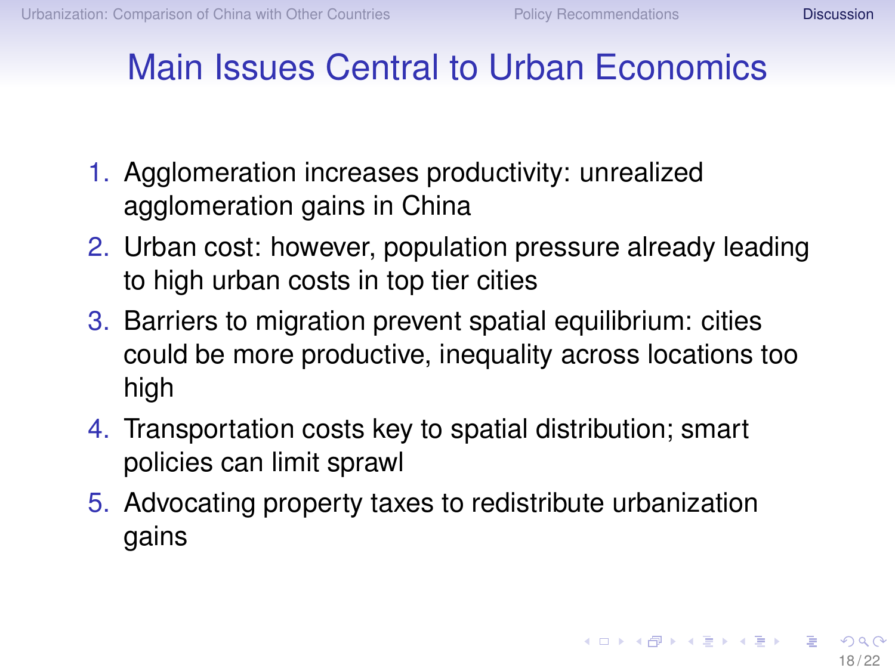# Main Issues Central to Urban Economics

1. Agglomeration increases productivity: unrealized agglomeration gains in China
2. Urban cost: however, population pressure already leading to high urban costs in top tier cities
3. Barriers to migration prevent spatial equilibrium: cities could be more productive, inequality across locations too high
4. Transportation costs key to spatial distribution; smart policies can limit sprawl
5. Advocating property taxes to redistribute urbanization gains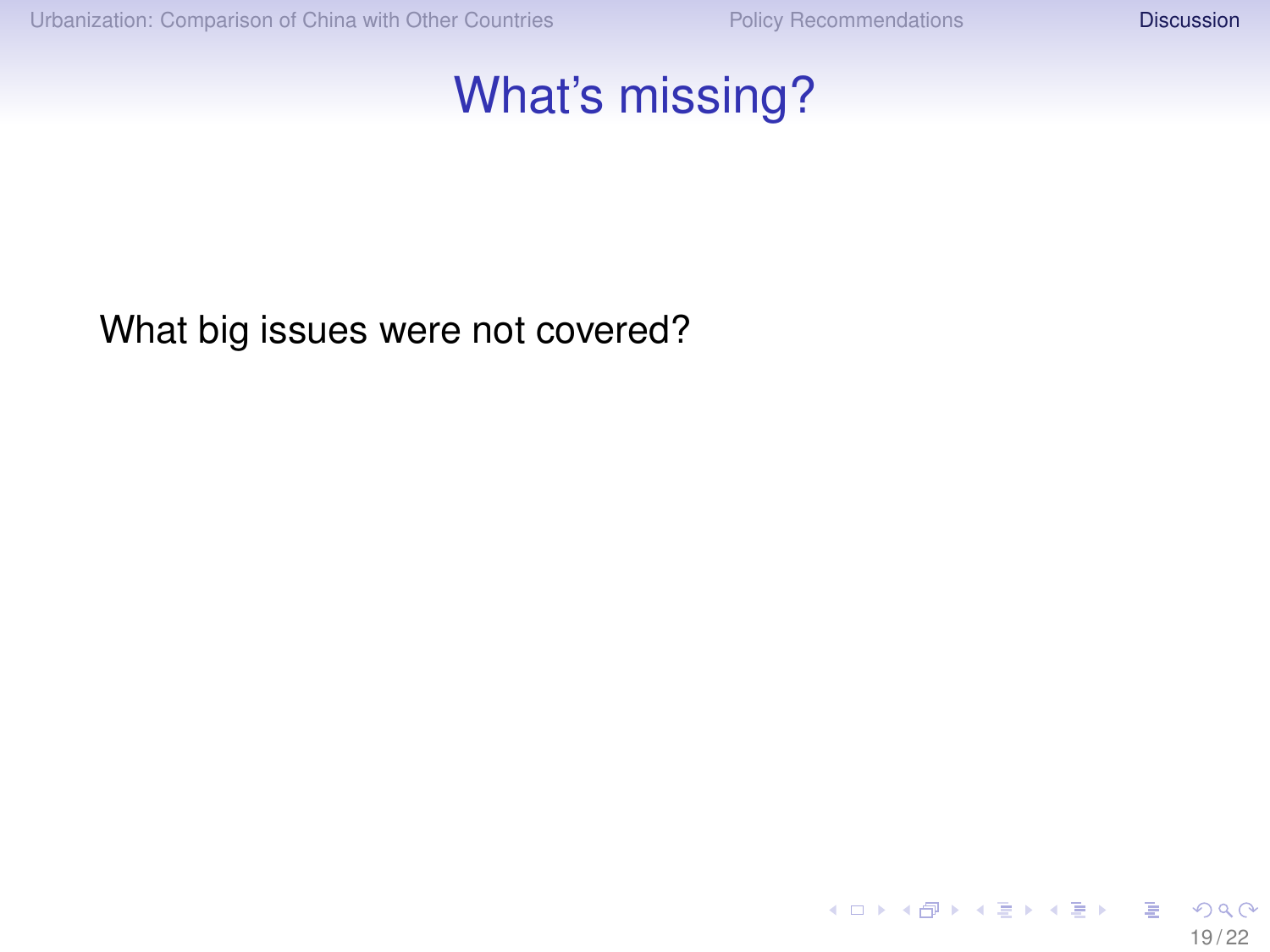# What's missing?

What big issues were not covered?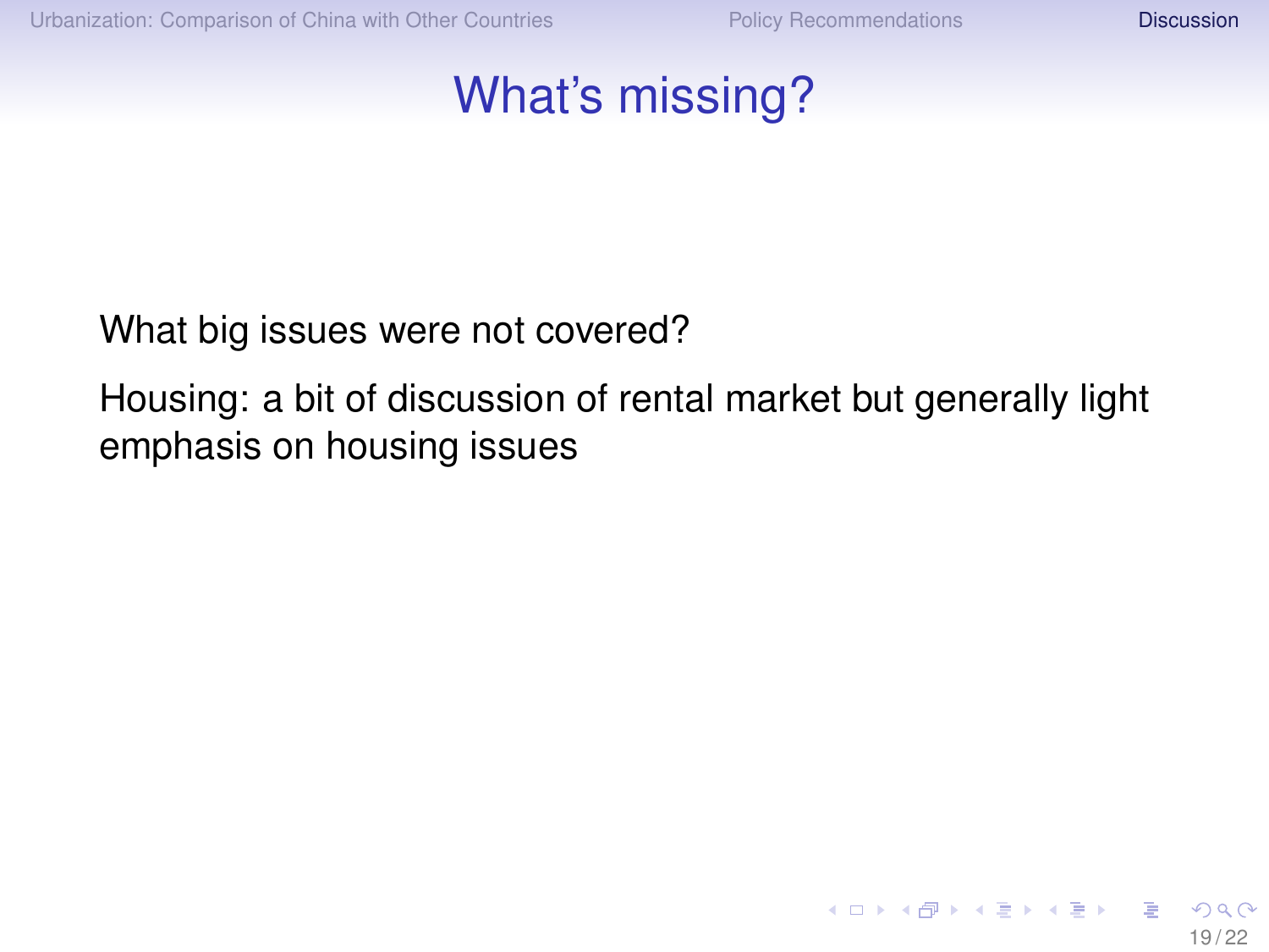# What's missing?

What big issues were not covered?

Housing: a bit of discussion of rental market but generally light emphasis on housing issues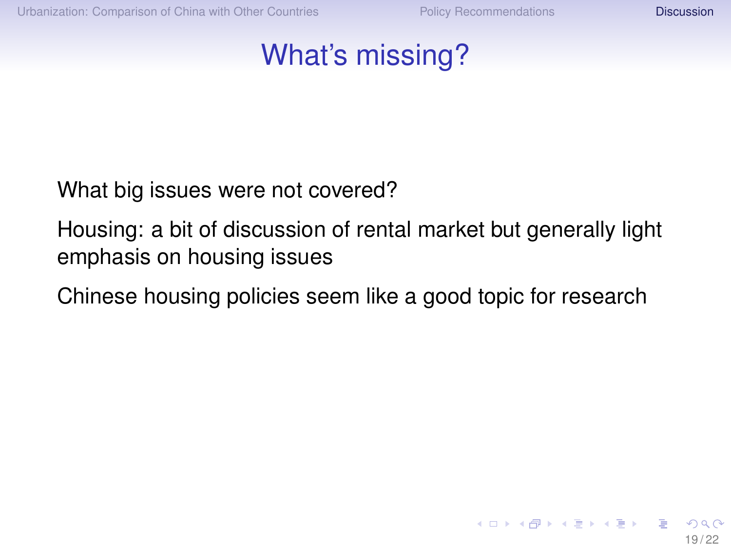# What's missing?

What big issues were not covered?

Housing: a bit of discussion of rental market but generally light emphasis on housing issues

Chinese housing policies seem like a good topic for research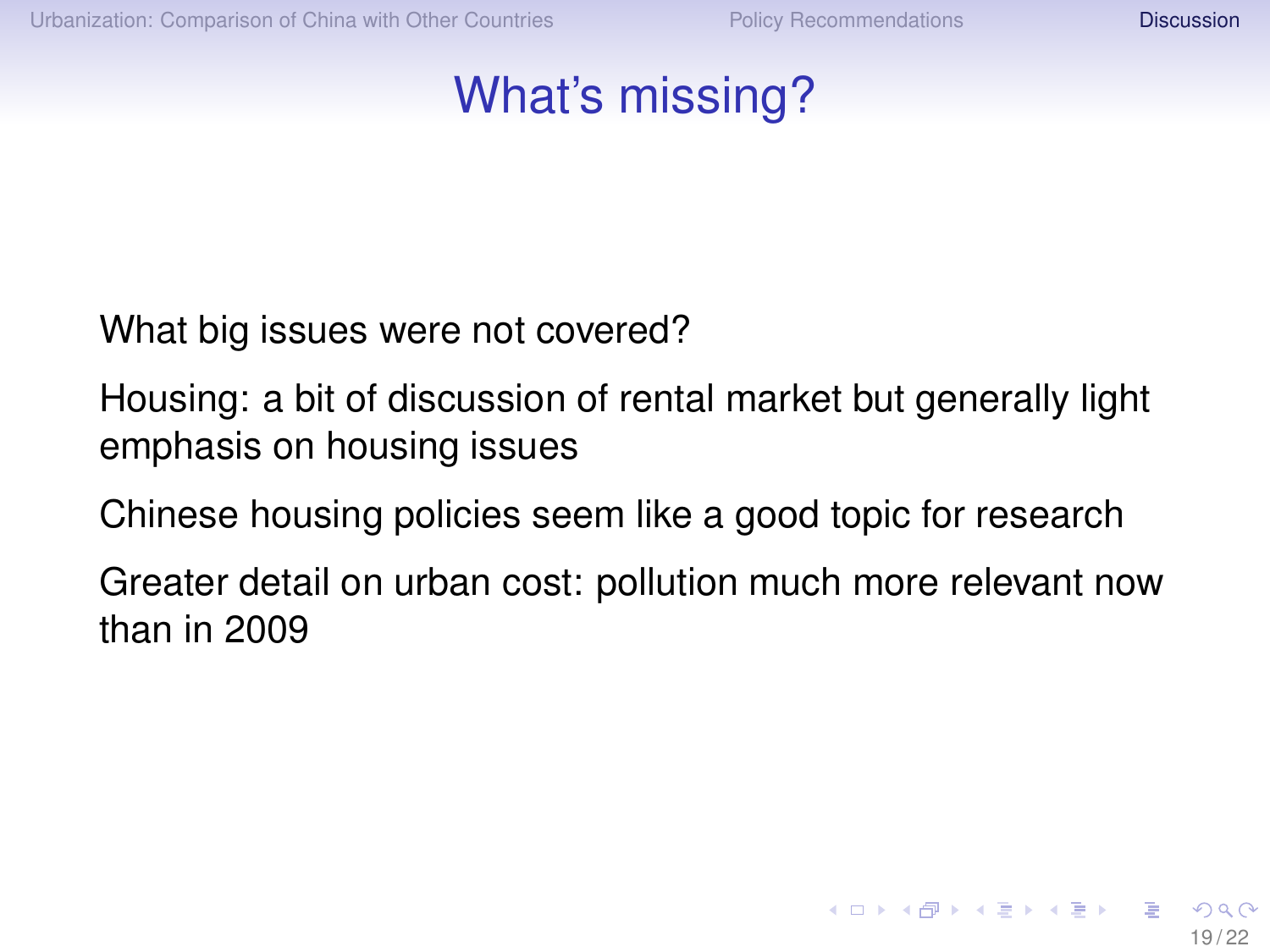# What's missing?

What big issues were not covered?

Housing: a bit of discussion of rental market but generally light emphasis on housing issues

Chinese housing policies seem like a good topic for research

Greater detail on urban cost: pollution much more relevant now than in 2009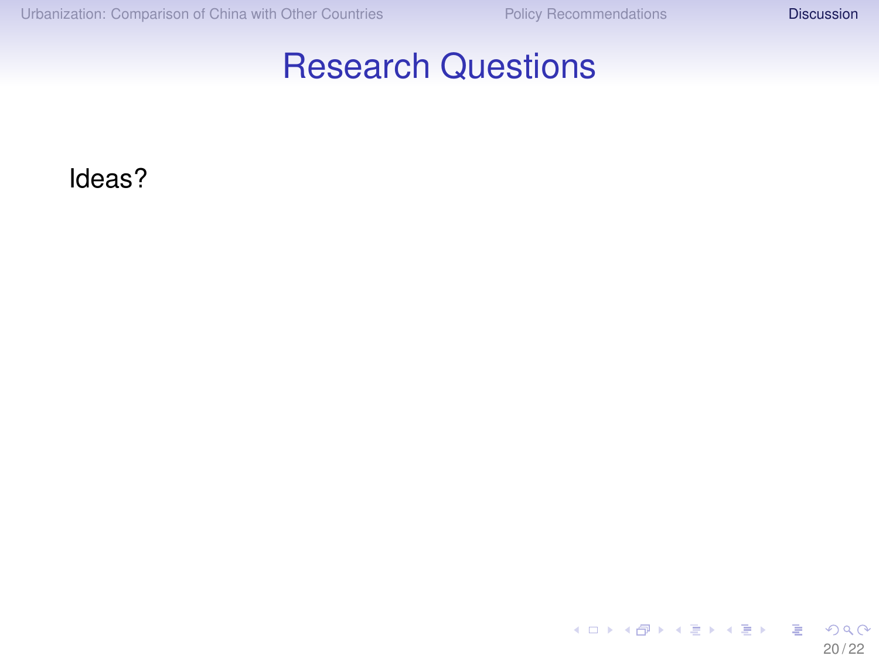# Research Questions

Ideas?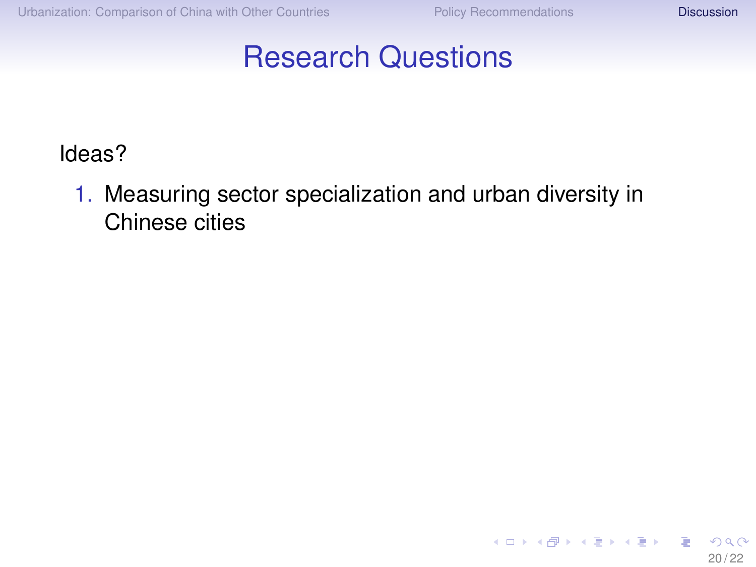# Research Questions

Ideas?

1. Measuring sector specialization and urban diversity in Chinese cities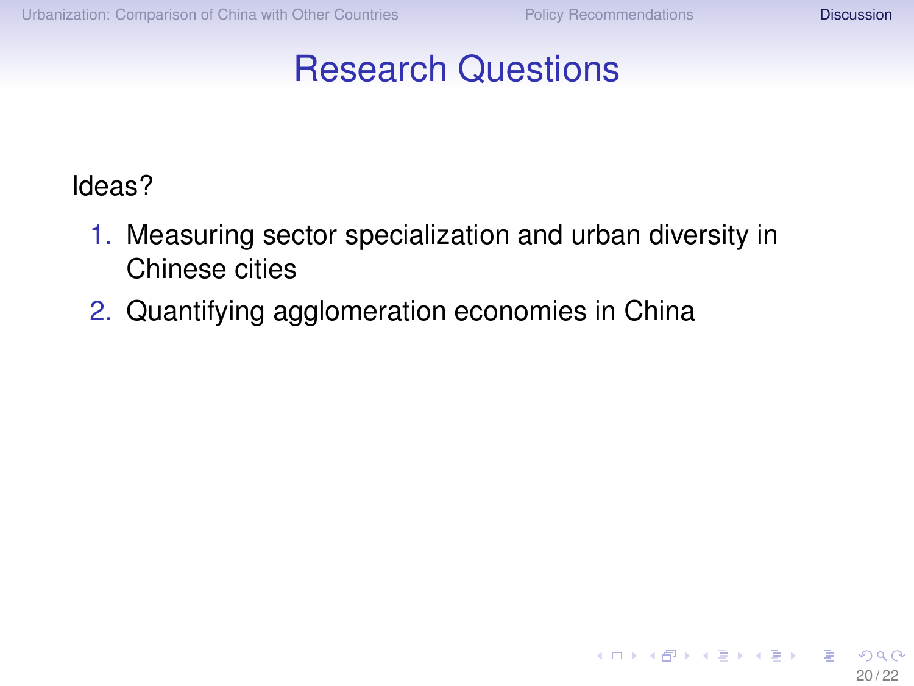# Research Questions

Ideas?

1. Measuring sector specialization and urban diversity in Chinese cities
2. Quantifying agglomeration economies in China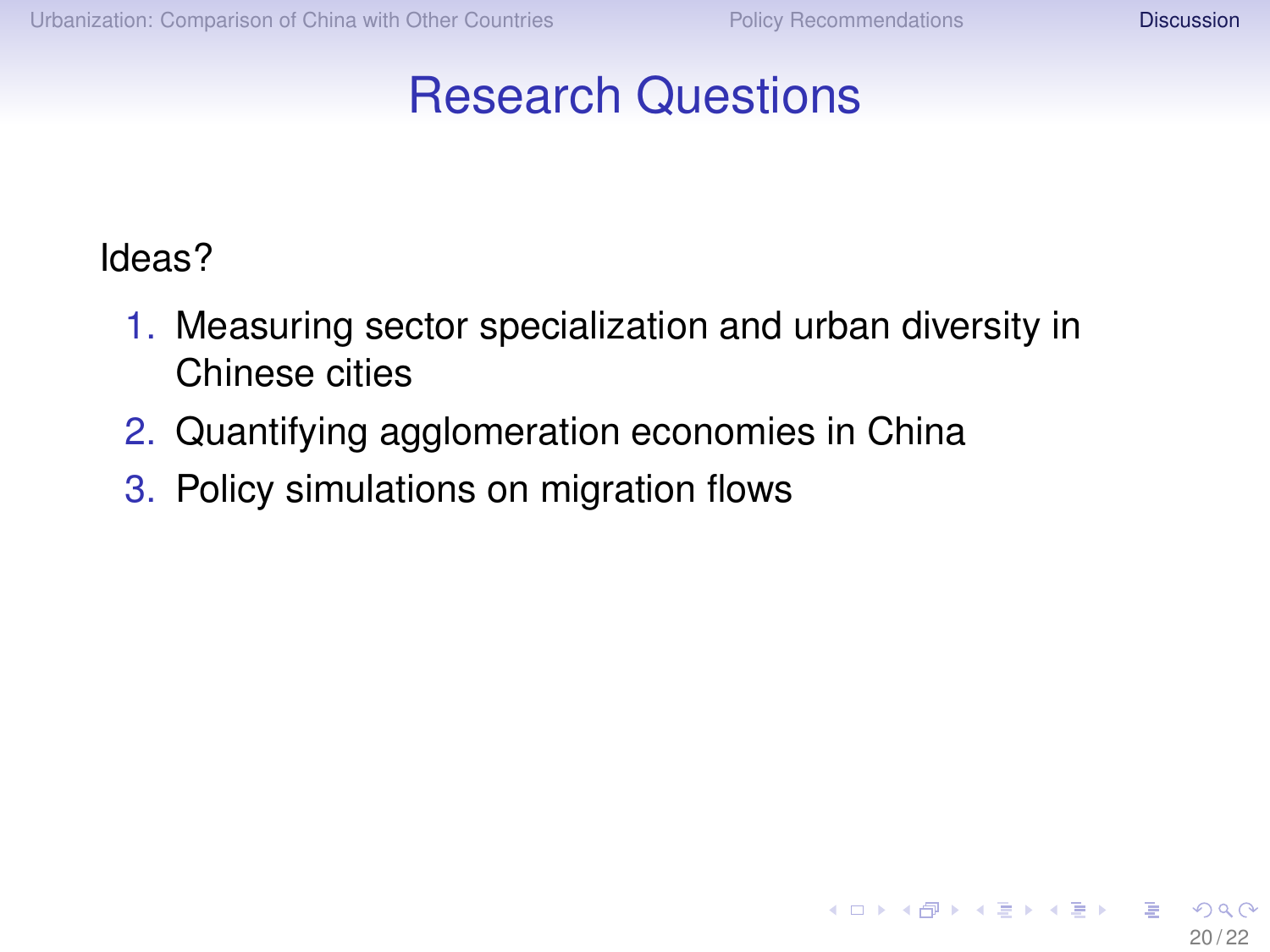# Research Questions

Ideas?

1. Measuring sector specialization and urban diversity in Chinese cities
2. Quantifying agglomeration economies in China
3. Policy simulations on migration flows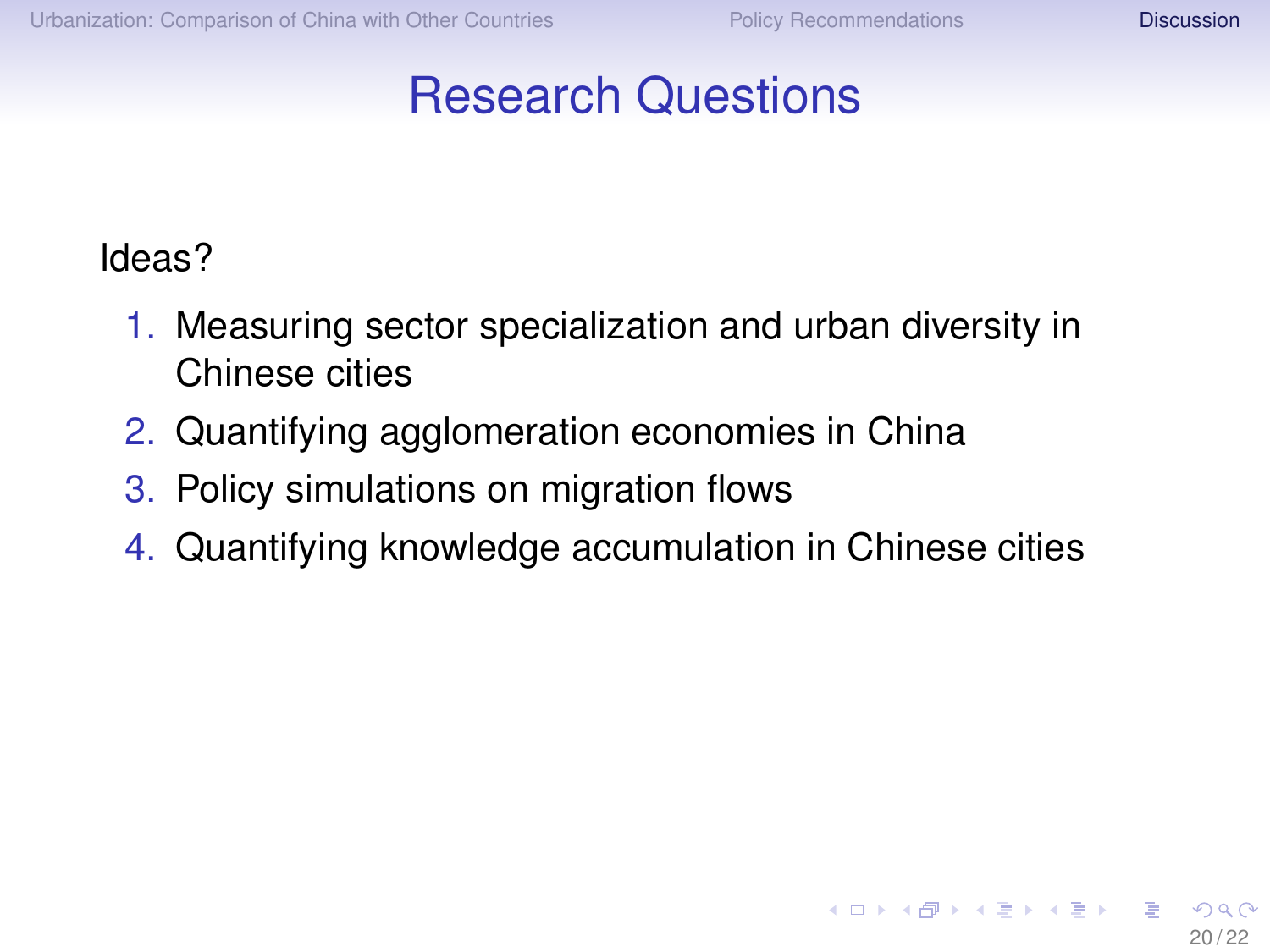# Research Questions

Ideas?

1. Measuring sector specialization and urban diversity in Chinese cities
2. Quantifying agglomeration economies in China
3. Policy simulations on migration flows
4. Quantifying knowledge accumulation in Chinese cities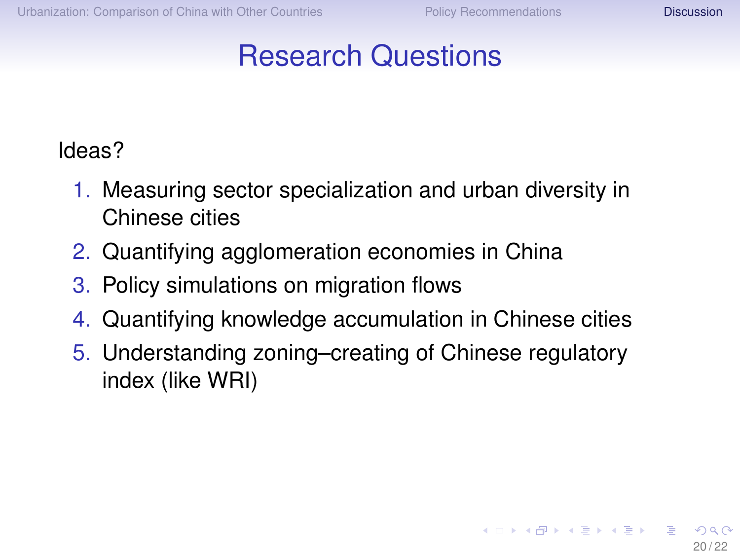# Research Questions

Ideas?

1. Measuring sector specialization and urban diversity in Chinese cities
2. Quantifying agglomeration economies in China
3. Policy simulations on migration flows
4. Quantifying knowledge accumulation in Chinese cities
5. Understanding zoning–creating of Chinese regulatory index (like WRI)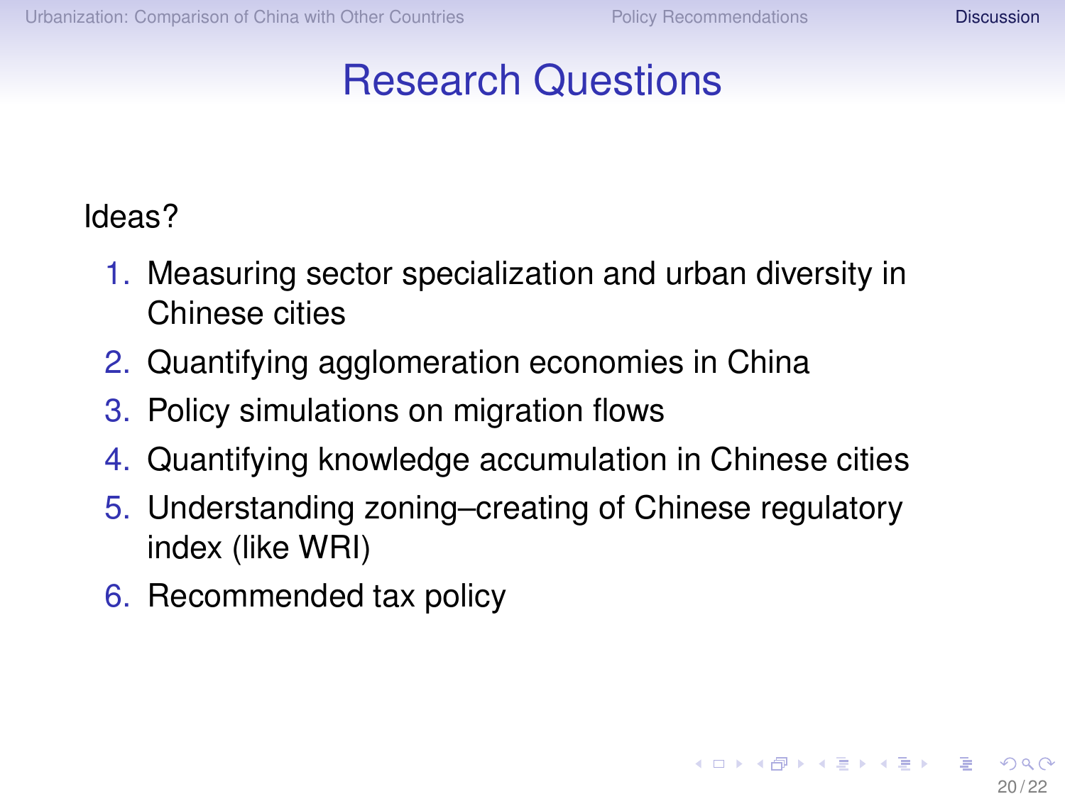# Research Questions

Ideas?

1. Measuring sector specialization and urban diversity in Chinese cities
2. Quantifying agglomeration economies in China
3. Policy simulations on migration flows
4. Quantifying knowledge accumulation in Chinese cities
5. Understanding zoning–creating of Chinese regulatory index (like WRI)
6. Recommended tax policy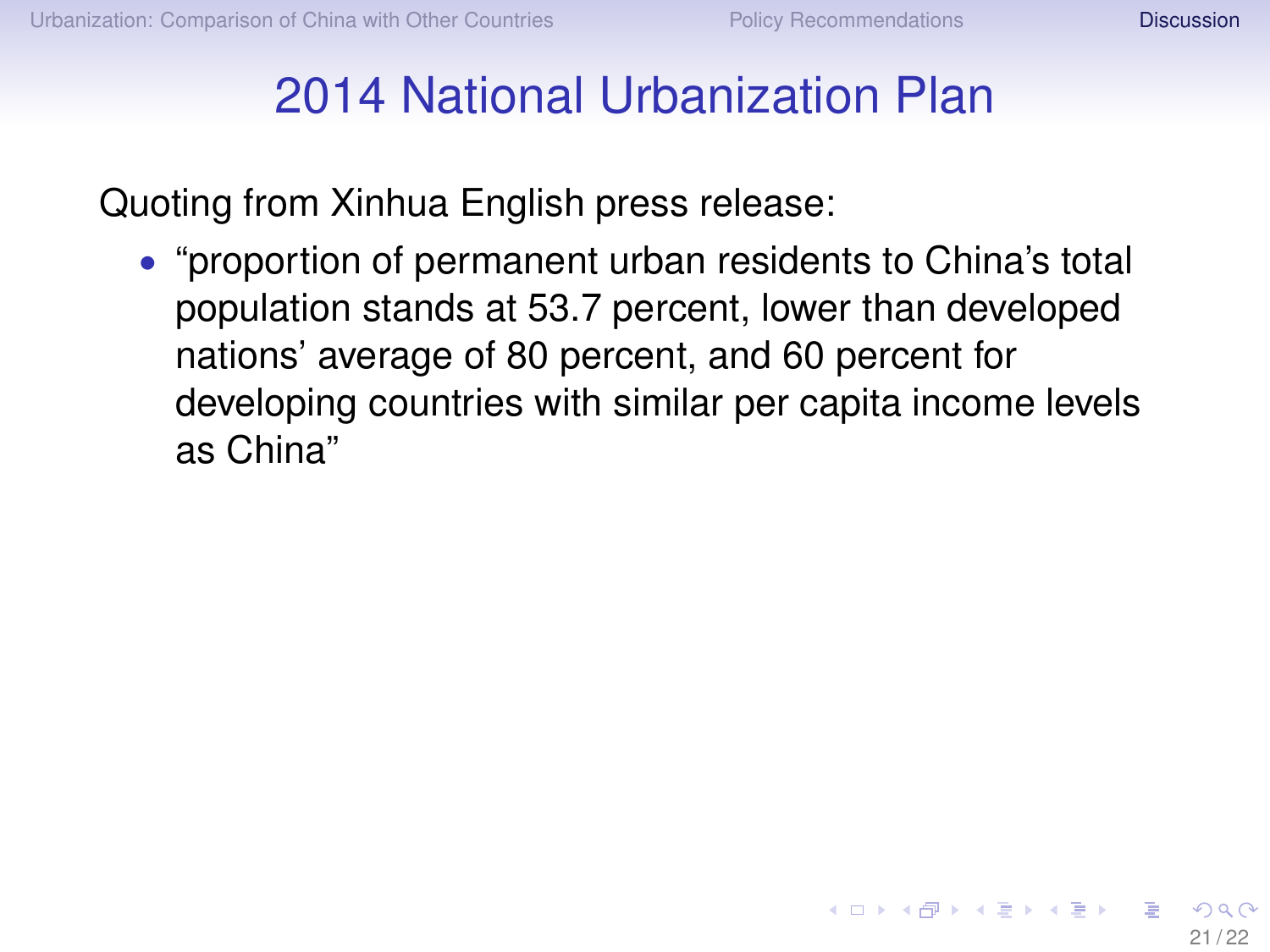# 2014 National Urbanization Plan

Quoting from Xinhua English press release:

- “proportion of permanent urban residents to China’s total population stands at 53.7 percent, lower than developed nations’ average of 80 percent, and 60 percent for developing countries with similar per capita income levels as China”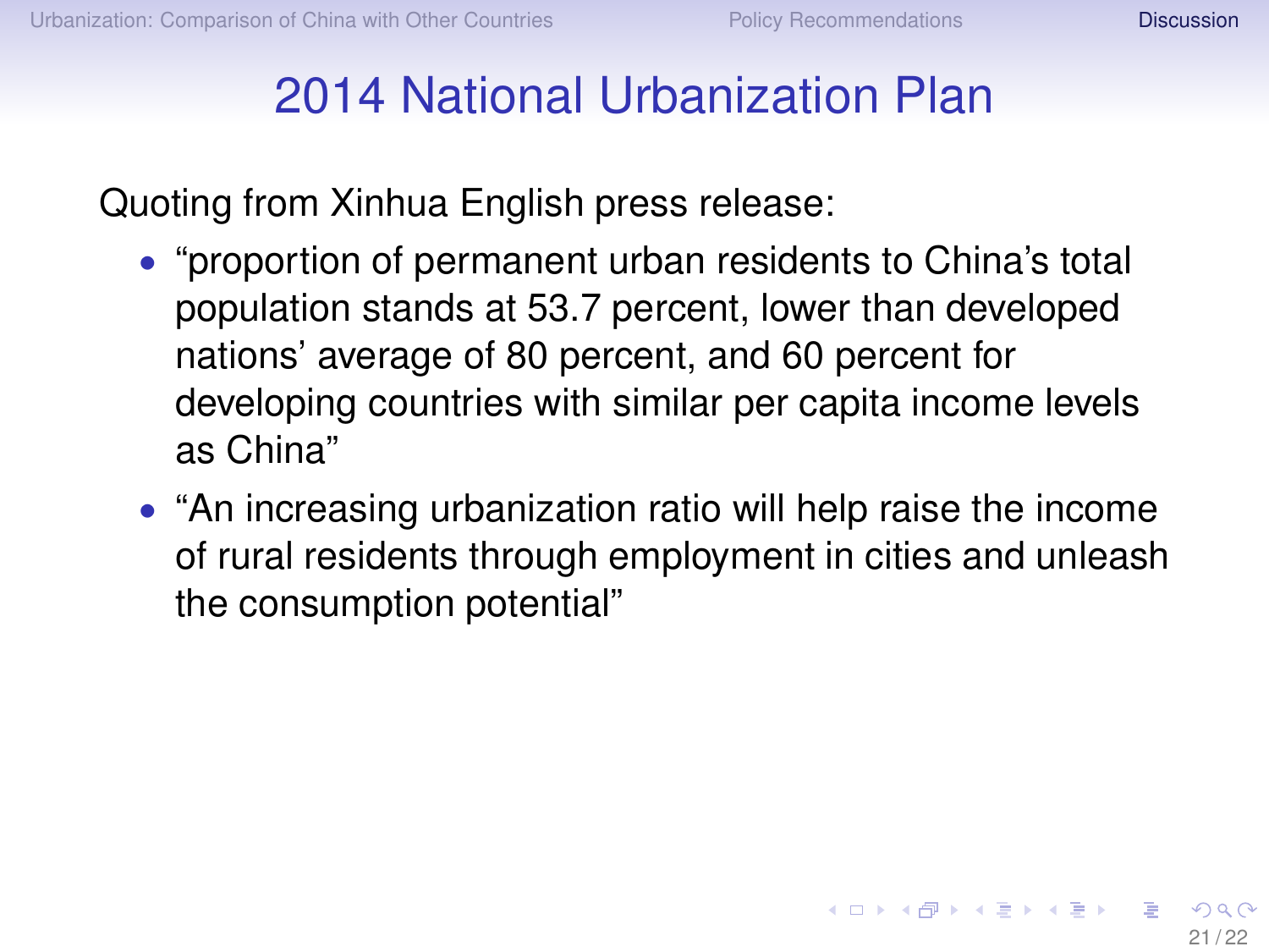# 2014 National Urbanization Plan

Quoting from Xinhua English press release:

- "proportion of permanent urban residents to China's total population stands at 53.7 percent, lower than developed nations' average of 80 percent, and 60 percent for developing countries with similar per capita income levels as China"
- "An increasing urbanization ratio will help raise the income of rural residents through employment in cities and unleash the consumption potential"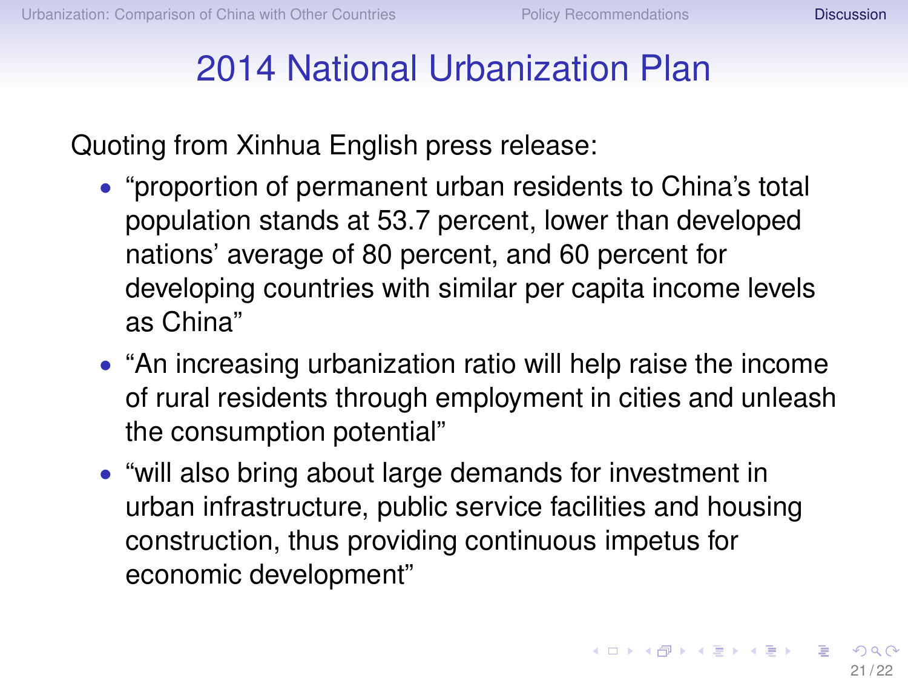# 2014 National Urbanization Plan

Quoting from Xinhua English press release:

- "proportion of permanent urban residents to China's total population stands at 53.7 percent, lower than developed nations' average of 80 percent, and 60 percent for developing countries with similar per capita income levels as China"
- "An increasing urbanization ratio will help raise the income of rural residents through employment in cities and unleash the consumption potential"
- "will also bring about large demands for investment in urban infrastructure, public service facilities and housing construction, thus providing continuous impetus for economic development"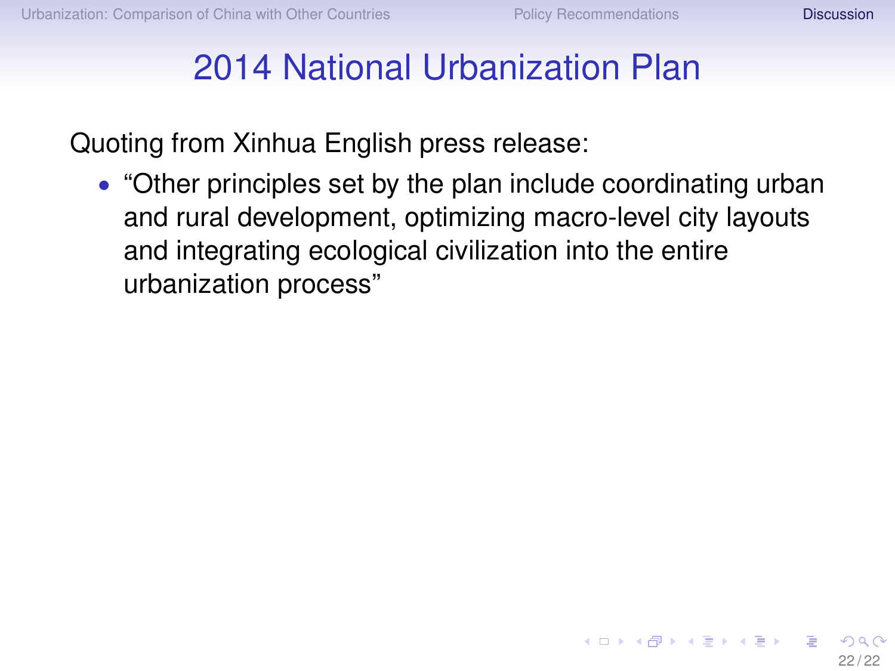# 2014 National Urbanization Plan

Quoting from Xinhua English press release:

- "Other principles set by the plan include coordinating urban and rural development, optimizing macro-level city layouts and integrating ecological civilization into the entire urbanization process"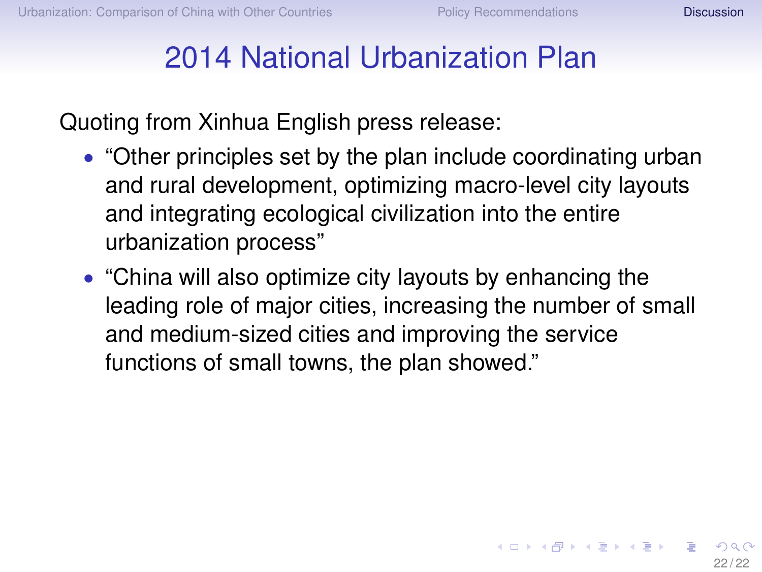# 2014 National Urbanization Plan

Quoting from Xinhua English press release:

- "Other principles set by the plan include coordinating urban and rural development, optimizing macro-level city layouts and integrating ecological civilization into the entire urbanization process"
- "China will also optimize city layouts by enhancing the leading role of major cities, increasing the number of small and medium-sized cities and improving the service functions of small towns, the plan showed."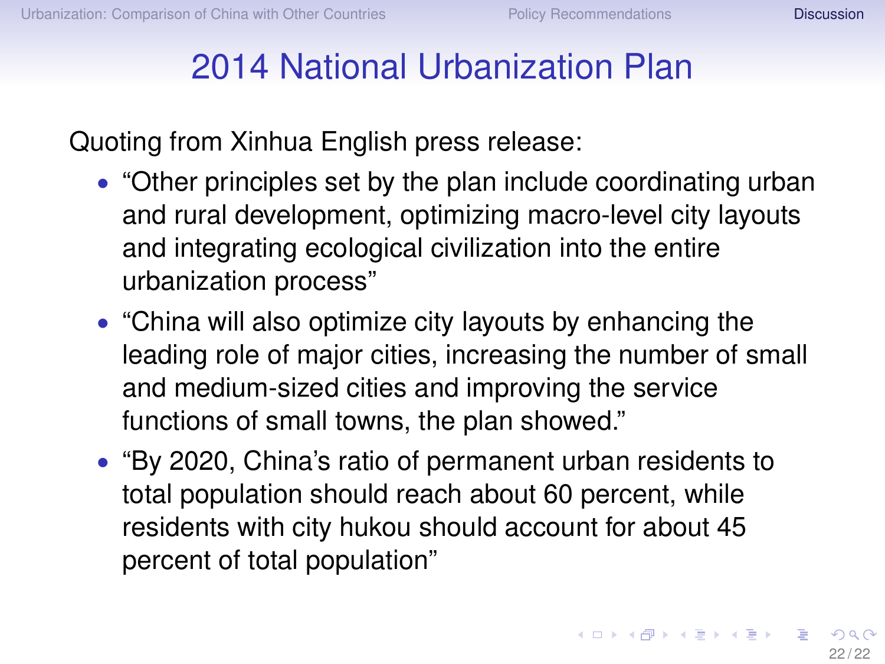# 2014 National Urbanization Plan

Quoting from Xinhua English press release:

- "Other principles set by the plan include coordinating urban and rural development, optimizing macro-level city layouts and integrating ecological civilization into the entire urbanization process"
- "China will also optimize city layouts by enhancing the leading role of major cities, increasing the number of small and medium-sized cities and improving the service functions of small towns, the plan showed."
- "By 2020, China's ratio of permanent urban residents to total population should reach about 60 percent, while residents with city hukou should account for about 45 percent of total population"